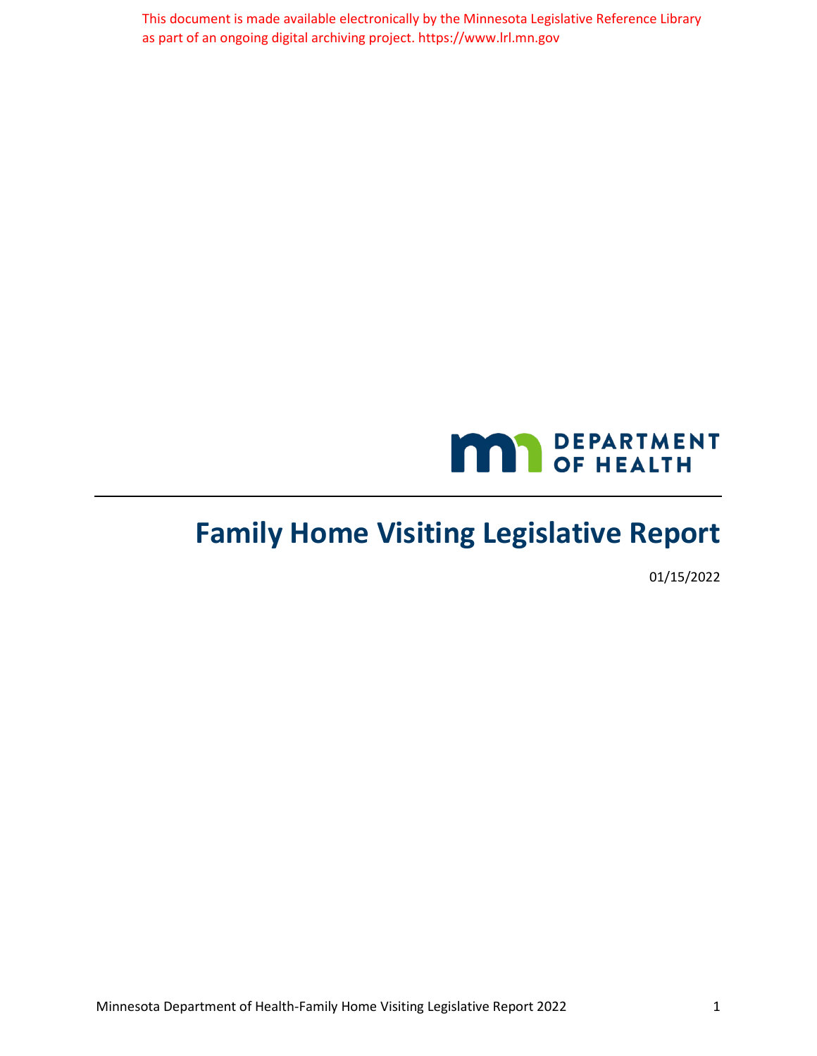This document is made available electronically by the Minnesota Legislative Reference Library as part of an ongoing digital archiving project. https://www.lrl.mn.gov

DEPARTMENT OF HEALTH

# Family Home Visiting Legislative Report

01/15/2022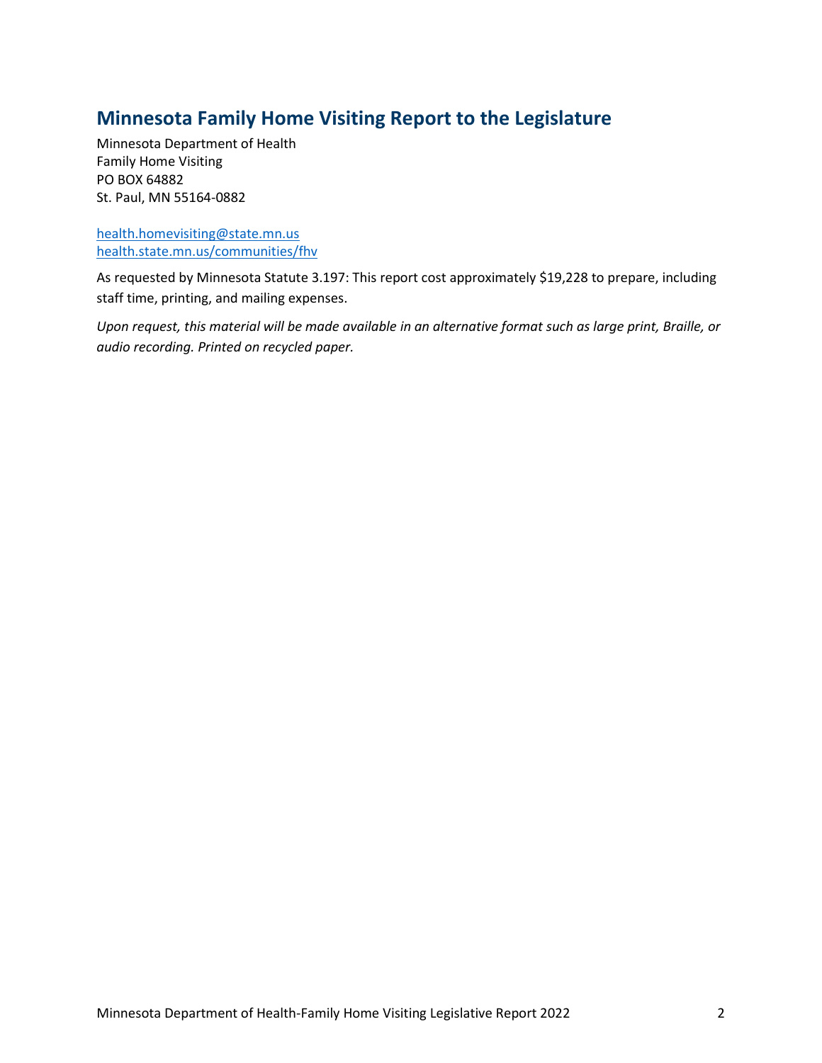## Minnesota Family Home Visiting Report to the Legislature

Minnesota Department of Health
Family Home Visiting
PO BOX 64882
St. Paul, MN 55164-0882

health.homevisiting@state.mn.us
health.state.mn.us/communities/fhv

As requested by Minnesota Statute 3.197: This report cost approximately $19,228 to prepare, including staff time, printing, and mailing expenses.

*Upon request, this material will be made available in an alternative format such as large print, Braille, or audio recording. Printed on recycled paper.*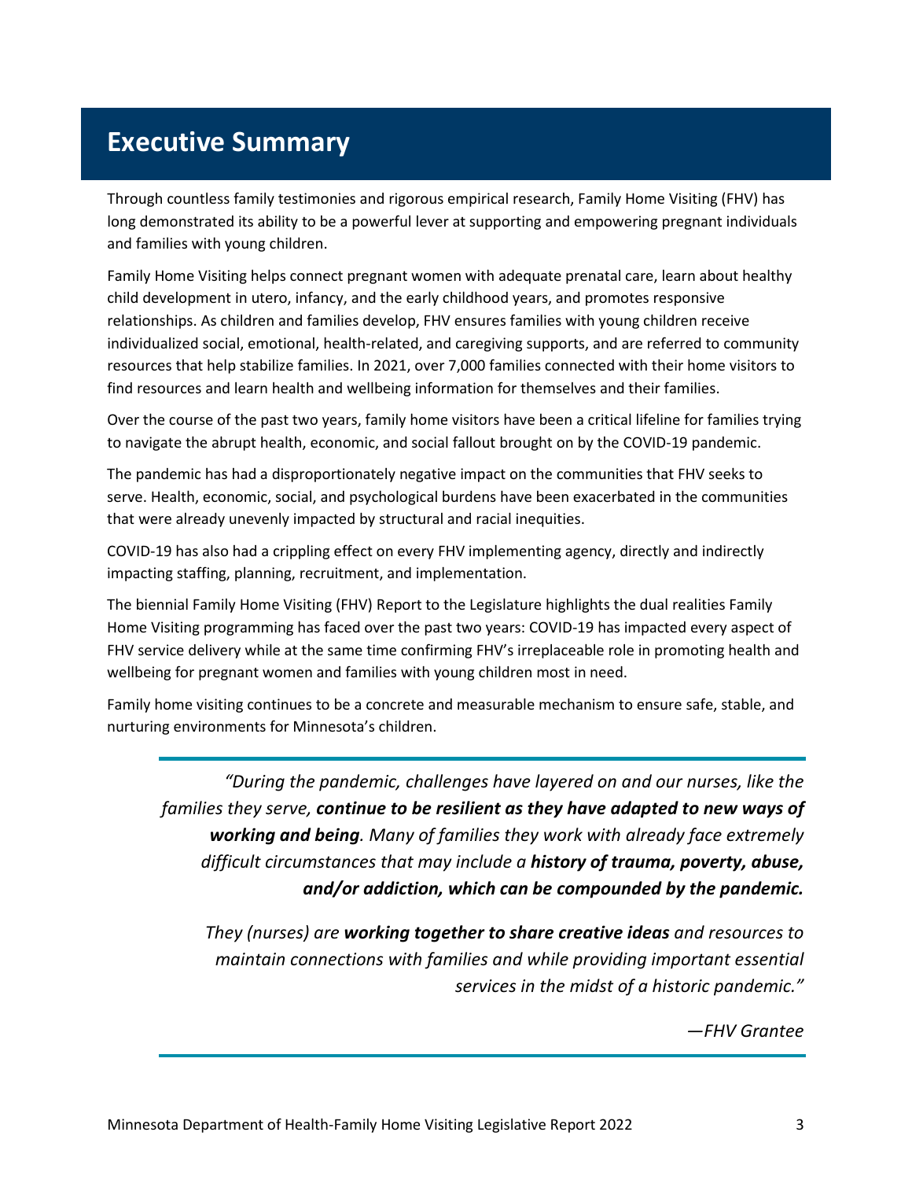# Executive Summary

Through countless family testimonies and rigorous empirical research, Family Home Visiting (FHV) has long demonstrated its ability to be a powerful lever at supporting and empowering pregnant individuals and families with young children.

Family Home Visiting helps connect pregnant women with adequate prenatal care, learn about healthy child development in utero, infancy, and the early childhood years, and promotes responsive relationships. As children and families develop, FHV ensures families with young children receive individualized social, emotional, health-related, and caregiving supports, and are referred to community resources that help stabilize families. In 2021, over 7,000 families connected with their home visitors to find resources and learn health and wellbeing information for themselves and their families.

Over the course of the past two years, family home visitors have been a critical lifeline for families trying to navigate the abrupt health, economic, and social fallout brought on by the COVID-19 pandemic.

The pandemic has had a disproportionately negative impact on the communities that FHV seeks to serve. Health, economic, social, and psychological burdens have been exacerbated in the communities that were already unevenly impacted by structural and racial inequities.

COVID-19 has also had a crippling effect on every FHV implementing agency, directly and indirectly impacting staffing, planning, recruitment, and implementation.

The biennial Family Home Visiting (FHV) Report to the Legislature highlights the dual realities Family Home Visiting programming has faced over the past two years: COVID-19 has impacted every aspect of FHV service delivery while at the same time confirming FHV's irreplaceable role in promoting health and wellbeing for pregnant women and families with young children most in need.

Family home visiting continues to be a concrete and measurable mechanism to ensure safe, stable, and nurturing environments for Minnesota's children.

> *"During the pandemic, challenges have layered on and our nurses, like the families they serve, **continue to be resilient as they have adapted to new ways of working and being**. Many of families they work with already face extremely difficult circumstances that may include a **history of trauma, poverty, abuse, and/or addiction, which can be compounded by the pandemic.***
>
> *They (nurses) are **working together to share creative ideas** and resources to maintain connections with families and while providing important essential services in the midst of a historic pandemic."*
>
> *—FHV Grantee*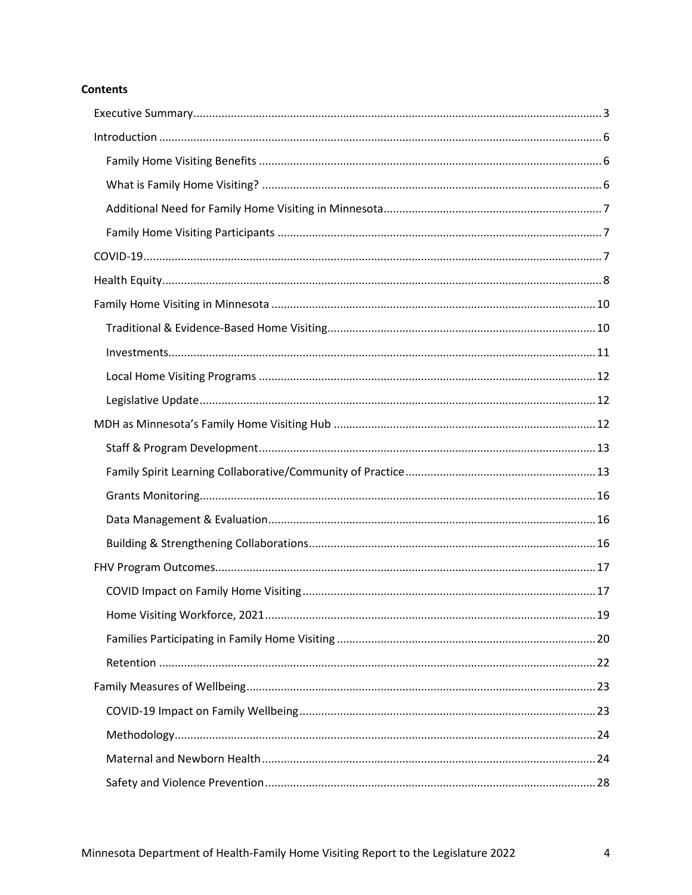**Contents**

- Executive Summary ... 3
- Introduction ... 6
  - Family Home Visiting Benefits ... 6
  - What is Family Home Visiting? ... 6
  - Additional Need for Family Home Visiting in Minnesota ... 7
  - Family Home Visiting Participants ... 7
- COVID-19 ... 7
- Health Equity ... 8
- Family Home Visiting in Minnesota ... 10
  - Traditional & Evidence-Based Home Visiting ... 10
  - Investments ... 11
  - Local Home Visiting Programs ... 12
  - Legislative Update ... 12
- MDH as Minnesota's Family Home Visiting Hub ... 12
  - Staff & Program Development ... 13
  - Family Spirit Learning Collaborative/Community of Practice ... 13
  - Grants Monitoring ... 16
  - Data Management & Evaluation ... 16
  - Building & Strengthening Collaborations ... 16
- FHV Program Outcomes ... 17
  - COVID Impact on Family Home Visiting ... 17
  - Home Visiting Workforce, 2021 ... 19
  - Families Participating in Family Home Visiting ... 20
  - Retention ... 22
- Family Measures of Wellbeing ... 23
  - COVID-19 Impact on Family Wellbeing ... 23
  - Methodology ... 24
  - Maternal and Newborn Health ... 24
  - Safety and Violence Prevention ... 28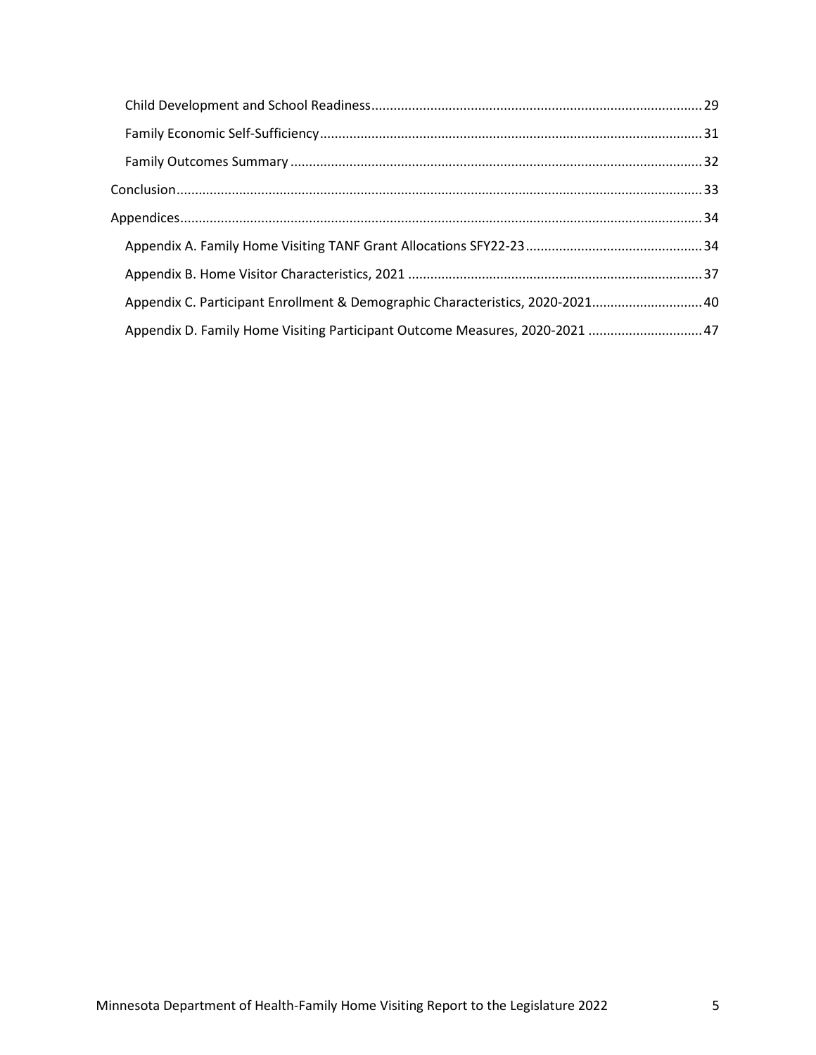- Child Development and School Readiness........29
- Family Economic Self-Sufficiency........31
- Family Outcomes Summary........32

Conclusion........33

Appendices........34

- Appendix A. Family Home Visiting TANF Grant Allocations SFY22-23........34
- Appendix B. Home Visitor Characteristics, 2021........37
- Appendix C. Participant Enrollment & Demographic Characteristics, 2020-2021........40
- Appendix D. Family Home Visiting Participant Outcome Measures, 2020-2021........47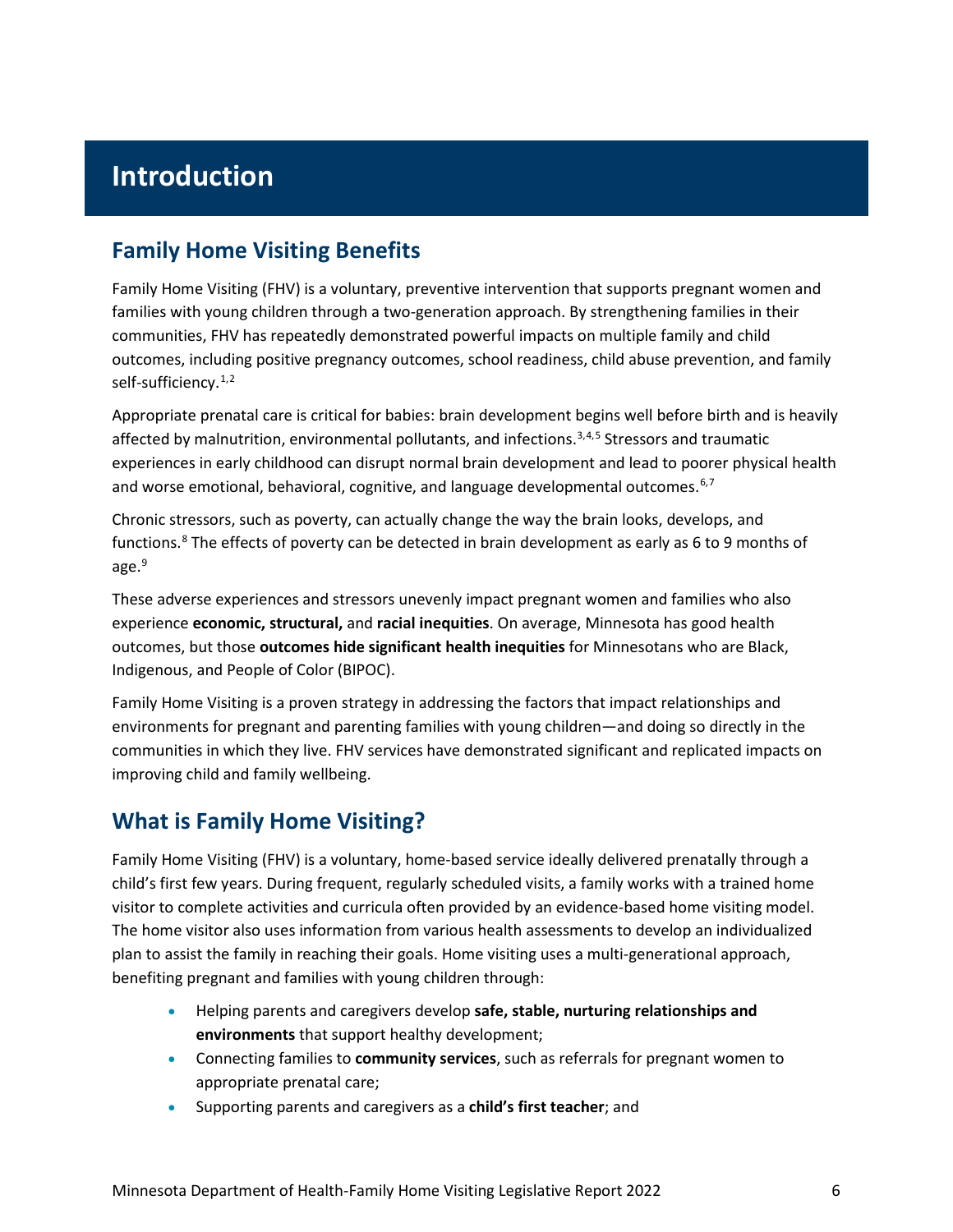# Introduction

## Family Home Visiting Benefits

Family Home Visiting (FHV) is a voluntary, preventive intervention that supports pregnant women and families with young children through a two-generation approach. By strengthening families in their communities, FHV has repeatedly demonstrated powerful impacts on multiple family and child outcomes, including positive pregnancy outcomes, school readiness, child abuse prevention, and family self-sufficiency.[1,2]

Appropriate prenatal care is critical for babies: brain development begins well before birth and is heavily affected by malnutrition, environmental pollutants, and infections.[3,4,5] Stressors and traumatic experiences in early childhood can disrupt normal brain development and lead to poorer physical health and worse emotional, behavioral, cognitive, and language developmental outcomes.[6,7]

Chronic stressors, such as poverty, can actually change the way the brain looks, develops, and functions.[8] The effects of poverty can be detected in brain development as early as 6 to 9 months of age.[9]

These adverse experiences and stressors unevenly impact pregnant women and families who also experience **economic, structural,** and **racial inequities**. On average, Minnesota has good health outcomes, but those **outcomes hide significant health inequities** for Minnesotans who are Black, Indigenous, and People of Color (BIPOC).

Family Home Visiting is a proven strategy in addressing the factors that impact relationships and environments for pregnant and parenting families with young children—and doing so directly in the communities in which they live. FHV services have demonstrated significant and replicated impacts on improving child and family wellbeing.

## What is Family Home Visiting?

Family Home Visiting (FHV) is a voluntary, home-based service ideally delivered prenatally through a child's first few years. During frequent, regularly scheduled visits, a family works with a trained home visitor to complete activities and curricula often provided by an evidence-based home visiting model. The home visitor also uses information from various health assessments to develop an individualized plan to assist the family in reaching their goals. Home visiting uses a multi-generational approach, benefiting pregnant and families with young children through:

- Helping parents and caregivers develop **safe, stable, nurturing relationships and environments** that support healthy development;
- Connecting families to **community services**, such as referrals for pregnant women to appropriate prenatal care;
- Supporting parents and caregivers as a **child's first teacher**; and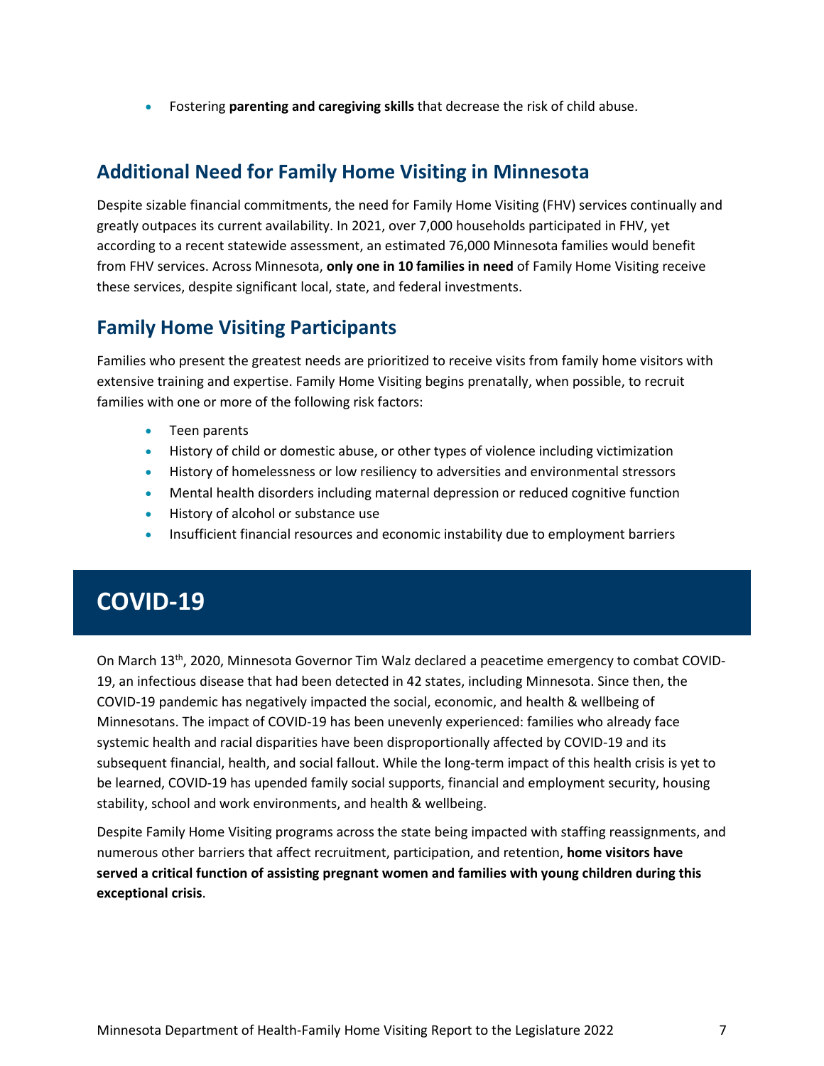- Fostering **parenting and caregiving skills** that decrease the risk of child abuse.

## Additional Need for Family Home Visiting in Minnesota

Despite sizable financial commitments, the need for Family Home Visiting (FHV) services continually and greatly outpaces its current availability. In 2021, over 7,000 households participated in FHV, yet according to a recent statewide assessment, an estimated 76,000 Minnesota families would benefit from FHV services. Across Minnesota, **only one in 10 families in need** of Family Home Visiting receive these services, despite significant local, state, and federal investments.

## Family Home Visiting Participants

Families who present the greatest needs are prioritized to receive visits from family home visitors with extensive training and expertise. Family Home Visiting begins prenatally, when possible, to recruit families with one or more of the following risk factors:

- Teen parents
- History of child or domestic abuse, or other types of violence including victimization
- History of homelessness or low resiliency to adversities and environmental stressors
- Mental health disorders including maternal depression or reduced cognitive function
- History of alcohol or substance use
- Insufficient financial resources and economic instability due to employment barriers

# COVID-19

On March 13th, 2020, Minnesota Governor Tim Walz declared a peacetime emergency to combat COVID-19, an infectious disease that had been detected in 42 states, including Minnesota. Since then, the COVID-19 pandemic has negatively impacted the social, economic, and health & wellbeing of Minnesotans. The impact of COVID-19 has been unevenly experienced: families who already face systemic health and racial disparities have been disproportionally affected by COVID-19 and its subsequent financial, health, and social fallout. While the long-term impact of this health crisis is yet to be learned, COVID-19 has upended family social supports, financial and employment security, housing stability, school and work environments, and health & wellbeing.

Despite Family Home Visiting programs across the state being impacted with staffing reassignments, and numerous other barriers that affect recruitment, participation, and retention, **home visitors have served a critical function of assisting pregnant women and families with young children during this exceptional crisis**.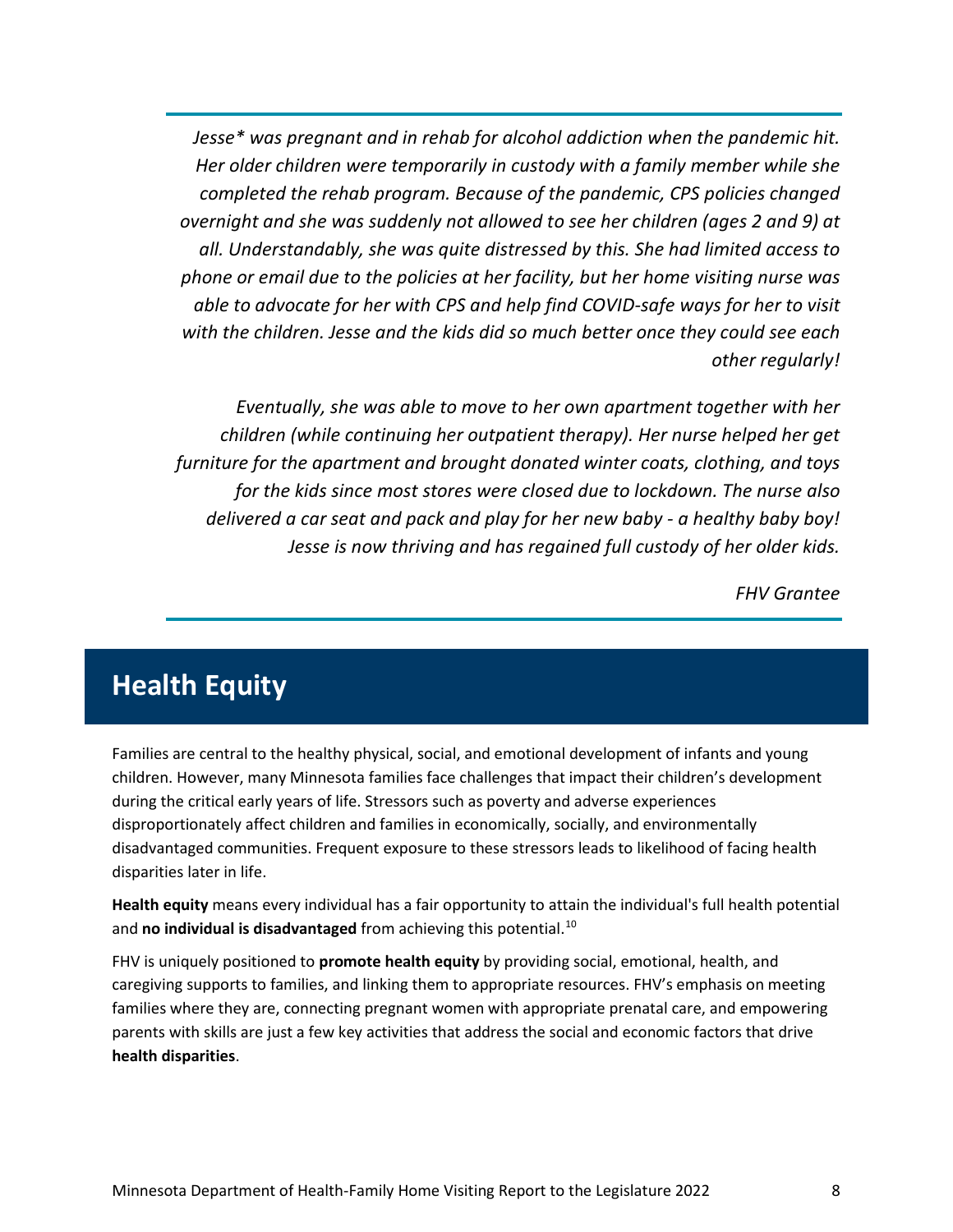*Jesse* was pregnant and in rehab for alcohol addiction when the pandemic hit. Her older children were temporarily in custody with a family member while she completed the rehab program. Because of the pandemic, CPS policies changed overnight and she was suddenly not allowed to see her children (ages 2 and 9) at all. Understandably, she was quite distressed by this. She had limited access to phone or email due to the policies at her facility, but her home visiting nurse was able to advocate for her with CPS and help find COVID-safe ways for her to visit with the children. Jesse and the kids did so much better once they could see each other regularly!*

*Eventually, she was able to move to her own apartment together with her children (while continuing her outpatient therapy). Her nurse helped her get furniture for the apartment and brought donated winter coats, clothing, and toys for the kids since most stores were closed due to lockdown. The nurse also delivered a car seat and pack and play for her new baby - a healthy baby boy! Jesse is now thriving and has regained full custody of her older kids.*

*FHV Grantee*

## Health Equity

Families are central to the healthy physical, social, and emotional development of infants and young children. However, many Minnesota families face challenges that impact their children's development during the critical early years of life. Stressors such as poverty and adverse experiences disproportionately affect children and families in economically, socially, and environmentally disadvantaged communities. Frequent exposure to these stressors leads to likelihood of facing health disparities later in life.

**Health equity** means every individual has a fair opportunity to attain the individual's full health potential and **no individual is disadvantaged** from achieving this potential.[10]

FHV is uniquely positioned to **promote health equity** by providing social, emotional, health, and caregiving supports to families, and linking them to appropriate resources. FHV's emphasis on meeting families where they are, connecting pregnant women with appropriate prenatal care, and empowering parents with skills are just a few key activities that address the social and economic factors that drive **health disparities**.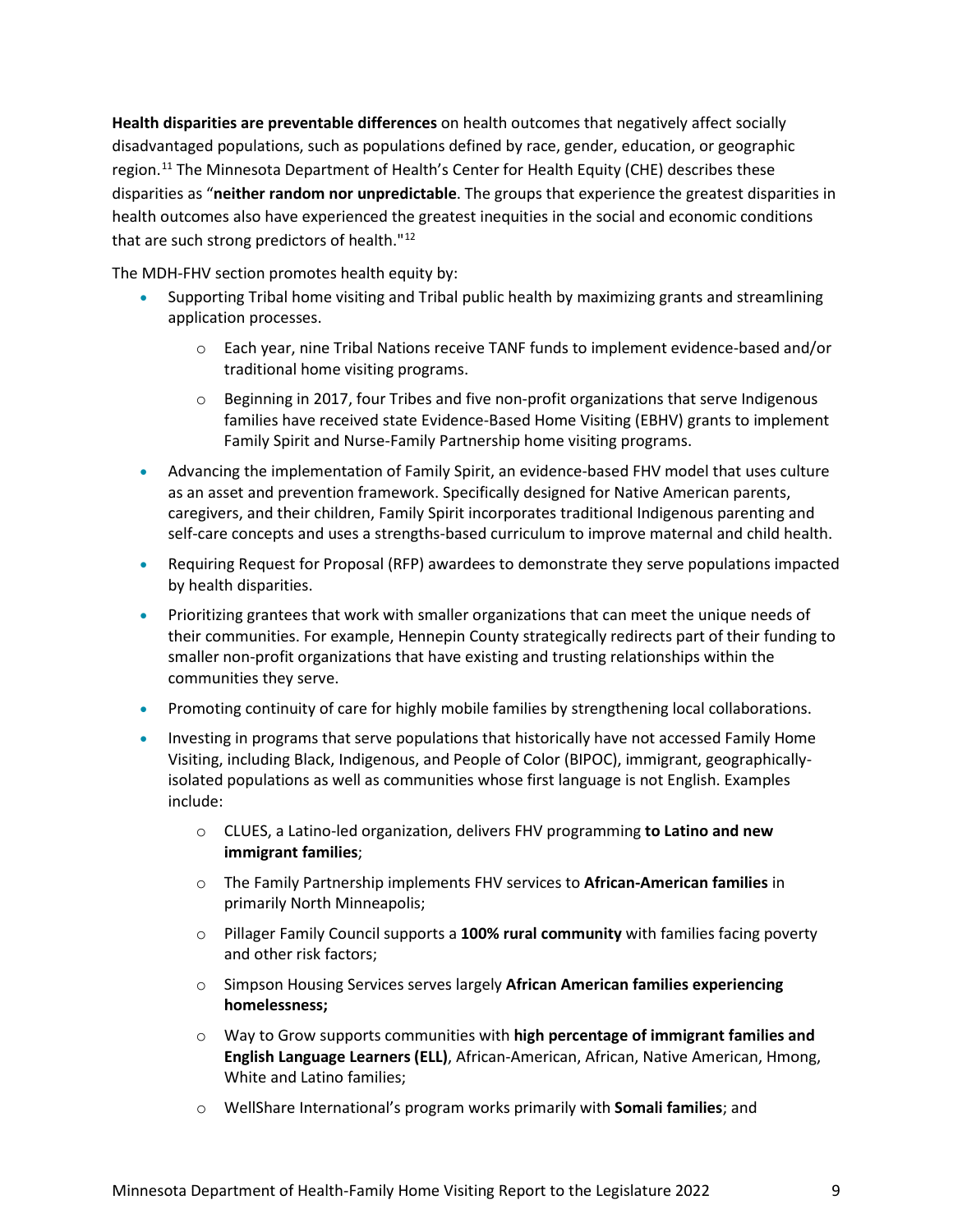**Health disparities are preventable differences** on health outcomes that negatively affect socially disadvantaged populations, such as populations defined by race, gender, education, or geographic region.[11] The Minnesota Department of Health's Center for Health Equity (CHE) describes these disparities as "**neither random nor unpredictable**. The groups that experience the greatest disparities in health outcomes also have experienced the greatest inequities in the social and economic conditions that are such strong predictors of health."[12]

The MDH-FHV section promotes health equity by:

- Supporting Tribal home visiting and Tribal public health by maximizing grants and streamlining application processes.
  - Each year, nine Tribal Nations receive TANF funds to implement evidence-based and/or traditional home visiting programs.
  - Beginning in 2017, four Tribes and five non-profit organizations that serve Indigenous families have received state Evidence-Based Home Visiting (EBHV) grants to implement Family Spirit and Nurse-Family Partnership home visiting programs.
- Advancing the implementation of Family Spirit, an evidence-based FHV model that uses culture as an asset and prevention framework. Specifically designed for Native American parents, caregivers, and their children, Family Spirit incorporates traditional Indigenous parenting and self-care concepts and uses a strengths-based curriculum to improve maternal and child health.
- Requiring Request for Proposal (RFP) awardees to demonstrate they serve populations impacted by health disparities.
- Prioritizing grantees that work with smaller organizations that can meet the unique needs of their communities. For example, Hennepin County strategically redirects part of their funding to smaller non-profit organizations that have existing and trusting relationships within the communities they serve.
- Promoting continuity of care for highly mobile families by strengthening local collaborations.
- Investing in programs that serve populations that historically have not accessed Family Home Visiting, including Black, Indigenous, and People of Color (BIPOC), immigrant, geographically-isolated populations as well as communities whose first language is not English. Examples include:
  - CLUES, a Latino-led organization, delivers FHV programming **to Latino and new immigrant families**;
  - The Family Partnership implements FHV services to **African-American families** in primarily North Minneapolis;
  - Pillager Family Council supports a **100% rural community** with families facing poverty and other risk factors;
  - Simpson Housing Services serves largely **African American families experiencing homelessness;**
  - Way to Grow supports communities with **high percentage of immigrant families and English Language Learners (ELL)**, African-American, African, Native American, Hmong, White and Latino families;
  - WellShare International's program works primarily with **Somali families**; and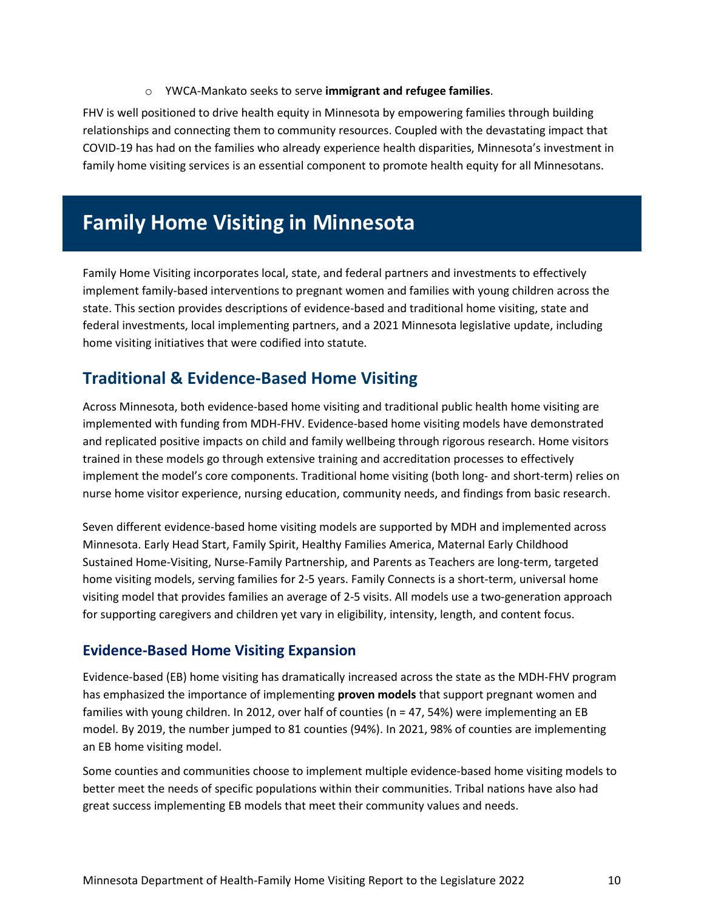- YWCA-Mankato seeks to serve **immigrant and refugee families**.

FHV is well positioned to drive health equity in Minnesota by empowering families through building relationships and connecting them to community resources. Coupled with the devastating impact that COVID-19 has had on the families who already experience health disparities, Minnesota's investment in family home visiting services is an essential component to promote health equity for all Minnesotans.

# Family Home Visiting in Minnesota

Family Home Visiting incorporates local, state, and federal partners and investments to effectively implement family-based interventions to pregnant women and families with young children across the state. This section provides descriptions of evidence-based and traditional home visiting, state and federal investments, local implementing partners, and a 2021 Minnesota legislative update, including home visiting initiatives that were codified into statute.

## Traditional & Evidence-Based Home Visiting

Across Minnesota, both evidence-based home visiting and traditional public health home visiting are implemented with funding from MDH-FHV. Evidence-based home visiting models have demonstrated and replicated positive impacts on child and family wellbeing through rigorous research. Home visitors trained in these models go through extensive training and accreditation processes to effectively implement the model's core components. Traditional home visiting (both long- and short-term) relies on nurse home visitor experience, nursing education, community needs, and findings from basic research.

Seven different evidence-based home visiting models are supported by MDH and implemented across Minnesota. Early Head Start, Family Spirit, Healthy Families America, Maternal Early Childhood Sustained Home-Visiting, Nurse-Family Partnership, and Parents as Teachers are long-term, targeted home visiting models, serving families for 2-5 years. Family Connects is a short-term, universal home visiting model that provides families an average of 2-5 visits. All models use a two-generation approach for supporting caregivers and children yet vary in eligibility, intensity, length, and content focus.

### Evidence-Based Home Visiting Expansion

Evidence-based (EB) home visiting has dramatically increased across the state as the MDH-FHV program has emphasized the importance of implementing **proven models** that support pregnant women and families with young children. In 2012, over half of counties (n = 47, 54%) were implementing an EB model. By 2019, the number jumped to 81 counties (94%). In 2021, 98% of counties are implementing an EB home visiting model.

Some counties and communities choose to implement multiple evidence-based home visiting models to better meet the needs of specific populations within their communities. Tribal nations have also had great success implementing EB models that meet their community values and needs.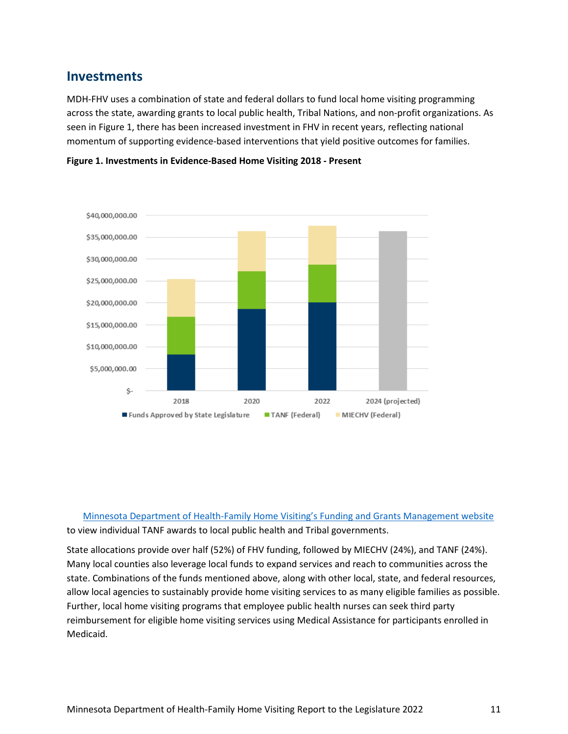## Investments

MDH-FHV uses a combination of state and federal dollars to fund local home visiting programming across the state, awarding grants to local public health, Tribal Nations, and non-profit organizations. As seen in Figure 1, there has been increased investment in FHV in recent years, reflecting national momentum of supporting evidence-based interventions that yield positive outcomes for families.

**Figure 1. Investments in Evidence-Based Home Visiting 2018 - Present**

[Minnesota Department of Health-Family Home Visiting's Funding and Grants Management website](#) to view individual TANF awards to local public health and Tribal governments.

State allocations provide over half (52%) of FHV funding, followed by MIECHV (24%), and TANF (24%). Many local counties also leverage local funds to expand services and reach to communities across the state. Combinations of the funds mentioned above, along with other local, state, and federal resources, allow local agencies to sustainably provide home visiting services to as many eligible families as possible. Further, local home visiting programs that employee public health nurses can seek third party reimbursement for eligible home visiting services using Medical Assistance for participants enrolled in Medicaid.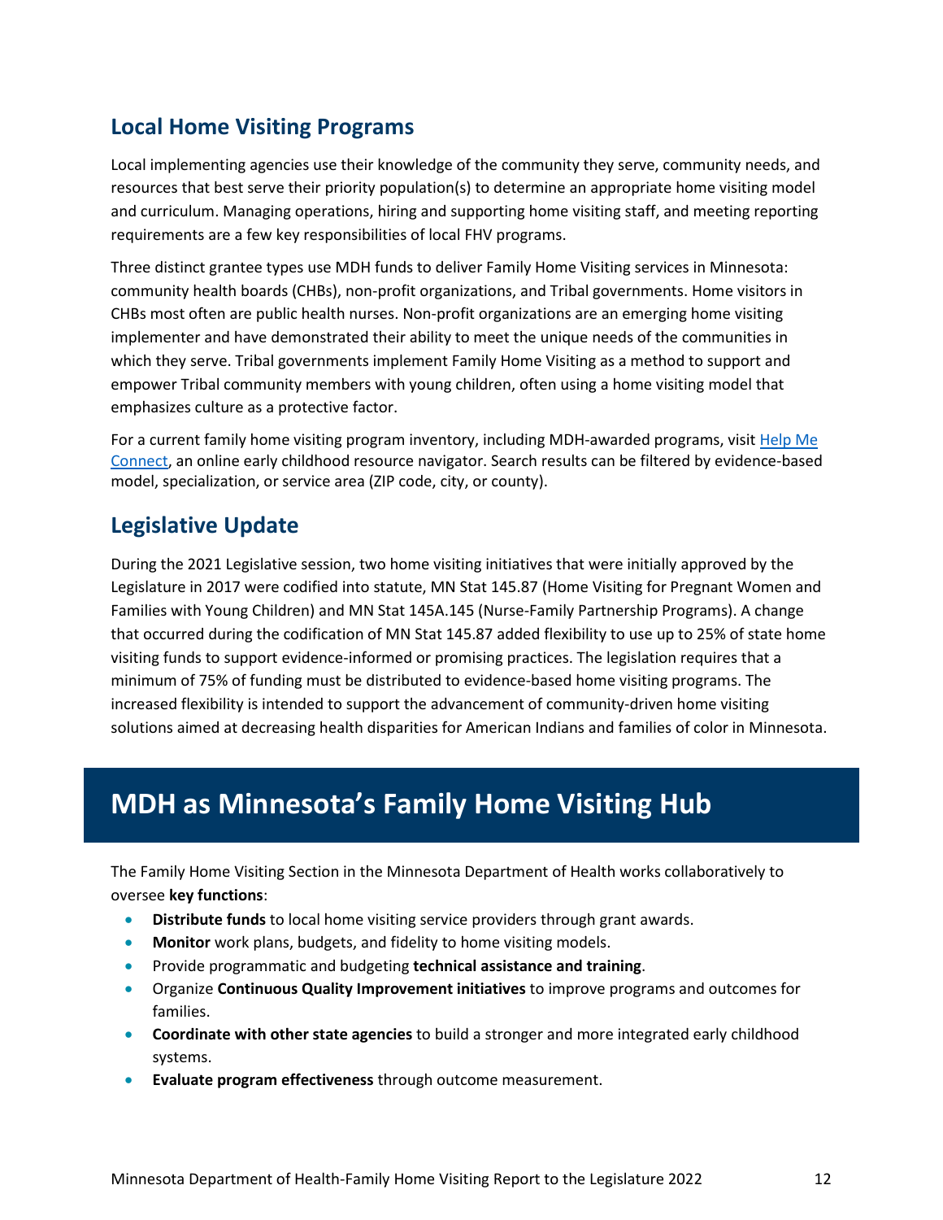## Local Home Visiting Programs

Local implementing agencies use their knowledge of the community they serve, community needs, and resources that best serve their priority population(s) to determine an appropriate home visiting model and curriculum. Managing operations, hiring and supporting home visiting staff, and meeting reporting requirements are a few key responsibilities of local FHV programs.

Three distinct grantee types use MDH funds to deliver Family Home Visiting services in Minnesota: community health boards (CHBs), non-profit organizations, and Tribal governments. Home visitors in CHBs most often are public health nurses. Non-profit organizations are an emerging home visiting implementer and have demonstrated their ability to meet the unique needs of the communities in which they serve. Tribal governments implement Family Home Visiting as a method to support and empower Tribal community members with young children, often using a home visiting model that emphasizes culture as a protective factor.

For a current family home visiting program inventory, including MDH-awarded programs, visit Help Me Connect, an online early childhood resource navigator. Search results can be filtered by evidence-based model, specialization, or service area (ZIP code, city, or county).

## Legislative Update

During the 2021 Legislative session, two home visiting initiatives that were initially approved by the Legislature in 2017 were codified into statute, MN Stat 145.87 (Home Visiting for Pregnant Women and Families with Young Children) and MN Stat 145A.145 (Nurse-Family Partnership Programs). A change that occurred during the codification of MN Stat 145.87 added flexibility to use up to 25% of state home visiting funds to support evidence-informed or promising practices. The legislation requires that a minimum of 75% of funding must be distributed to evidence-based home visiting programs. The increased flexibility is intended to support the advancement of community-driven home visiting solutions aimed at decreasing health disparities for American Indians and families of color in Minnesota.

# MDH as Minnesota's Family Home Visiting Hub

The Family Home Visiting Section in the Minnesota Department of Health works collaboratively to oversee **key functions**:

- **Distribute funds** to local home visiting service providers through grant awards.
- **Monitor** work plans, budgets, and fidelity to home visiting models.
- Provide programmatic and budgeting **technical assistance and training**.
- Organize **Continuous Quality Improvement initiatives** to improve programs and outcomes for families.
- **Coordinate with other state agencies** to build a stronger and more integrated early childhood systems.
- **Evaluate program effectiveness** through outcome measurement.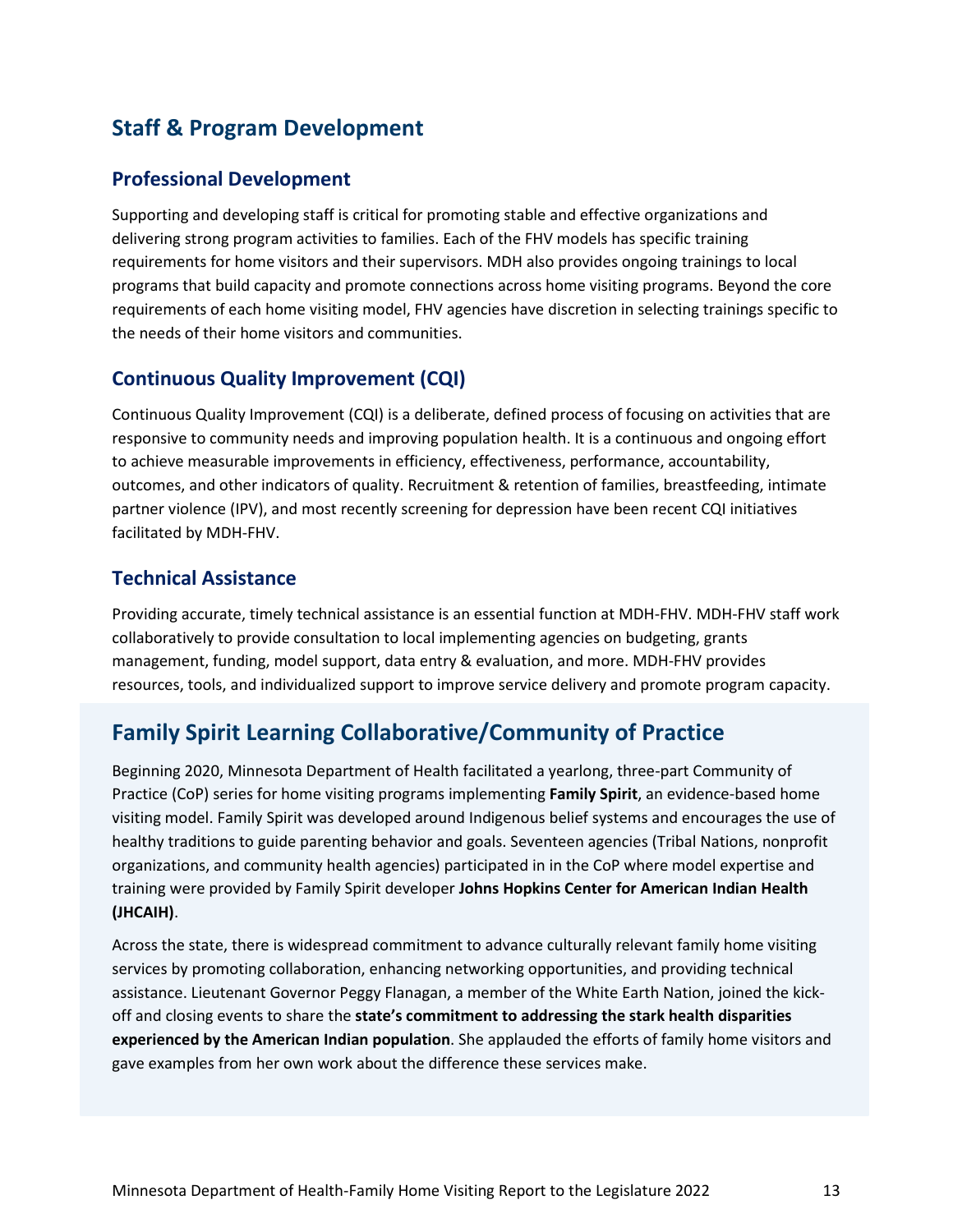## Staff & Program Development

### Professional Development

Supporting and developing staff is critical for promoting stable and effective organizations and delivering strong program activities to families. Each of the FHV models has specific training requirements for home visitors and their supervisors. MDH also provides ongoing trainings to local programs that build capacity and promote connections across home visiting programs. Beyond the core requirements of each home visiting model, FHV agencies have discretion in selecting trainings specific to the needs of their home visitors and communities.

### Continuous Quality Improvement (CQI)

Continuous Quality Improvement (CQI) is a deliberate, defined process of focusing on activities that are responsive to community needs and improving population health. It is a continuous and ongoing effort to achieve measurable improvements in efficiency, effectiveness, performance, accountability, outcomes, and other indicators of quality. Recruitment & retention of families, breastfeeding, intimate partner violence (IPV), and most recently screening for depression have been recent CQI initiatives facilitated by MDH-FHV.

### Technical Assistance

Providing accurate, timely technical assistance is an essential function at MDH-FHV. MDH-FHV staff work collaboratively to provide consultation to local implementing agencies on budgeting, grants management, funding, model support, data entry & evaluation, and more. MDH-FHV provides resources, tools, and individualized support to improve service delivery and promote program capacity.

## Family Spirit Learning Collaborative/Community of Practice

Beginning 2020, Minnesota Department of Health facilitated a yearlong, three-part Community of Practice (CoP) series for home visiting programs implementing **Family Spirit**, an evidence-based home visiting model. Family Spirit was developed around Indigenous belief systems and encourages the use of healthy traditions to guide parenting behavior and goals. Seventeen agencies (Tribal Nations, nonprofit organizations, and community health agencies) participated in in the CoP where model expertise and training were provided by Family Spirit developer **Johns Hopkins Center for American Indian Health (JHCAIH)**.

Across the state, there is widespread commitment to advance culturally relevant family home visiting services by promoting collaboration, enhancing networking opportunities, and providing technical assistance. Lieutenant Governor Peggy Flanagan, a member of the White Earth Nation, joined the kick-off and closing events to share the **state's commitment to addressing the stark health disparities experienced by the American Indian population**. She applauded the efforts of family home visitors and gave examples from her own work about the difference these services make.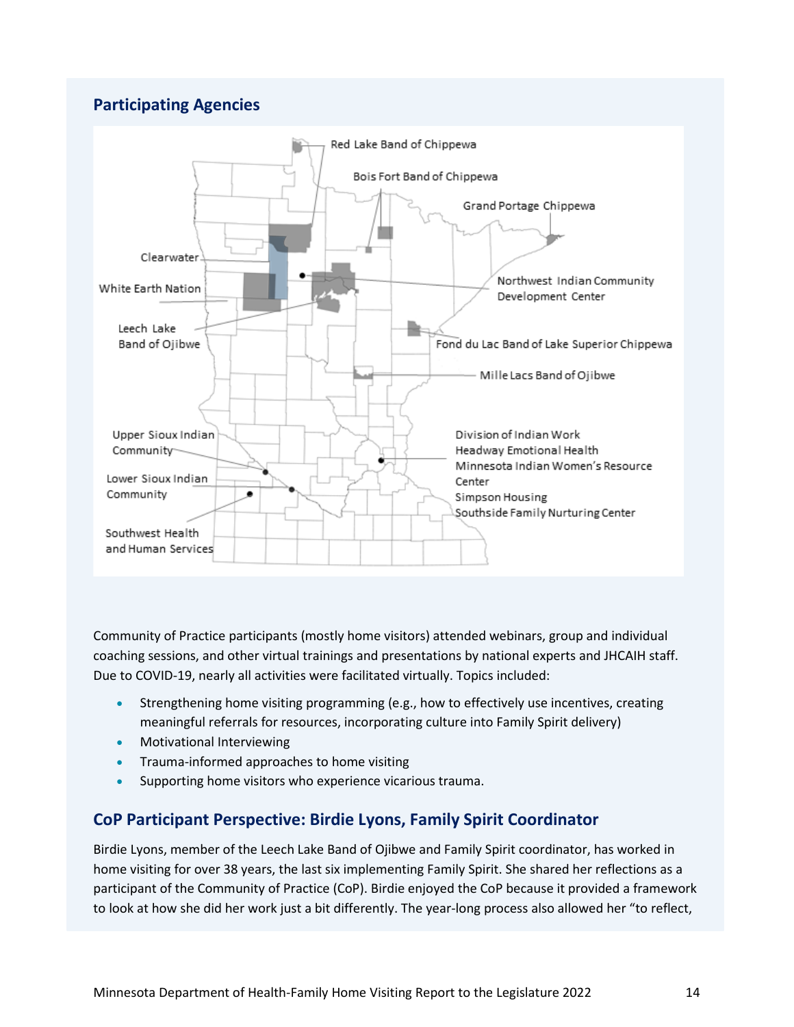## Participating Agencies

Red Lake Band of Chippewa

Bois Fort Band of Chippewa

Grand Portage Chippewa

Clearwater

White Earth Nation

Northwest Indian Community Development Center

Leech Lake Band of Ojibwe

Fond du Lac Band of Lake Superior Chippewa

Mille Lacs Band of Ojibwe

Upper Sioux Indian Community

Lower Sioux Indian Community

Southwest Health and Human Services

Division of Indian Work
Headway Emotional Health
Minnesota Indian Women's Resource Center
Simpson Housing
Southside Family Nurturing Center

Community of Practice participants (mostly home visitors) attended webinars, group and individual coaching sessions, and other virtual trainings and presentations by national experts and JHCAIH staff. Due to COVID-19, nearly all activities were facilitated virtually. Topics included:

- Strengthening home visiting programming (e.g., how to effectively use incentives, creating meaningful referrals for resources, incorporating culture into Family Spirit delivery)
- Motivational Interviewing
- Trauma-informed approaches to home visiting
- Supporting home visitors who experience vicarious trauma.

## CoP Participant Perspective: Birdie Lyons, Family Spirit Coordinator

Birdie Lyons, member of the Leech Lake Band of Ojibwe and Family Spirit coordinator, has worked in home visiting for over 38 years, the last six implementing Family Spirit. She shared her reflections as a participant of the Community of Practice (CoP). Birdie enjoyed the CoP because it provided a framework to look at how she did her work just a bit differently. The year-long process also allowed her "to reflect,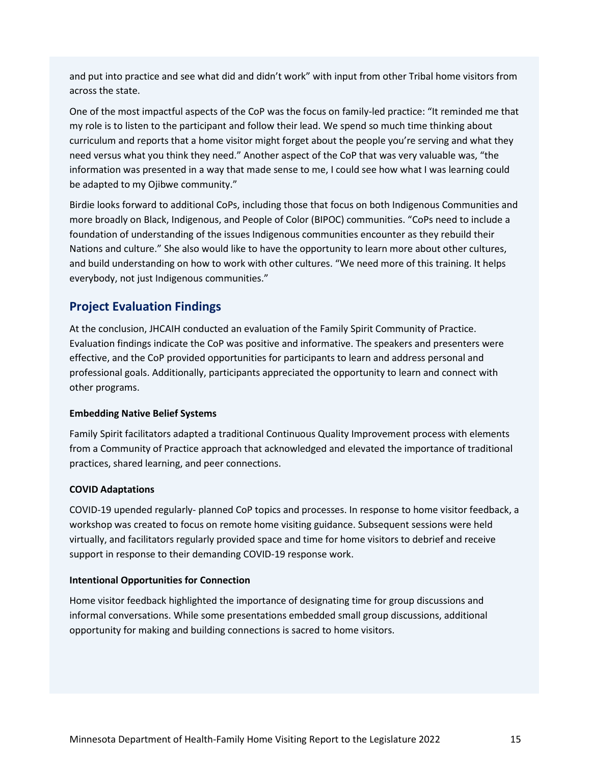and put into practice and see what did and didn't work" with input from other Tribal home visitors from across the state.

One of the most impactful aspects of the CoP was the focus on family-led practice: "It reminded me that my role is to listen to the participant and follow their lead. We spend so much time thinking about curriculum and reports that a home visitor might forget about the people you're serving and what they need versus what you think they need." Another aspect of the CoP that was very valuable was, "the information was presented in a way that made sense to me, I could see how what I was learning could be adapted to my Ojibwe community."

Birdie looks forward to additional CoPs, including those that focus on both Indigenous Communities and more broadly on Black, Indigenous, and People of Color (BIPOC) communities. "CoPs need to include a foundation of understanding of the issues Indigenous communities encounter as they rebuild their Nations and culture." She also would like to have the opportunity to learn more about other cultures, and build understanding on how to work with other cultures. "We need more of this training. It helps everybody, not just Indigenous communities."

## Project Evaluation Findings

At the conclusion, JHCAIH conducted an evaluation of the Family Spirit Community of Practice. Evaluation findings indicate the CoP was positive and informative. The speakers and presenters were effective, and the CoP provided opportunities for participants to learn and address personal and professional goals. Additionally, participants appreciated the opportunity to learn and connect with other programs.

#### Embedding Native Belief Systems

Family Spirit facilitators adapted a traditional Continuous Quality Improvement process with elements from a Community of Practice approach that acknowledged and elevated the importance of traditional practices, shared learning, and peer connections.

#### COVID Adaptations

COVID-19 upended regularly- planned CoP topics and processes. In response to home visitor feedback, a workshop was created to focus on remote home visiting guidance. Subsequent sessions were held virtually, and facilitators regularly provided space and time for home visitors to debrief and receive support in response to their demanding COVID-19 response work.

#### Intentional Opportunities for Connection

Home visitor feedback highlighted the importance of designating time for group discussions and informal conversations. While some presentations embedded small group discussions, additional opportunity for making and building connections is sacred to home visitors.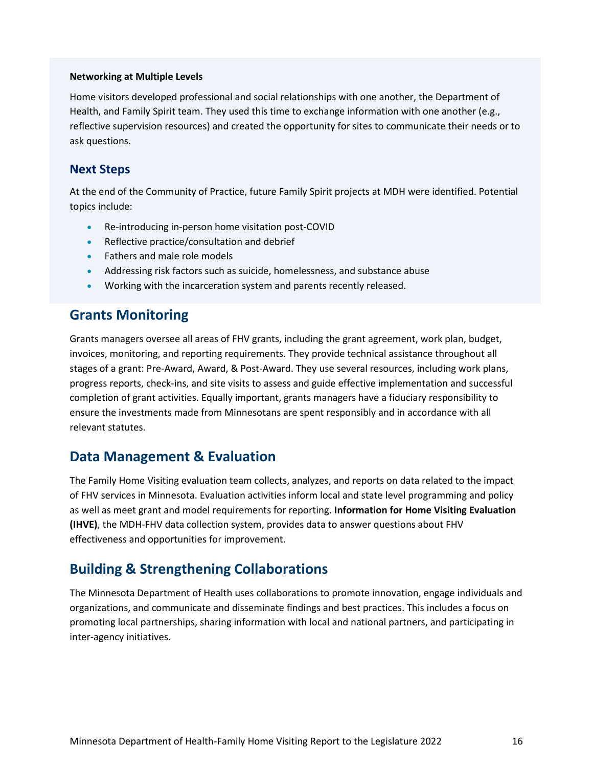#### Networking at Multiple Levels

Home visitors developed professional and social relationships with one another, the Department of Health, and Family Spirit team. They used this time to exchange information with one another (e.g., reflective supervision resources) and created the opportunity for sites to communicate their needs or to ask questions.

### Next Steps

At the end of the Community of Practice, future Family Spirit projects at MDH were identified. Potential topics include:

- Re-introducing in-person home visitation post-COVID
- Reflective practice/consultation and debrief
- Fathers and male role models
- Addressing risk factors such as suicide, homelessness, and substance abuse
- Working with the incarceration system and parents recently released.

## Grants Monitoring

Grants managers oversee all areas of FHV grants, including the grant agreement, work plan, budget, invoices, monitoring, and reporting requirements. They provide technical assistance throughout all stages of a grant: Pre-Award, Award, & Post-Award. They use several resources, including work plans, progress reports, check-ins, and site visits to assess and guide effective implementation and successful completion of grant activities. Equally important, grants managers have a fiduciary responsibility to ensure the investments made from Minnesotans are spent responsibly and in accordance with all relevant statutes.

## Data Management & Evaluation

The Family Home Visiting evaluation team collects, analyzes, and reports on data related to the impact of FHV services in Minnesota. Evaluation activities inform local and state level programming and policy as well as meet grant and model requirements for reporting. **Information for Home Visiting Evaluation (IHVE)**, the MDH-FHV data collection system, provides data to answer questions about FHV effectiveness and opportunities for improvement.

## Building & Strengthening Collaborations

The Minnesota Department of Health uses collaborations to promote innovation, engage individuals and organizations, and communicate and disseminate findings and best practices. This includes a focus on promoting local partnerships, sharing information with local and national partners, and participating in inter-agency initiatives.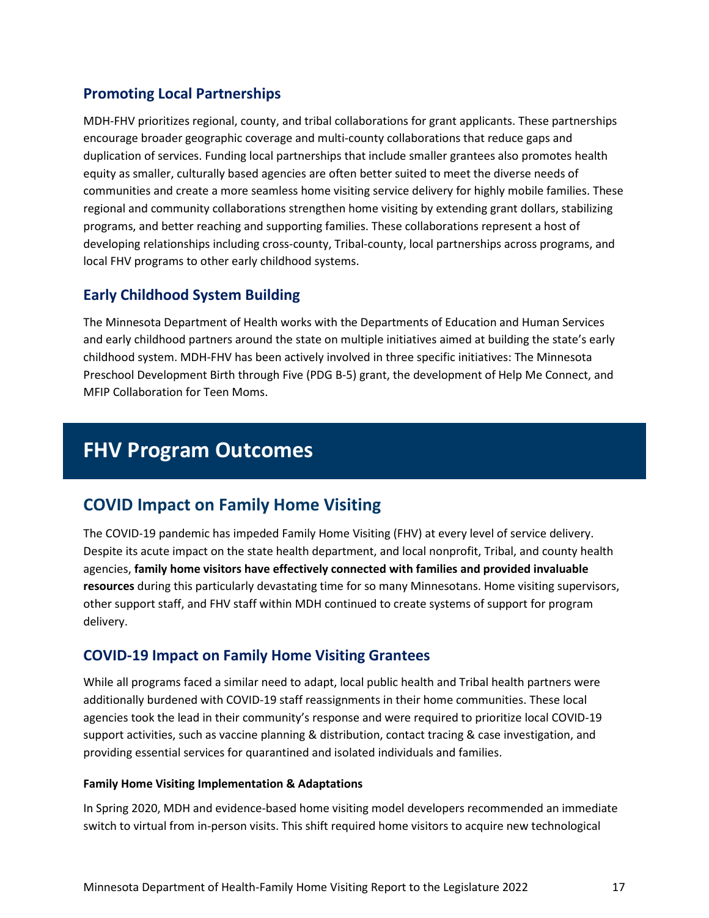### Promoting Local Partnerships

MDH-FHV prioritizes regional, county, and tribal collaborations for grant applicants. These partnerships encourage broader geographic coverage and multi-county collaborations that reduce gaps and duplication of services. Funding local partnerships that include smaller grantees also promotes health equity as smaller, culturally based agencies are often better suited to meet the diverse needs of communities and create a more seamless home visiting service delivery for highly mobile families. These regional and community collaborations strengthen home visiting by extending grant dollars, stabilizing programs, and better reaching and supporting families. These collaborations represent a host of developing relationships including cross-county, Tribal-county, local partnerships across programs, and local FHV programs to other early childhood systems.

### Early Childhood System Building

The Minnesota Department of Health works with the Departments of Education and Human Services and early childhood partners around the state on multiple initiatives aimed at building the state's early childhood system. MDH-FHV has been actively involved in three specific initiatives: The Minnesota Preschool Development Birth through Five (PDG B-5) grant, the development of Help Me Connect, and MFIP Collaboration for Teen Moms.

# FHV Program Outcomes

## COVID Impact on Family Home Visiting

The COVID-19 pandemic has impeded Family Home Visiting (FHV) at every level of service delivery. Despite its acute impact on the state health department, and local nonprofit, Tribal, and county health agencies, **family home visitors have effectively connected with families and provided invaluable resources** during this particularly devastating time for so many Minnesotans. Home visiting supervisors, other support staff, and FHV staff within MDH continued to create systems of support for program delivery.

### COVID-19 Impact on Family Home Visiting Grantees

While all programs faced a similar need to adapt, local public health and Tribal health partners were additionally burdened with COVID-19 staff reassignments in their home communities. These local agencies took the lead in their community's response and were required to prioritize local COVID-19 support activities, such as vaccine planning & distribution, contact tracing & case investigation, and providing essential services for quarantined and isolated individuals and families.

#### Family Home Visiting Implementation & Adaptations

In Spring 2020, MDH and evidence-based home visiting model developers recommended an immediate switch to virtual from in-person visits. This shift required home visitors to acquire new technological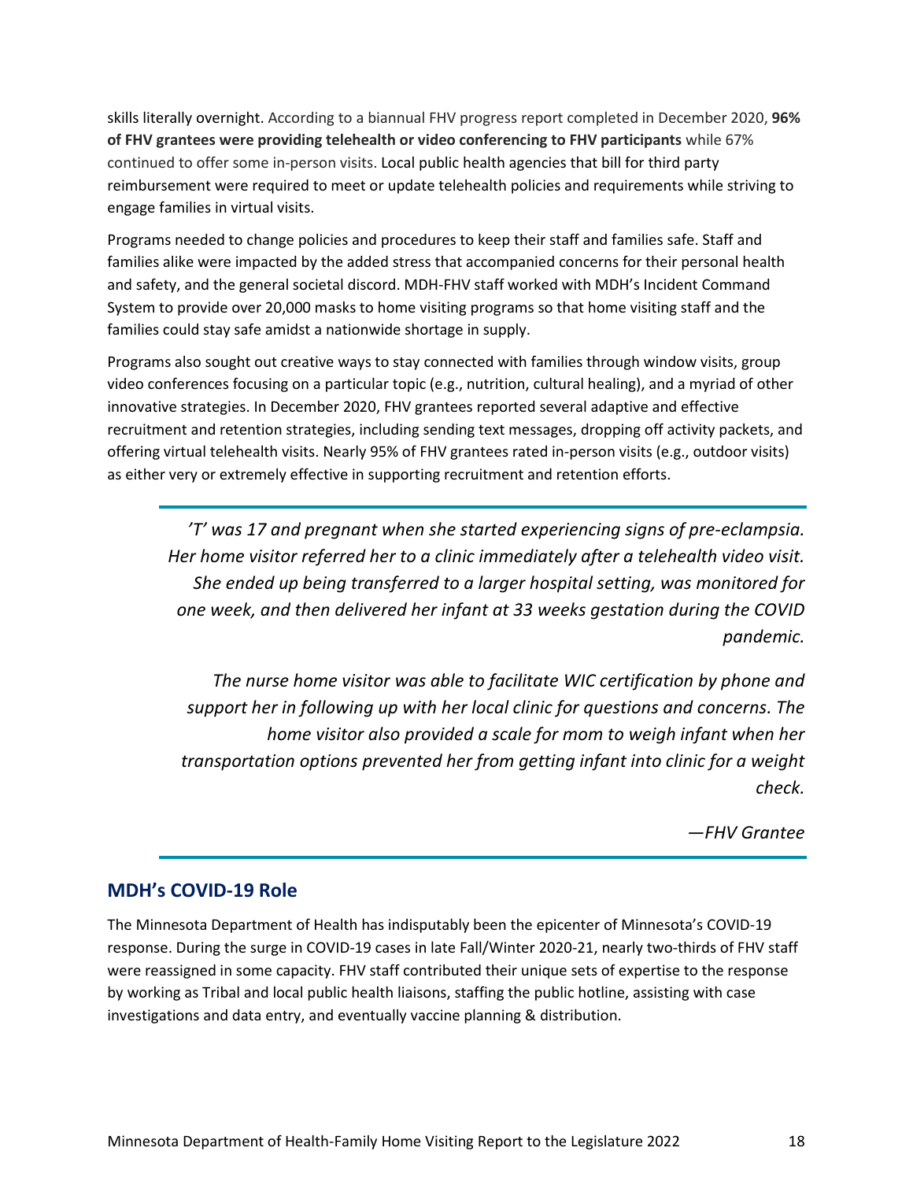skills literally overnight. According to a biannual FHV progress report completed in December 2020, **96% of FHV grantees were providing telehealth or video conferencing to FHV participants** while 67% continued to offer some in-person visits. Local public health agencies that bill for third party reimbursement were required to meet or update telehealth policies and requirements while striving to engage families in virtual visits.

Programs needed to change policies and procedures to keep their staff and families safe. Staff and families alike were impacted by the added stress that accompanied concerns for their personal health and safety, and the general societal discord. MDH-FHV staff worked with MDH's Incident Command System to provide over 20,000 masks to home visiting programs so that home visiting staff and the families could stay safe amidst a nationwide shortage in supply.

Programs also sought out creative ways to stay connected with families through window visits, group video conferences focusing on a particular topic (e.g., nutrition, cultural healing), and a myriad of other innovative strategies. In December 2020, FHV grantees reported several adaptive and effective recruitment and retention strategies, including sending text messages, dropping off activity packets, and offering virtual telehealth visits. Nearly 95% of FHV grantees rated in-person visits (e.g., outdoor visits) as either very or extremely effective in supporting recruitment and retention efforts.

> *'T' was 17 and pregnant when she started experiencing signs of pre-eclampsia. Her home visitor referred her to a clinic immediately after a telehealth video visit. She ended up being transferred to a larger hospital setting, was monitored for one week, and then delivered her infant at 33 weeks gestation during the COVID pandemic.*
>
> *The nurse home visitor was able to facilitate WIC certification by phone and support her in following up with her local clinic for questions and concerns. The home visitor also provided a scale for mom to weigh infant when her transportation options prevented her from getting infant into clinic for a weight check.*
>
> *—FHV Grantee*

## MDH's COVID-19 Role

The Minnesota Department of Health has indisputably been the epicenter of Minnesota's COVID-19 response. During the surge in COVID-19 cases in late Fall/Winter 2020-21, nearly two-thirds of FHV staff were reassigned in some capacity. FHV staff contributed their unique sets of expertise to the response by working as Tribal and local public health liaisons, staffing the public hotline, assisting with case investigations and data entry, and eventually vaccine planning & distribution.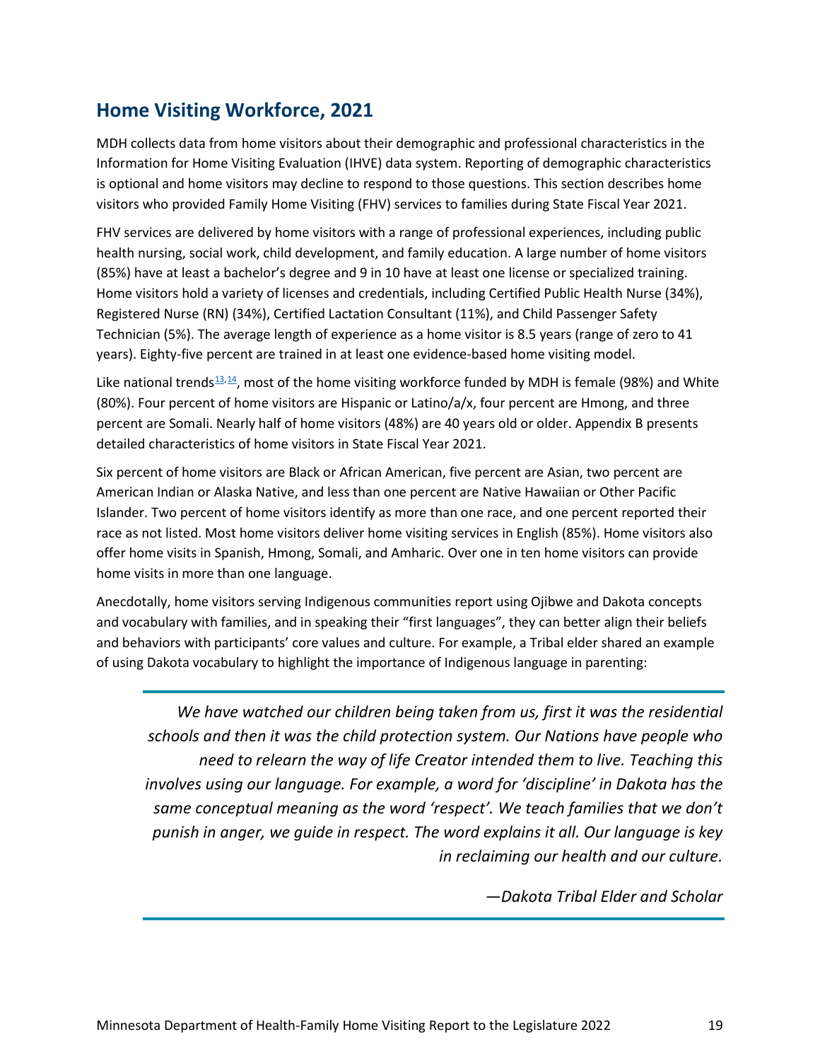## Home Visiting Workforce, 2021

MDH collects data from home visitors about their demographic and professional characteristics in the Information for Home Visiting Evaluation (IHVE) data system. Reporting of demographic characteristics is optional and home visitors may decline to respond to those questions. This section describes home visitors who provided Family Home Visiting (FHV) services to families during State Fiscal Year 2021.

FHV services are delivered by home visitors with a range of professional experiences, including public health nursing, social work, child development, and family education. A large number of home visitors (85%) have at least a bachelor's degree and 9 in 10 have at least one license or specialized training. Home visitors hold a variety of licenses and credentials, including Certified Public Health Nurse (34%), Registered Nurse (RN) (34%), Certified Lactation Consultant (11%), and Child Passenger Safety Technician (5%). The average length of experience as a home visitor is 8.5 years (range of zero to 41 years). Eighty-five percent are trained in at least one evidence-based home visiting model.

Like national trends[13,14], most of the home visiting workforce funded by MDH is female (98%) and White (80%). Four percent of home visitors are Hispanic or Latino/a/x, four percent are Hmong, and three percent are Somali. Nearly half of home visitors (48%) are 40 years old or older. Appendix B presents detailed characteristics of home visitors in State Fiscal Year 2021.

Six percent of home visitors are Black or African American, five percent are Asian, two percent are American Indian or Alaska Native, and less than one percent are Native Hawaiian or Other Pacific Islander. Two percent of home visitors identify as more than one race, and one percent reported their race as not listed. Most home visitors deliver home visiting services in English (85%). Home visitors also offer home visits in Spanish, Hmong, Somali, and Amharic. Over one in ten home visitors can provide home visits in more than one language.

Anecdotally, home visitors serving Indigenous communities report using Ojibwe and Dakota concepts and vocabulary with families, and in speaking their "first languages", they can better align their beliefs and behaviors with participants' core values and culture. For example, a Tribal elder shared an example of using Dakota vocabulary to highlight the importance of Indigenous language in parenting:

> *We have watched our children being taken from us, first it was the residential schools and then it was the child protection system. Our Nations have people who need to relearn the way of life Creator intended them to live. Teaching this involves using our language. For example, a word for 'discipline' in Dakota has the same conceptual meaning as the word 'respect'. We teach families that we don't punish in anger, we guide in respect. The word explains it all. Our language is key in reclaiming our health and our culture.*
>
> *—Dakota Tribal Elder and Scholar*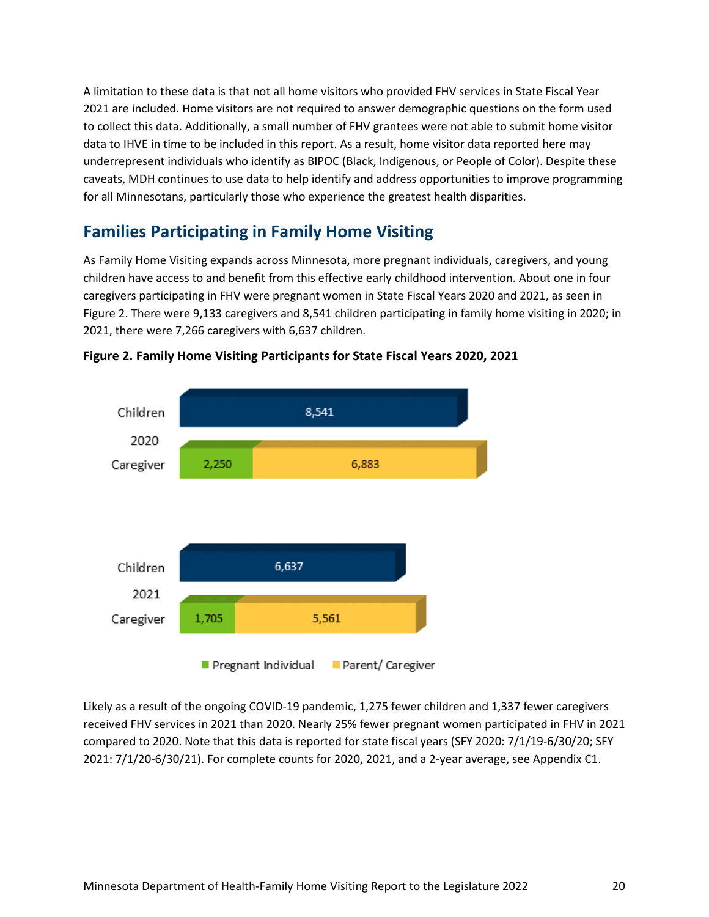A limitation to these data is that not all home visitors who provided FHV services in State Fiscal Year 2021 are included. Home visitors are not required to answer demographic questions on the form used to collect this data. Additionally, a small number of FHV grantees were not able to submit home visitor data to IHVE in time to be included in this report. As a result, home visitor data reported here may underrepresent individuals who identify as BIPOC (Black, Indigenous, or People of Color). Despite these caveats, MDH continues to use data to help identify and address opportunities to improve programming for all Minnesotans, particularly those who experience the greatest health disparities.

## Families Participating in Family Home Visiting

As Family Home Visiting expands across Minnesota, more pregnant individuals, caregivers, and young children have access to and benefit from this effective early childhood intervention. About one in four caregivers participating in FHV were pregnant women in State Fiscal Years 2020 and 2021, as seen in Figure 2. There were 9,133 caregivers and 8,541 children participating in family home visiting in 2020; in 2021, there were 7,266 caregivers with 6,637 children.

**Figure 2. Family Home Visiting Participants for State Fiscal Years 2020, 2021**

| Year | Group | Pregnant Individual | Parent/ Caregiver | Total |
|---|---|---|---|---|
| 2020 | Children | | | 8,541 |
| 2020 | Caregiver | 2,250 | 6,883 | |
| 2021 | Children | | | 6,637 |
| 2021 | Caregiver | 1,705 | 5,561 | |

Likely as a result of the ongoing COVID-19 pandemic, 1,275 fewer children and 1,337 fewer caregivers received FHV services in 2021 than 2020. Nearly 25% fewer pregnant women participated in FHV in 2021 compared to 2020. Note that this data is reported for state fiscal years (SFY 2020: 7/1/19-6/30/20; SFY 2021: 7/1/20-6/30/21). For complete counts for 2020, 2021, and a 2-year average, see Appendix C1.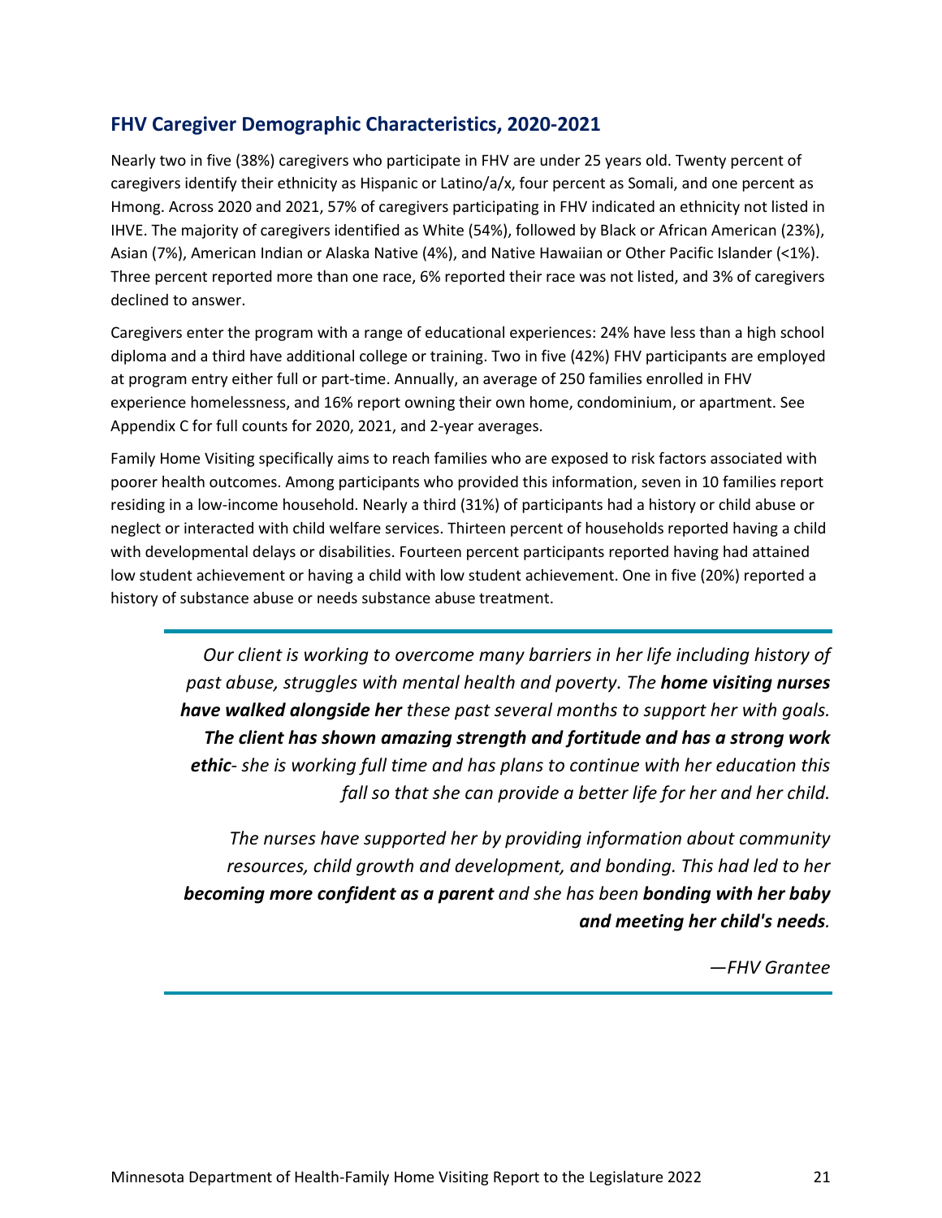## FHV Caregiver Demographic Characteristics, 2020-2021

Nearly two in five (38%) caregivers who participate in FHV are under 25 years old. Twenty percent of caregivers identify their ethnicity as Hispanic or Latino/a/x, four percent as Somali, and one percent as Hmong. Across 2020 and 2021, 57% of caregivers participating in FHV indicated an ethnicity not listed in IHVE. The majority of caregivers identified as White (54%), followed by Black or African American (23%), Asian (7%), American Indian or Alaska Native (4%), and Native Hawaiian or Other Pacific Islander (<1%). Three percent reported more than one race, 6% reported their race was not listed, and 3% of caregivers declined to answer.

Caregivers enter the program with a range of educational experiences: 24% have less than a high school diploma and a third have additional college or training. Two in five (42%) FHV participants are employed at program entry either full or part-time. Annually, an average of 250 families enrolled in FHV experience homelessness, and 16% report owning their own home, condominium, or apartment. See Appendix C for full counts for 2020, 2021, and 2-year averages.

Family Home Visiting specifically aims to reach families who are exposed to risk factors associated with poorer health outcomes. Among participants who provided this information, seven in 10 families report residing in a low-income household. Nearly a third (31%) of participants had a history or child abuse or neglect or interacted with child welfare services. Thirteen percent of households reported having a child with developmental delays or disabilities. Fourteen percent participants reported having had attained low student achievement or having a child with low student achievement. One in five (20%) reported a history of substance abuse or needs substance abuse treatment.

> *Our client is working to overcome many barriers in her life including history of past abuse, struggles with mental health and poverty. The **home visiting nurses have walked alongside her** these past several months to support her with goals. **The client has shown amazing strength and fortitude and has a strong work ethic**- she is working full time and has plans to continue with her education this fall so that she can provide a better life for her and her child.*
>
> *The nurses have supported her by providing information about community resources, child growth and development, and bonding. This had led to her **becoming more confident as a parent** and she has been **bonding with her baby and meeting her child's needs**.*
>
> *—FHV Grantee*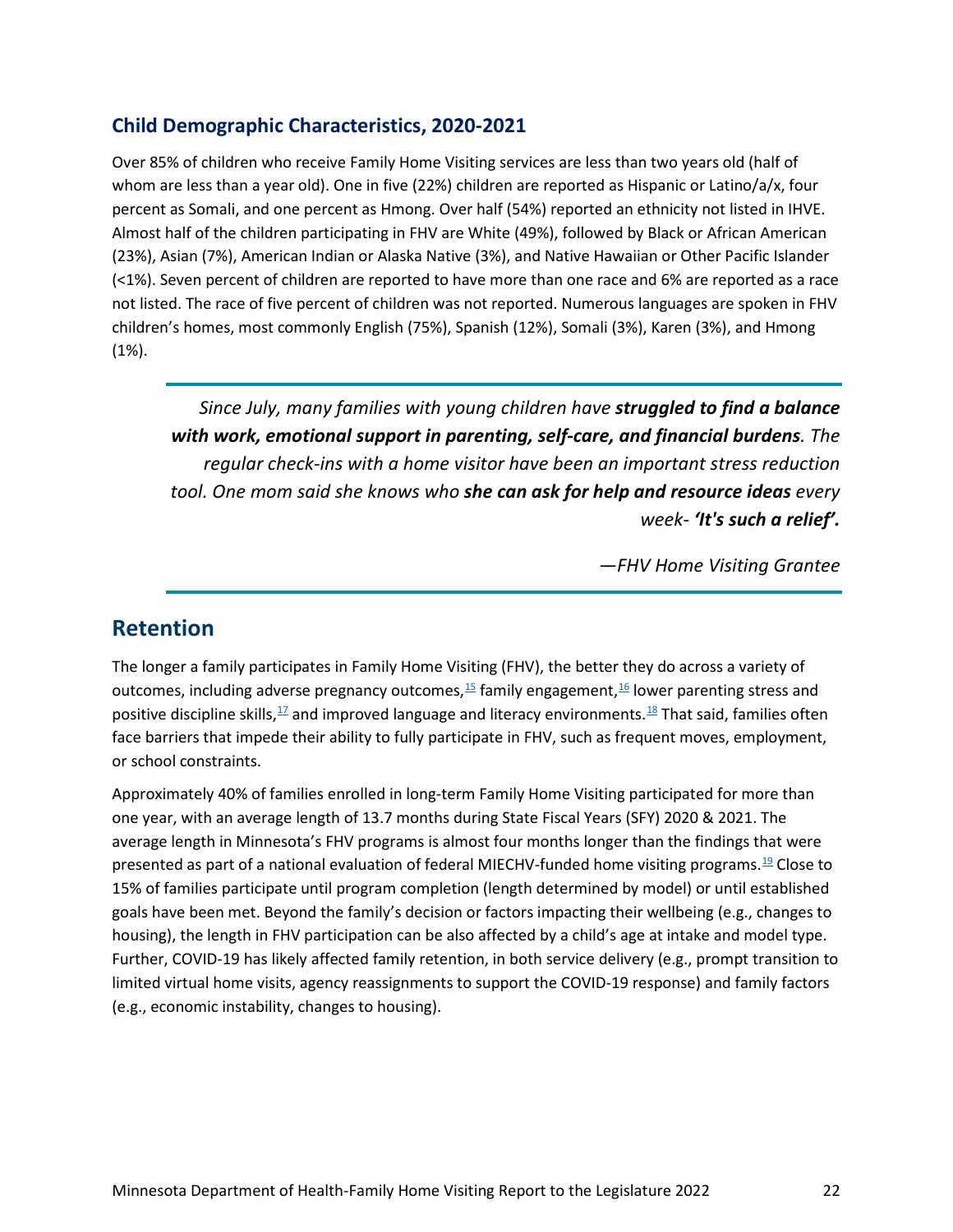### Child Demographic Characteristics, 2020-2021

Over 85% of children who receive Family Home Visiting services are less than two years old (half of whom are less than a year old). One in five (22%) children are reported as Hispanic or Latino/a/x, four percent as Somali, and one percent as Hmong. Over half (54%) reported an ethnicity not listed in IHVE. Almost half of the children participating in FHV are White (49%), followed by Black or African American (23%), Asian (7%), American Indian or Alaska Native (3%), and Native Hawaiian or Other Pacific Islander (<1%). Seven percent of children are reported to have more than one race and 6% are reported as a race not listed. The race of five percent of children was not reported. Numerous languages are spoken in FHV children's homes, most commonly English (75%), Spanish (12%), Somali (3%), Karen (3%), and Hmong (1%).

> *Since July, many families with young children have **struggled to find a balance with work, emotional support in parenting, self-care, and financial burdens**. The regular check-ins with a home visitor have been an important stress reduction tool. One mom said she knows who **she can ask for help and resource ideas** every week- **'It's such a relief'.***
>
> *—FHV Home Visiting Grantee*

## Retention

The longer a family participates in Family Home Visiting (FHV), the better they do across a variety of outcomes, including adverse pregnancy outcomes,[15] family engagement,[16] lower parenting stress and positive discipline skills,[17] and improved language and literacy environments.[18] That said, families often face barriers that impede their ability to fully participate in FHV, such as frequent moves, employment, or school constraints.

Approximately 40% of families enrolled in long-term Family Home Visiting participated for more than one year, with an average length of 13.7 months during State Fiscal Years (SFY) 2020 & 2021. The average length in Minnesota's FHV programs is almost four months longer than the findings that were presented as part of a national evaluation of federal MIECHV-funded home visiting programs.[19] Close to 15% of families participate until program completion (length determined by model) or until established goals have been met. Beyond the family's decision or factors impacting their wellbeing (e.g., changes to housing), the length in FHV participation can be also affected by a child's age at intake and model type. Further, COVID-19 has likely affected family retention, in both service delivery (e.g., prompt transition to limited virtual home visits, agency reassignments to support the COVID-19 response) and family factors (e.g., economic instability, changes to housing).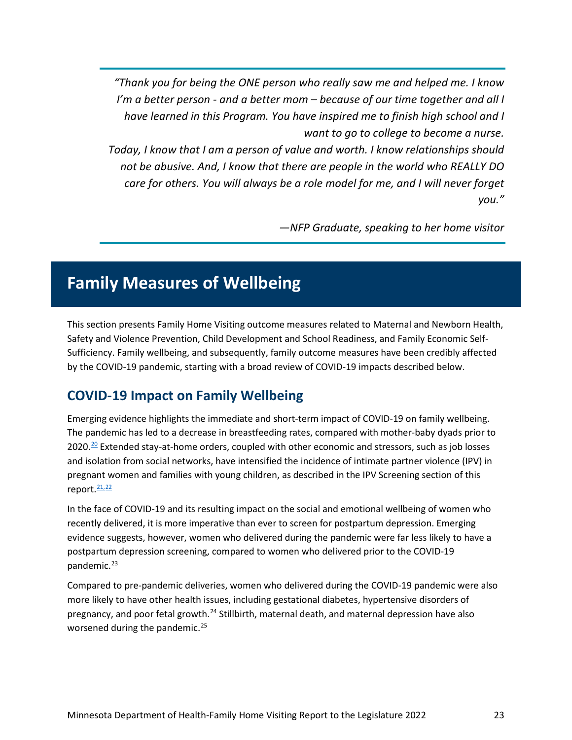> *"Thank you for being the ONE person who really saw me and helped me. I know I'm a better person - and a better mom – because of our time together and all I have learned in this Program. You have inspired me to finish high school and I want to go to college to become a nurse.*
> *Today, I know that I am a person of value and worth. I know relationships should not be abusive. And, I know that there are people in the world who REALLY DO care for others. You will always be a role model for me, and I will never forget you."*
>
> *—NFP Graduate, speaking to her home visitor*

# Family Measures of Wellbeing

This section presents Family Home Visiting outcome measures related to Maternal and Newborn Health, Safety and Violence Prevention, Child Development and School Readiness, and Family Economic Self-Sufficiency. Family wellbeing, and subsequently, family outcome measures have been credibly affected by the COVID-19 pandemic, starting with a broad review of COVID-19 impacts described below.

## COVID-19 Impact on Family Wellbeing

Emerging evidence highlights the immediate and short-term impact of COVID-19 on family wellbeing. The pandemic has led to a decrease in breastfeeding rates, compared with mother-baby dyads prior to 2020.[20] Extended stay-at-home orders, coupled with other economic and stressors, such as job losses and isolation from social networks, have intensified the incidence of intimate partner violence (IPV) in pregnant women and families with young children, as described in the IPV Screening section of this report.[21,22]

In the face of COVID-19 and its resulting impact on the social and emotional wellbeing of women who recently delivered, it is more imperative than ever to screen for postpartum depression. Emerging evidence suggests, however, women who delivered during the pandemic were far less likely to have a postpartum depression screening, compared to women who delivered prior to the COVID-19 pandemic.[23]

Compared to pre-pandemic deliveries, women who delivered during the COVID-19 pandemic were also more likely to have other health issues, including gestational diabetes, hypertensive disorders of pregnancy, and poor fetal growth.[24] Stillbirth, maternal death, and maternal depression have also worsened during the pandemic.[25]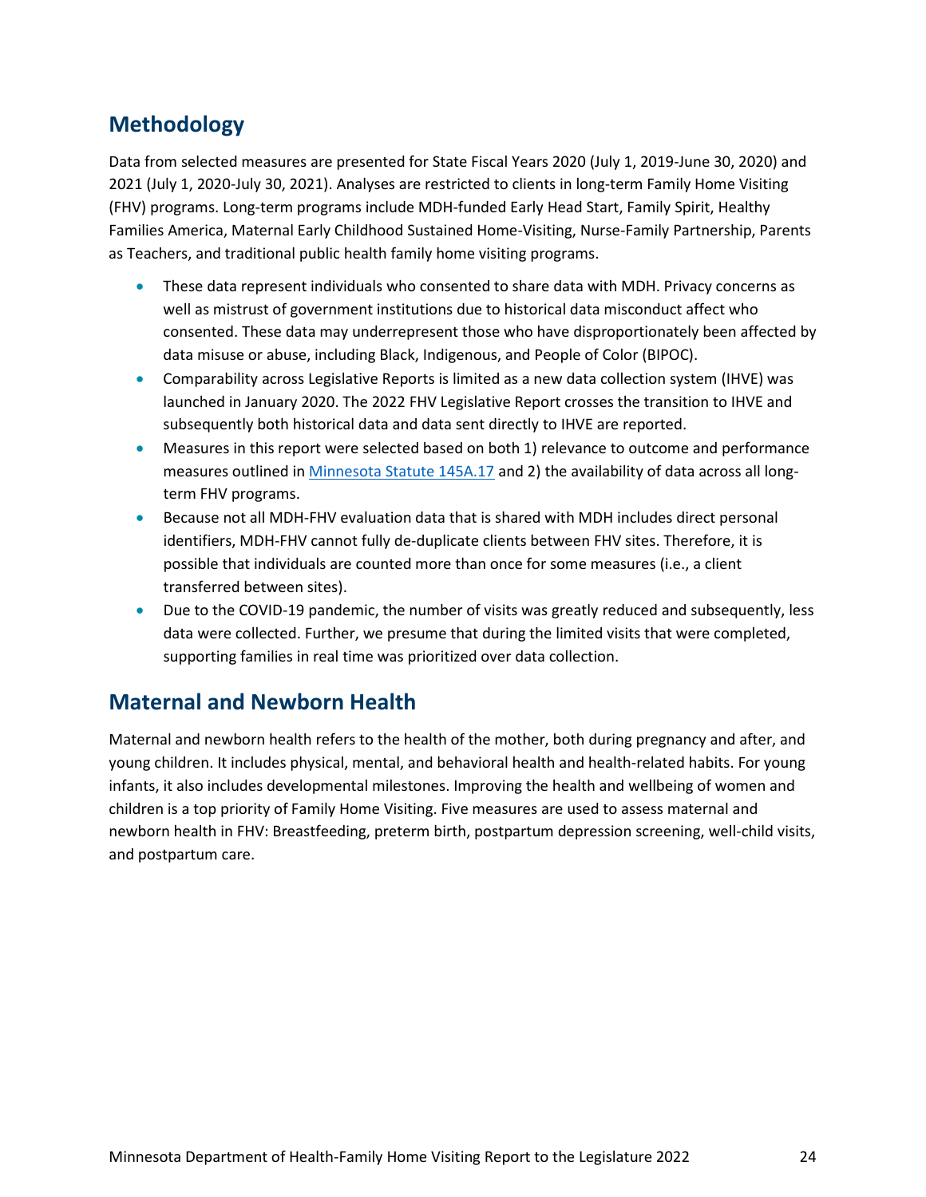## Methodology

Data from selected measures are presented for State Fiscal Years 2020 (July 1, 2019-June 30, 2020) and 2021 (July 1, 2020-July 30, 2021). Analyses are restricted to clients in long-term Family Home Visiting (FHV) programs. Long-term programs include MDH-funded Early Head Start, Family Spirit, Healthy Families America, Maternal Early Childhood Sustained Home-Visiting, Nurse-Family Partnership, Parents as Teachers, and traditional public health family home visiting programs.

- These data represent individuals who consented to share data with MDH. Privacy concerns as well as mistrust of government institutions due to historical data misconduct affect who consented. These data may underrepresent those who have disproportionately been affected by data misuse or abuse, including Black, Indigenous, and People of Color (BIPOC).
- Comparability across Legislative Reports is limited as a new data collection system (IHVE) was launched in January 2020. The 2022 FHV Legislative Report crosses the transition to IHVE and subsequently both historical data and data sent directly to IHVE are reported.
- Measures in this report were selected based on both 1) relevance to outcome and performance measures outlined in [Minnesota Statute 145A.17] and 2) the availability of data across all long-term FHV programs.
- Because not all MDH-FHV evaluation data that is shared with MDH includes direct personal identifiers, MDH-FHV cannot fully de-duplicate clients between FHV sites. Therefore, it is possible that individuals are counted more than once for some measures (i.e., a client transferred between sites).
- Due to the COVID-19 pandemic, the number of visits was greatly reduced and subsequently, less data were collected. Further, we presume that during the limited visits that were completed, supporting families in real time was prioritized over data collection.

## Maternal and Newborn Health

Maternal and newborn health refers to the health of the mother, both during pregnancy and after, and young children. It includes physical, mental, and behavioral health and health-related habits. For young infants, it also includes developmental milestones. Improving the health and wellbeing of women and children is a top priority of Family Home Visiting. Five measures are used to assess maternal and newborn health in FHV: Breastfeeding, preterm birth, postpartum depression screening, well-child visits, and postpartum care.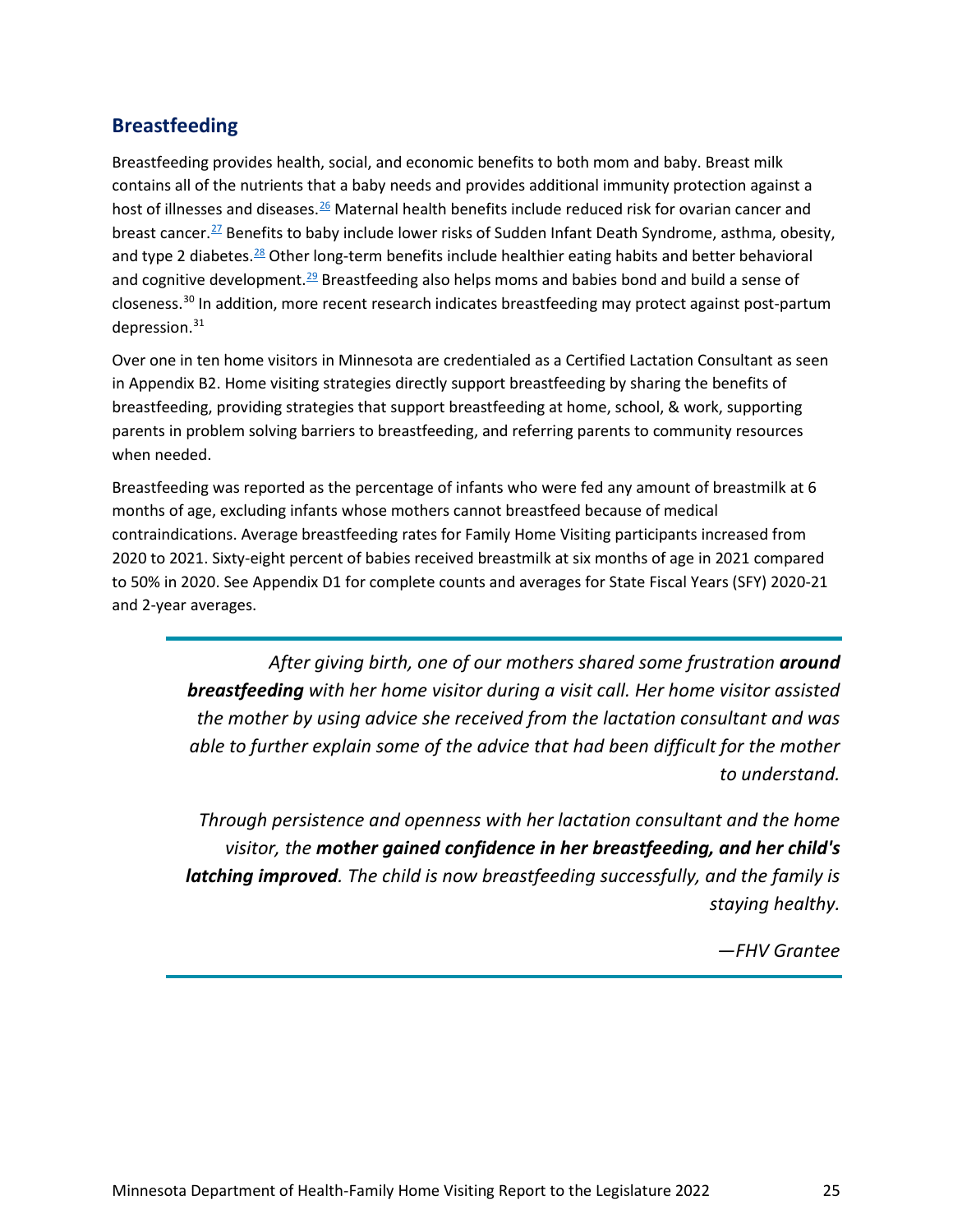## Breastfeeding

Breastfeeding provides health, social, and economic benefits to both mom and baby. Breast milk contains all of the nutrients that a baby needs and provides additional immunity protection against a host of illnesses and diseases.[26] Maternal health benefits include reduced risk for ovarian cancer and breast cancer.[27] Benefits to baby include lower risks of Sudden Infant Death Syndrome, asthma, obesity, and type 2 diabetes.[28] Other long-term benefits include healthier eating habits and better behavioral and cognitive development.[29] Breastfeeding also helps moms and babies bond and build a sense of closeness.[30] In addition, more recent research indicates breastfeeding may protect against post-partum depression.[31]

Over one in ten home visitors in Minnesota are credentialed as a Certified Lactation Consultant as seen in Appendix B2. Home visiting strategies directly support breastfeeding by sharing the benefits of breastfeeding, providing strategies that support breastfeeding at home, school, & work, supporting parents in problem solving barriers to breastfeeding, and referring parents to community resources when needed.

Breastfeeding was reported as the percentage of infants who were fed any amount of breastmilk at 6 months of age, excluding infants whose mothers cannot breastfeed because of medical contraindications. Average breastfeeding rates for Family Home Visiting participants increased from 2020 to 2021. Sixty-eight percent of babies received breastmilk at six months of age in 2021 compared to 50% in 2020. See Appendix D1 for complete counts and averages for State Fiscal Years (SFY) 2020-21 and 2-year averages.

> *After giving birth, one of our mothers shared some frustration **around breastfeeding** with her home visitor during a visit call. Her home visitor assisted the mother by using advice she received from the lactation consultant and was able to further explain some of the advice that had been difficult for the mother to understand.*
>
> *Through persistence and openness with her lactation consultant and the home visitor, the **mother gained confidence in her breastfeeding, and her child's latching improved**. The child is now breastfeeding successfully, and the family is staying healthy.*
>
> *—FHV Grantee*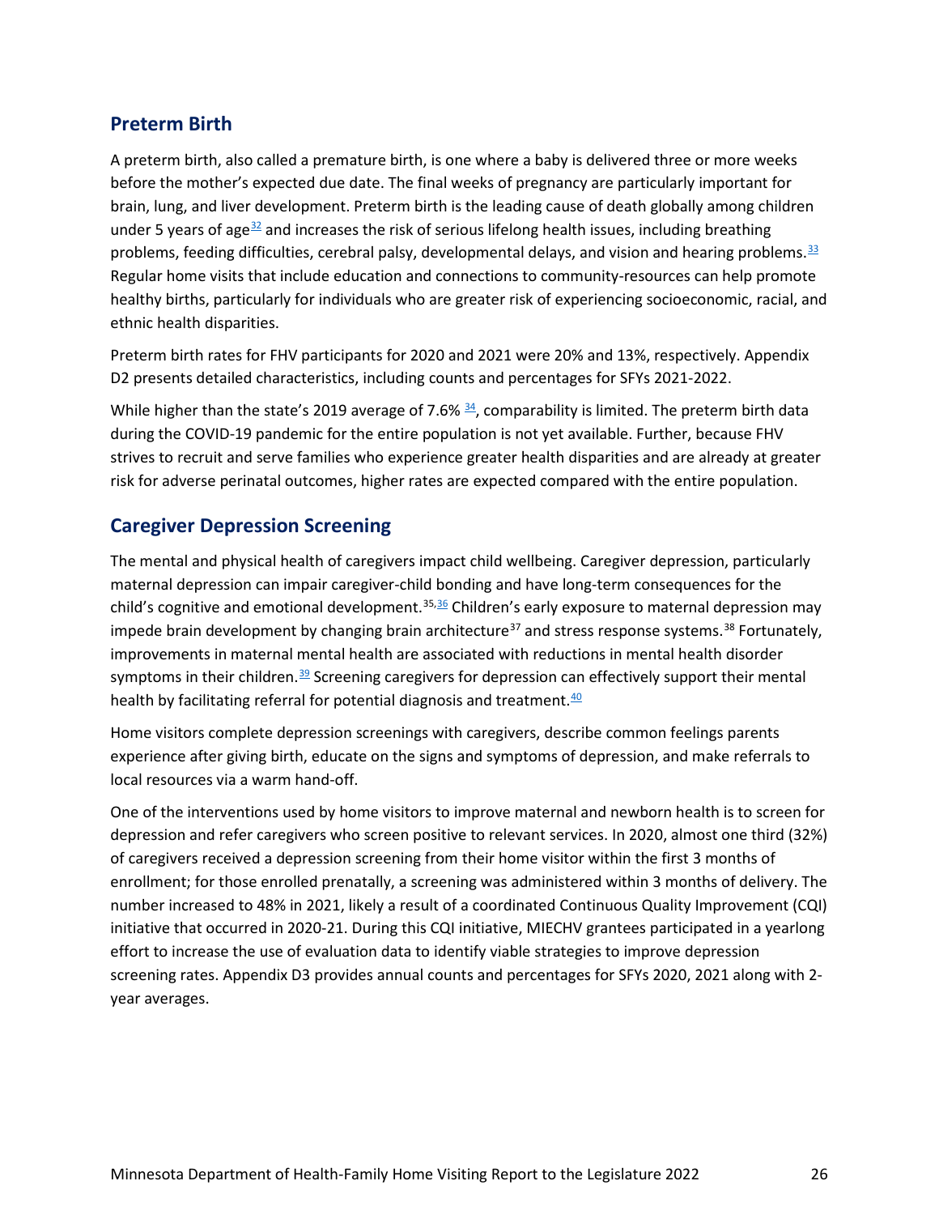## Preterm Birth

A preterm birth, also called a premature birth, is one where a baby is delivered three or more weeks before the mother's expected due date. The final weeks of pregnancy are particularly important for brain, lung, and liver development. Preterm birth is the leading cause of death globally among children under 5 years of age[32] and increases the risk of serious lifelong health issues, including breathing problems, feeding difficulties, cerebral palsy, developmental delays, and vision and hearing problems.[33] Regular home visits that include education and connections to community-resources can help promote healthy births, particularly for individuals who are greater risk of experiencing socioeconomic, racial, and ethnic health disparities.

Preterm birth rates for FHV participants for 2020 and 2021 were 20% and 13%, respectively. Appendix D2 presents detailed characteristics, including counts and percentages for SFYs 2021-2022.

While higher than the state's 2019 average of 7.6% [34], comparability is limited. The preterm birth data during the COVID-19 pandemic for the entire population is not yet available. Further, because FHV strives to recruit and serve families who experience greater health disparities and are already at greater risk for adverse perinatal outcomes, higher rates are expected compared with the entire population.

## Caregiver Depression Screening

The mental and physical health of caregivers impact child wellbeing. Caregiver depression, particularly maternal depression can impair caregiver-child bonding and have long-term consequences for the child's cognitive and emotional development.[35,36] Children's early exposure to maternal depression may impede brain development by changing brain architecture[37] and stress response systems.[38] Fortunately, improvements in maternal mental health are associated with reductions in mental health disorder symptoms in their children.[39] Screening caregivers for depression can effectively support their mental health by facilitating referral for potential diagnosis and treatment.[40]

Home visitors complete depression screenings with caregivers, describe common feelings parents experience after giving birth, educate on the signs and symptoms of depression, and make referrals to local resources via a warm hand-off.

One of the interventions used by home visitors to improve maternal and newborn health is to screen for depression and refer caregivers who screen positive to relevant services. In 2020, almost one third (32%) of caregivers received a depression screening from their home visitor within the first 3 months of enrollment; for those enrolled prenatally, a screening was administered within 3 months of delivery. The number increased to 48% in 2021, likely a result of a coordinated Continuous Quality Improvement (CQI) initiative that occurred in 2020-21. During this CQI initiative, MIECHV grantees participated in a yearlong effort to increase the use of evaluation data to identify viable strategies to improve depression screening rates. Appendix D3 provides annual counts and percentages for SFYs 2020, 2021 along with 2-year averages.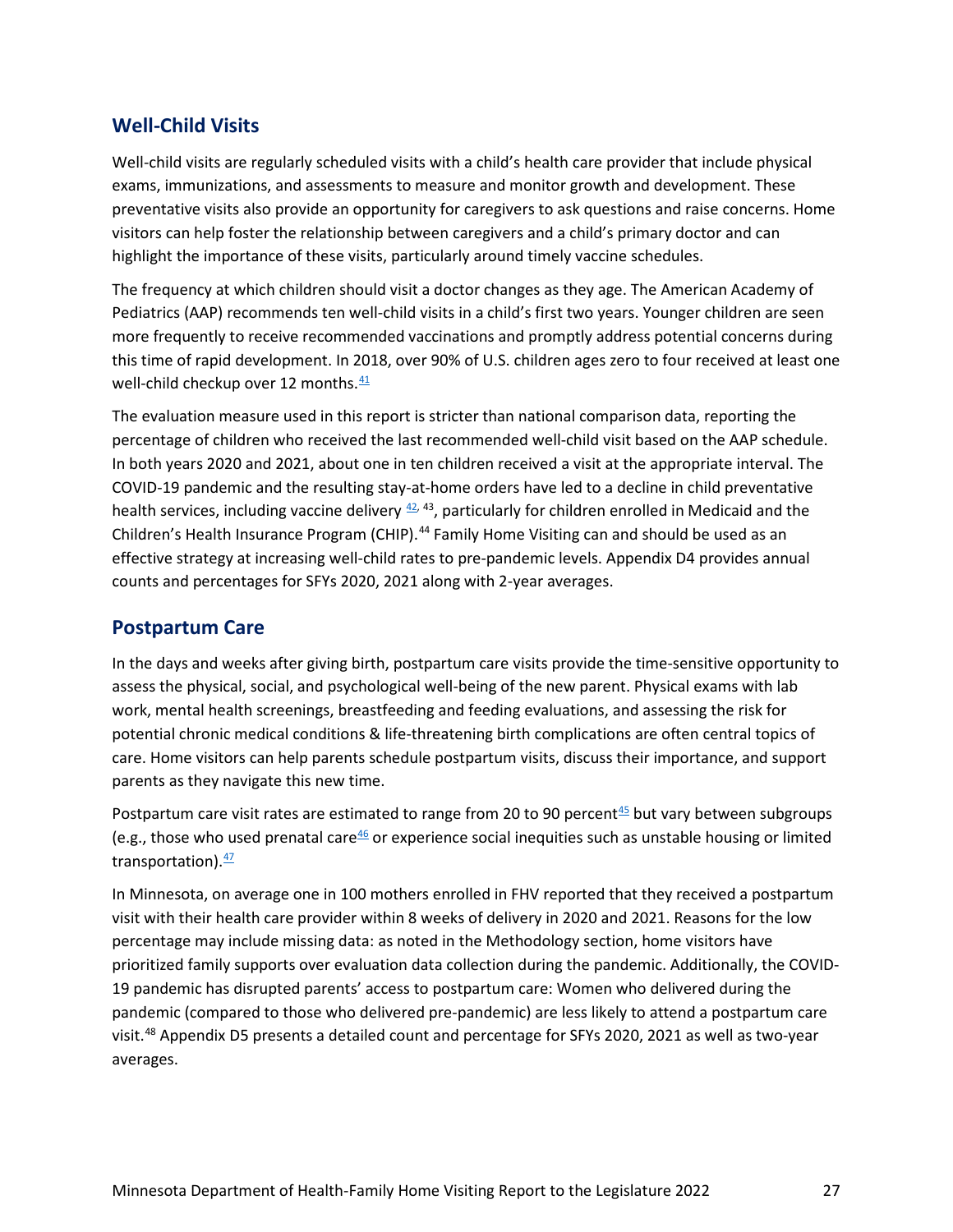## Well-Child Visits

Well-child visits are regularly scheduled visits with a child's health care provider that include physical exams, immunizations, and assessments to measure and monitor growth and development. These preventative visits also provide an opportunity for caregivers to ask questions and raise concerns. Home visitors can help foster the relationship between caregivers and a child's primary doctor and can highlight the importance of these visits, particularly around timely vaccine schedules.

The frequency at which children should visit a doctor changes as they age. The American Academy of Pediatrics (AAP) recommends ten well-child visits in a child's first two years. Younger children are seen more frequently to receive recommended vaccinations and promptly address potential concerns during this time of rapid development. In 2018, over 90% of U.S. children ages zero to four received at least one well-child checkup over 12 months.[41]

The evaluation measure used in this report is stricter than national comparison data, reporting the percentage of children who received the last recommended well-child visit based on the AAP schedule. In both years 2020 and 2021, about one in ten children received a visit at the appropriate interval. The COVID-19 pandemic and the resulting stay-at-home orders have led to a decline in child preventative health services, including vaccine delivery [42, 43], particularly for children enrolled in Medicaid and the Children's Health Insurance Program (CHIP).[44] Family Home Visiting can and should be used as an effective strategy at increasing well-child rates to pre-pandemic levels. Appendix D4 provides annual counts and percentages for SFYs 2020, 2021 along with 2-year averages.

## Postpartum Care

In the days and weeks after giving birth, postpartum care visits provide the time-sensitive opportunity to assess the physical, social, and psychological well-being of the new parent. Physical exams with lab work, mental health screenings, breastfeeding and feeding evaluations, and assessing the risk for potential chronic medical conditions & life-threatening birth complications are often central topics of care. Home visitors can help parents schedule postpartum visits, discuss their importance, and support parents as they navigate this new time.

Postpartum care visit rates are estimated to range from 20 to 90 percent[45] but vary between subgroups (e.g., those who used prenatal care[46] or experience social inequities such as unstable housing or limited transportation).[47]

In Minnesota, on average one in 100 mothers enrolled in FHV reported that they received a postpartum visit with their health care provider within 8 weeks of delivery in 2020 and 2021. Reasons for the low percentage may include missing data: as noted in the Methodology section, home visitors have prioritized family supports over evaluation data collection during the pandemic. Additionally, the COVID-19 pandemic has disrupted parents' access to postpartum care: Women who delivered during the pandemic (compared to those who delivered pre-pandemic) are less likely to attend a postpartum care visit.[48] Appendix D5 presents a detailed count and percentage for SFYs 2020, 2021 as well as two-year averages.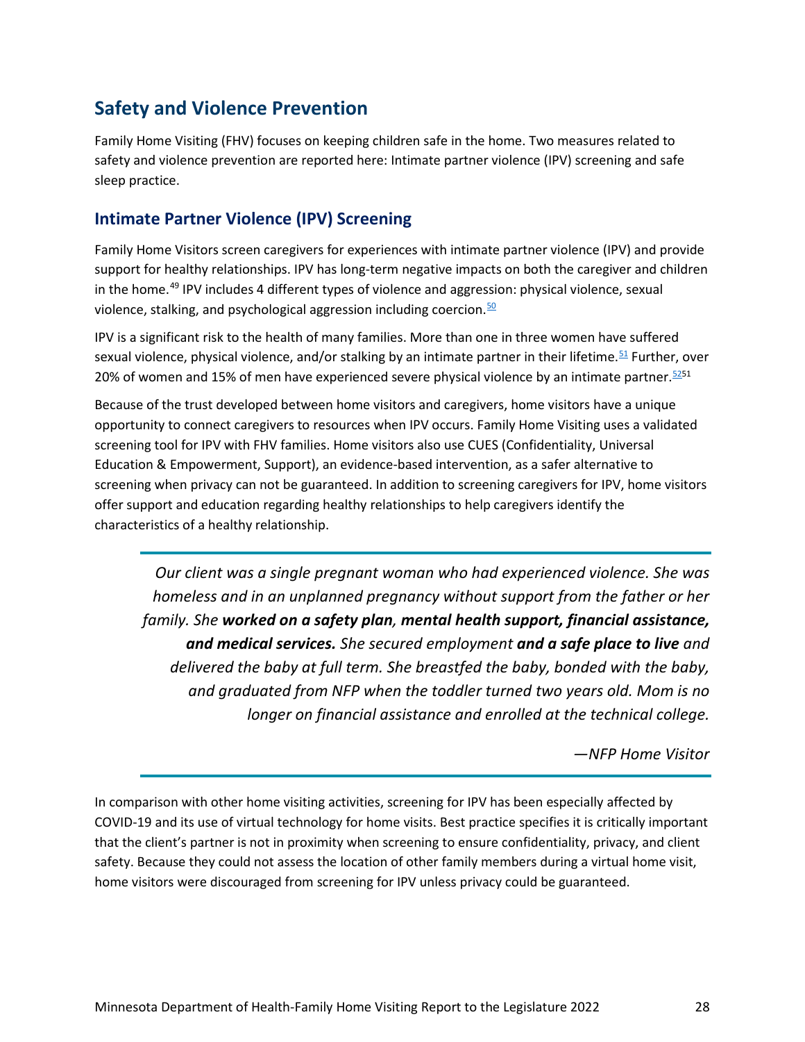## Safety and Violence Prevention

Family Home Visiting (FHV) focuses on keeping children safe in the home. Two measures related to safety and violence prevention are reported here: Intimate partner violence (IPV) screening and safe sleep practice.

### Intimate Partner Violence (IPV) Screening

Family Home Visitors screen caregivers for experiences with intimate partner violence (IPV) and provide support for healthy relationships. IPV has long-term negative impacts on both the caregiver and children in the home.[49] IPV includes 4 different types of violence and aggression: physical violence, sexual violence, stalking, and psychological aggression including coercion.[50]

IPV is a significant risk to the health of many families. More than one in three women have suffered sexual violence, physical violence, and/or stalking by an intimate partner in their lifetime.[51] Further, over 20% of women and 15% of men have experienced severe physical violence by an intimate partner.[52][51]

Because of the trust developed between home visitors and caregivers, home visitors have a unique opportunity to connect caregivers to resources when IPV occurs. Family Home Visiting uses a validated screening tool for IPV with FHV families. Home visitors also use CUES (Confidentiality, Universal Education & Empowerment, Support), an evidence-based intervention, as a safer alternative to screening when privacy can not be guaranteed. In addition to screening caregivers for IPV, home visitors offer support and education regarding healthy relationships to help caregivers identify the characteristics of a healthy relationship.

> *Our client was a single pregnant woman who had experienced violence. She was homeless and in an unplanned pregnancy without support from the father or her family. She* ***worked on a safety plan****,* ***mental health support, financial assistance, and medical services.*** *She secured employment* ***and a safe place to live*** *and delivered the baby at full term. She breastfed the baby, bonded with the baby, and graduated from NFP when the toddler turned two years old. Mom is no longer on financial assistance and enrolled at the technical college.*
>
> *—NFP Home Visitor*

In comparison with other home visiting activities, screening for IPV has been especially affected by COVID-19 and its use of virtual technology for home visits. Best practice specifies it is critically important that the client's partner is not in proximity when screening to ensure confidentiality, privacy, and client safety. Because they could not assess the location of other family members during a virtual home visit, home visitors were discouraged from screening for IPV unless privacy could be guaranteed.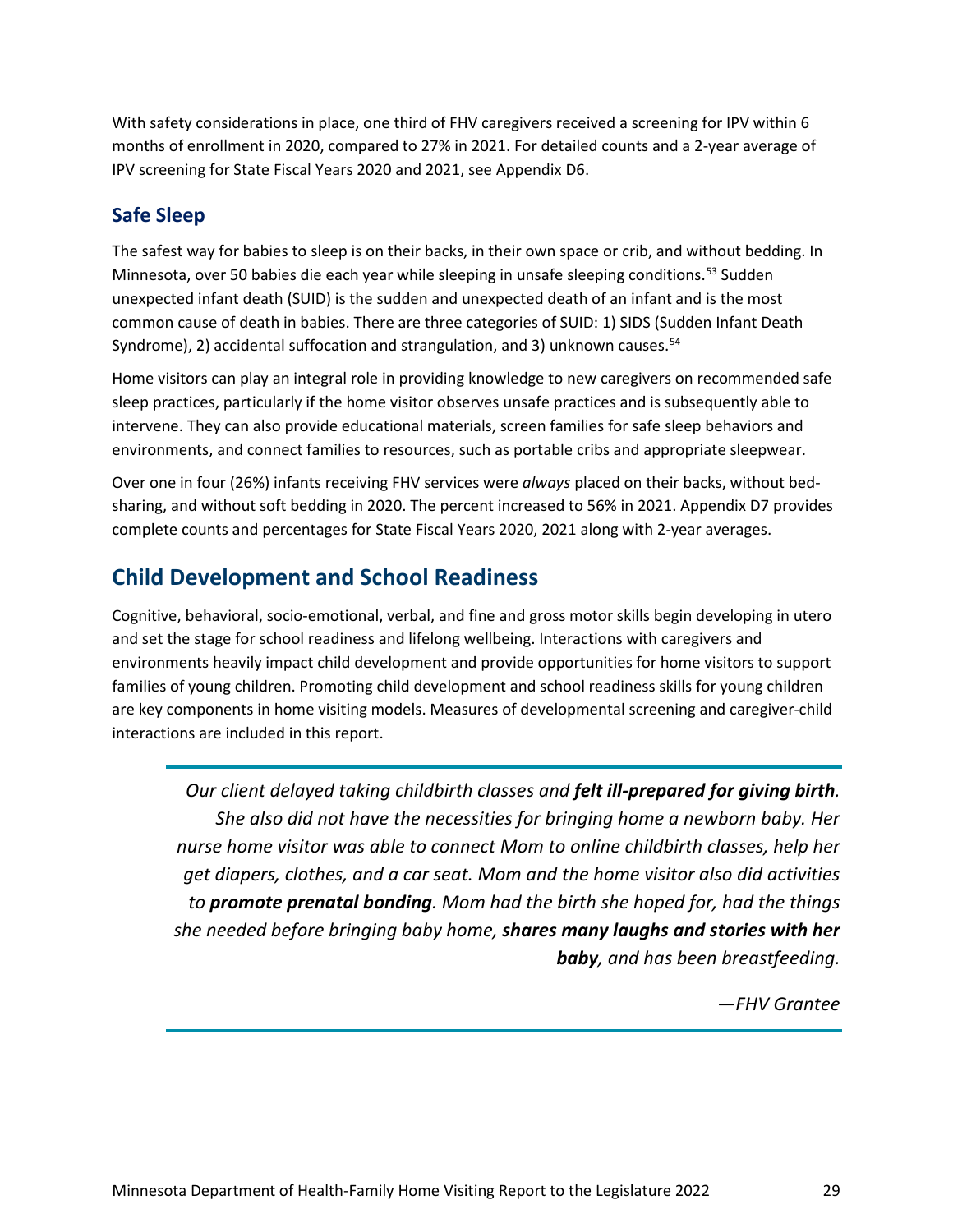With safety considerations in place, one third of FHV caregivers received a screening for IPV within 6 months of enrollment in 2020, compared to 27% in 2021. For detailed counts and a 2-year average of IPV screening for State Fiscal Years 2020 and 2021, see Appendix D6.

### Safe Sleep

The safest way for babies to sleep is on their backs, in their own space or crib, and without bedding. In Minnesota, over 50 babies die each year while sleeping in unsafe sleeping conditions.[53] Sudden unexpected infant death (SUID) is the sudden and unexpected death of an infant and is the most common cause of death in babies. There are three categories of SUID: 1) SIDS (Sudden Infant Death Syndrome), 2) accidental suffocation and strangulation, and 3) unknown causes.[54]

Home visitors can play an integral role in providing knowledge to new caregivers on recommended safe sleep practices, particularly if the home visitor observes unsafe practices and is subsequently able to intervene. They can also provide educational materials, screen families for safe sleep behaviors and environments, and connect families to resources, such as portable cribs and appropriate sleepwear.

Over one in four (26%) infants receiving FHV services were *always* placed on their backs, without bed-sharing, and without soft bedding in 2020. The percent increased to 56% in 2021. Appendix D7 provides complete counts and percentages for State Fiscal Years 2020, 2021 along with 2-year averages.

## Child Development and School Readiness

Cognitive, behavioral, socio-emotional, verbal, and fine and gross motor skills begin developing in utero and set the stage for school readiness and lifelong wellbeing. Interactions with caregivers and environments heavily impact child development and provide opportunities for home visitors to support families of young children. Promoting child development and school readiness skills for young children are key components in home visiting models. Measures of developmental screening and caregiver-child interactions are included in this report.

> *Our client delayed taking childbirth classes and **felt ill-prepared for giving birth**. She also did not have the necessities for bringing home a newborn baby. Her nurse home visitor was able to connect Mom to online childbirth classes, help her get diapers, clothes, and a car seat. Mom and the home visitor also did activities to **promote prenatal bonding**. Mom had the birth she hoped for, had the things she needed before bringing baby home, **shares many laughs and stories with her baby**, and has been breastfeeding.*
>
> *—FHV Grantee*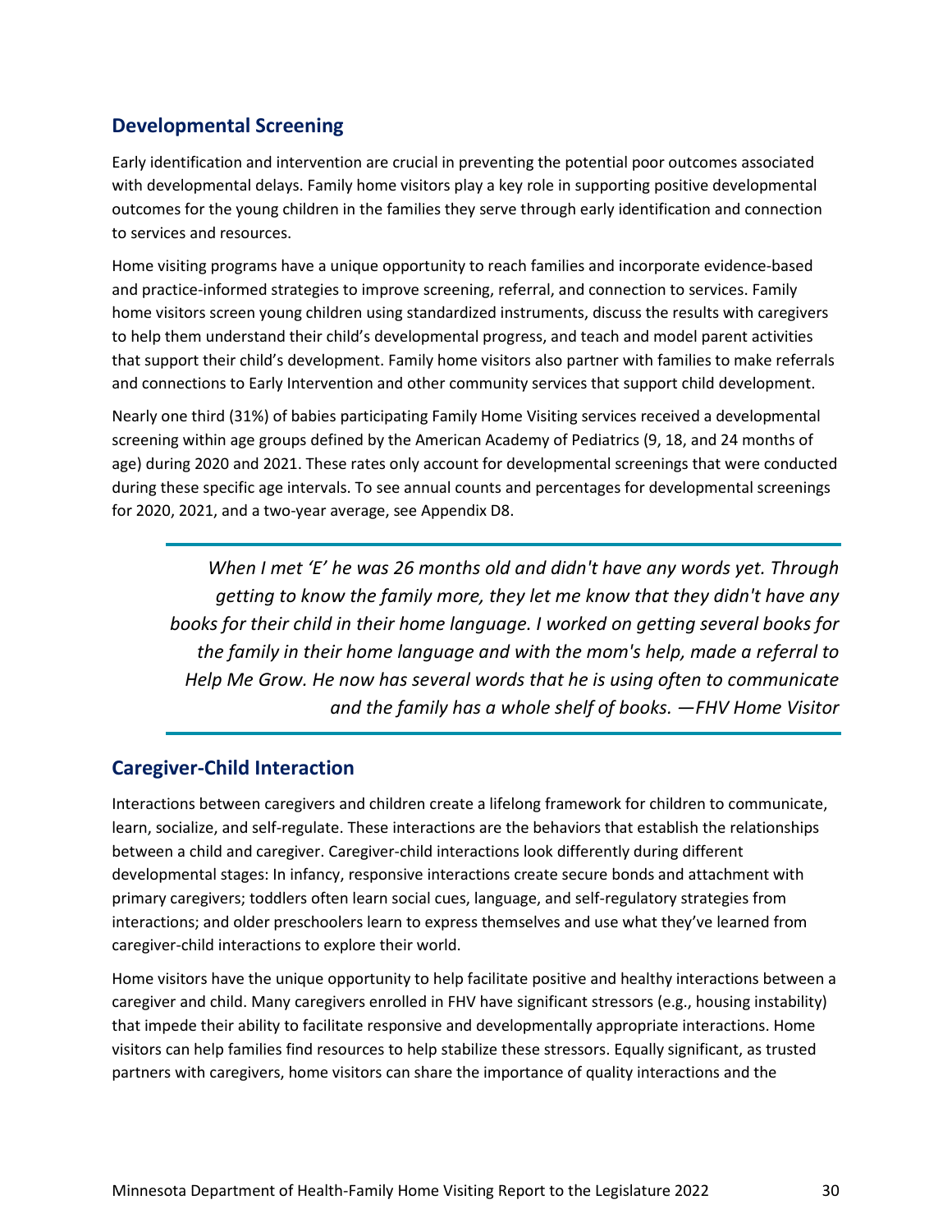## Developmental Screening

Early identification and intervention are crucial in preventing the potential poor outcomes associated with developmental delays. Family home visitors play a key role in supporting positive developmental outcomes for the young children in the families they serve through early identification and connection to services and resources.

Home visiting programs have a unique opportunity to reach families and incorporate evidence-based and practice-informed strategies to improve screening, referral, and connection to services. Family home visitors screen young children using standardized instruments, discuss the results with caregivers to help them understand their child's developmental progress, and teach and model parent activities that support their child's development. Family home visitors also partner with families to make referrals and connections to Early Intervention and other community services that support child development.

Nearly one third (31%) of babies participating Family Home Visiting services received a developmental screening within age groups defined by the American Academy of Pediatrics (9, 18, and 24 months of age) during 2020 and 2021. These rates only account for developmental screenings that were conducted during these specific age intervals. To see annual counts and percentages for developmental screenings for 2020, 2021, and a two-year average, see Appendix D8.

> *When I met 'E' he was 26 months old and didn't have any words yet. Through getting to know the family more, they let me know that they didn't have any books for their child in their home language. I worked on getting several books for the family in their home language and with the mom's help, made a referral to Help Me Grow. He now has several words that he is using often to communicate and the family has a whole shelf of books. —FHV Home Visitor*

## Caregiver-Child Interaction

Interactions between caregivers and children create a lifelong framework for children to communicate, learn, socialize, and self-regulate. These interactions are the behaviors that establish the relationships between a child and caregiver. Caregiver-child interactions look differently during different developmental stages: In infancy, responsive interactions create secure bonds and attachment with primary caregivers; toddlers often learn social cues, language, and self-regulatory strategies from interactions; and older preschoolers learn to express themselves and use what they've learned from caregiver-child interactions to explore their world.

Home visitors have the unique opportunity to help facilitate positive and healthy interactions between a caregiver and child. Many caregivers enrolled in FHV have significant stressors (e.g., housing instability) that impede their ability to facilitate responsive and developmentally appropriate interactions. Home visitors can help families find resources to help stabilize these stressors. Equally significant, as trusted partners with caregivers, home visitors can share the importance of quality interactions and the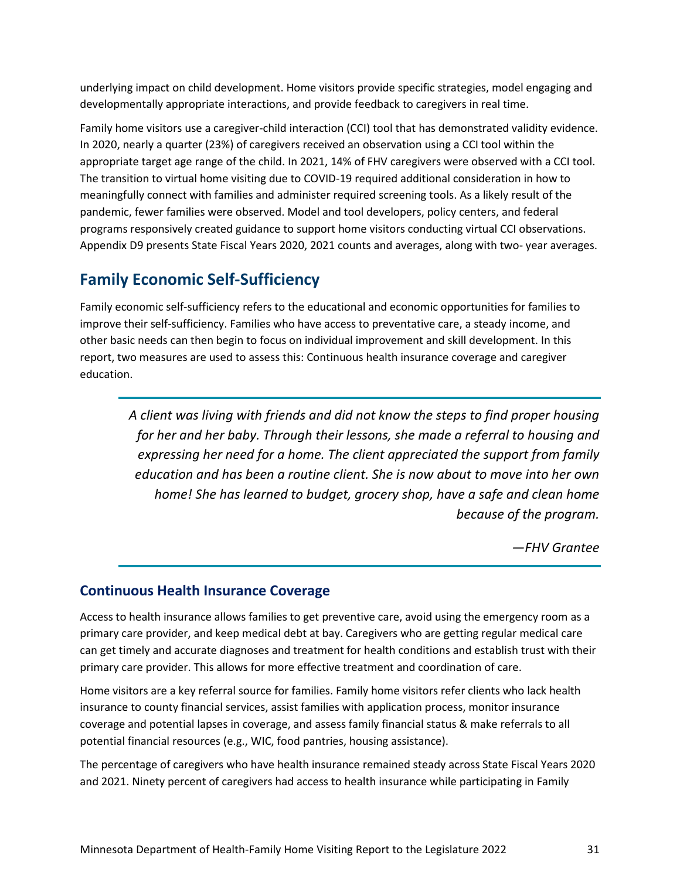underlying impact on child development. Home visitors provide specific strategies, model engaging and developmentally appropriate interactions, and provide feedback to caregivers in real time.

Family home visitors use a caregiver-child interaction (CCI) tool that has demonstrated validity evidence. In 2020, nearly a quarter (23%) of caregivers received an observation using a CCI tool within the appropriate target age range of the child. In 2021, 14% of FHV caregivers were observed with a CCI tool. The transition to virtual home visiting due to COVID-19 required additional consideration in how to meaningfully connect with families and administer required screening tools. As a likely result of the pandemic, fewer families were observed. Model and tool developers, policy centers, and federal programs responsively created guidance to support home visitors conducting virtual CCI observations. Appendix D9 presents State Fiscal Years 2020, 2021 counts and averages, along with two- year averages.

## Family Economic Self-Sufficiency

Family economic self-sufficiency refers to the educational and economic opportunities for families to improve their self-sufficiency. Families who have access to preventative care, a steady income, and other basic needs can then begin to focus on individual improvement and skill development. In this report, two measures are used to assess this: Continuous health insurance coverage and caregiver education.

> *A client was living with friends and did not know the steps to find proper housing for her and her baby. Through their lessons, she made a referral to housing and expressing her need for a home. The client appreciated the support from family education and has been a routine client. She is now about to move into her own home! She has learned to budget, grocery shop, have a safe and clean home because of the program.*
>
> *—FHV Grantee*

### Continuous Health Insurance Coverage

Access to health insurance allows families to get preventive care, avoid using the emergency room as a primary care provider, and keep medical debt at bay. Caregivers who are getting regular medical care can get timely and accurate diagnoses and treatment for health conditions and establish trust with their primary care provider. This allows for more effective treatment and coordination of care.

Home visitors are a key referral source for families. Family home visitors refer clients who lack health insurance to county financial services, assist families with application process, monitor insurance coverage and potential lapses in coverage, and assess family financial status & make referrals to all potential financial resources (e.g., WIC, food pantries, housing assistance).

The percentage of caregivers who have health insurance remained steady across State Fiscal Years 2020 and 2021. Ninety percent of caregivers had access to health insurance while participating in Family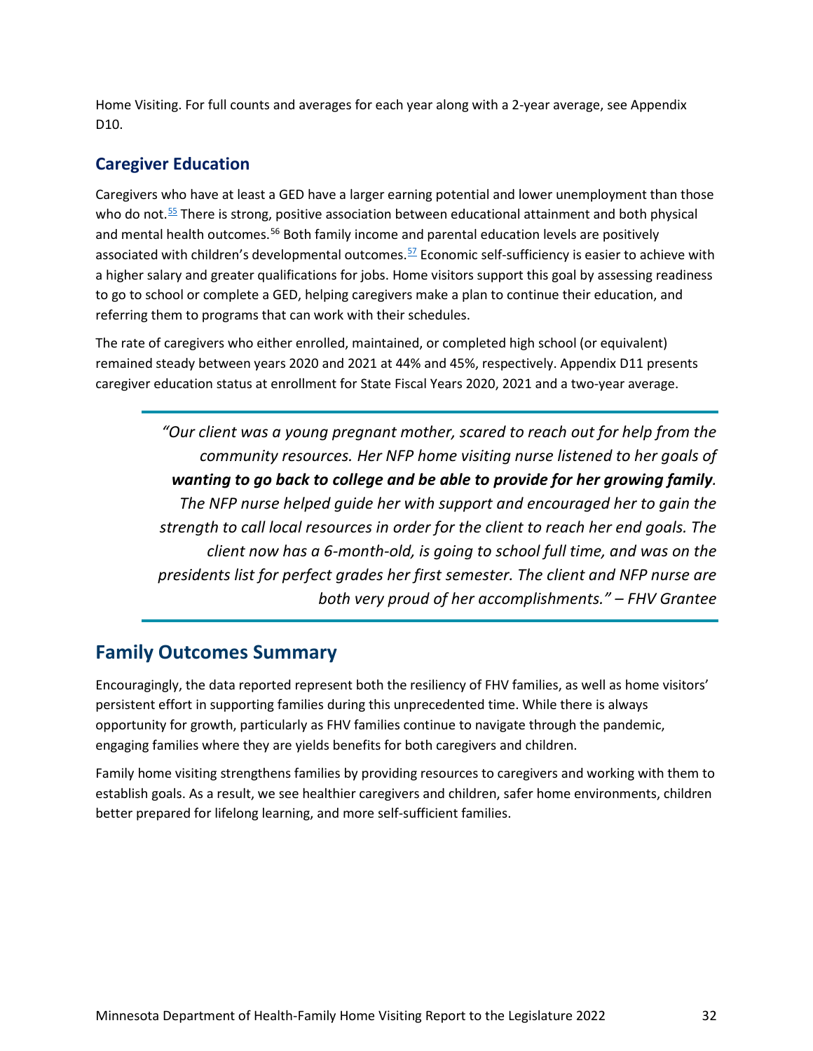Home Visiting. For full counts and averages for each year along with a 2-year average, see Appendix D10.

### Caregiver Education

Caregivers who have at least a GED have a larger earning potential and lower unemployment than those who do not.[55] There is strong, positive association between educational attainment and both physical and mental health outcomes.[56] Both family income and parental education levels are positively associated with children's developmental outcomes.[57] Economic self-sufficiency is easier to achieve with a higher salary and greater qualifications for jobs. Home visitors support this goal by assessing readiness to go to school or complete a GED, helping caregivers make a plan to continue their education, and referring them to programs that can work with their schedules.

The rate of caregivers who either enrolled, maintained, or completed high school (or equivalent) remained steady between years 2020 and 2021 at 44% and 45%, respectively. Appendix D11 presents caregiver education status at enrollment for State Fiscal Years 2020, 2021 and a two-year average.

> *"Our client was a young pregnant mother, scared to reach out for help from the community resources. Her NFP home visiting nurse listened to her goals of **wanting to go back to college and be able to provide for her growing family**. The NFP nurse helped guide her with support and encouraged her to gain the strength to call local resources in order for the client to reach her end goals. The client now has a 6-month-old, is going to school full time, and was on the presidents list for perfect grades her first semester. The client and NFP nurse are both very proud of her accomplishments." – FHV Grantee*

## Family Outcomes Summary

Encouragingly, the data reported represent both the resiliency of FHV families, as well as home visitors' persistent effort in supporting families during this unprecedented time. While there is always opportunity for growth, particularly as FHV families continue to navigate through the pandemic, engaging families where they are yields benefits for both caregivers and children.

Family home visiting strengthens families by providing resources to caregivers and working with them to establish goals. As a result, we see healthier caregivers and children, safer home environments, children better prepared for lifelong learning, and more self-sufficient families.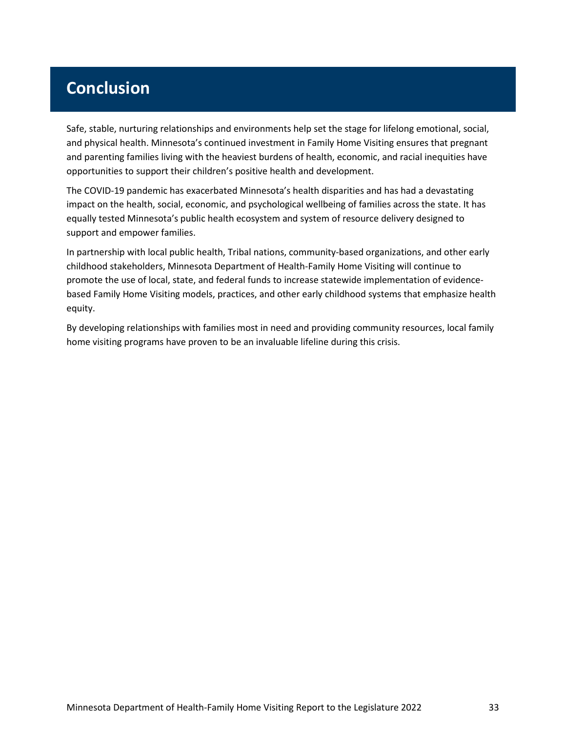# Conclusion

Safe, stable, nurturing relationships and environments help set the stage for lifelong emotional, social, and physical health. Minnesota's continued investment in Family Home Visiting ensures that pregnant and parenting families living with the heaviest burdens of health, economic, and racial inequities have opportunities to support their children's positive health and development.

The COVID-19 pandemic has exacerbated Minnesota's health disparities and has had a devastating impact on the health, social, economic, and psychological wellbeing of families across the state. It has equally tested Minnesota's public health ecosystem and system of resource delivery designed to support and empower families.

In partnership with local public health, Tribal nations, community-based organizations, and other early childhood stakeholders, Minnesota Department of Health-Family Home Visiting will continue to promote the use of local, state, and federal funds to increase statewide implementation of evidence-based Family Home Visiting models, practices, and other early childhood systems that emphasize health equity.

By developing relationships with families most in need and providing community resources, local family home visiting programs have proven to be an invaluable lifeline during this crisis.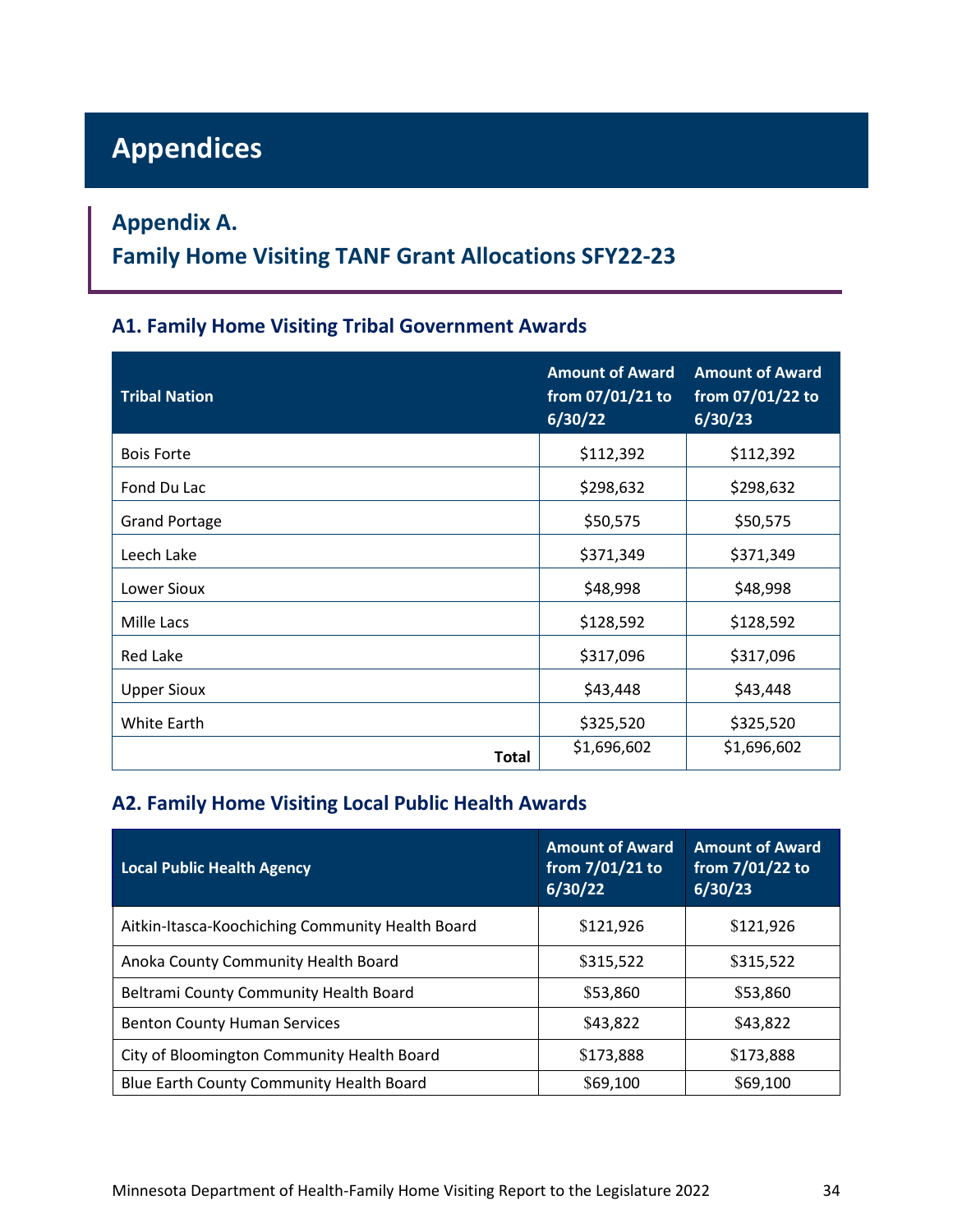# Appendices

## Appendix A. Family Home Visiting TANF Grant Allocations SFY22-23

### A1. Family Home Visiting Tribal Government Awards

| Tribal Nation | Amount of Award from 07/01/21 to 6/30/22 | Amount of Award from 07/01/22 to 6/30/23 |
|---|---|---|
| Bois Forte | $112,392 | $112,392 |
| Fond Du Lac | $298,632 | $298,632 |
| Grand Portage | $50,575 | $50,575 |
| Leech Lake | $371,349 | $371,349 |
| Lower Sioux | $48,998 | $48,998 |
| Mille Lacs | $128,592 | $128,592 |
| Red Lake | $317,096 | $317,096 |
| Upper Sioux | $43,448 | $43,448 |
| White Earth | $325,520 | $325,520 |
| **Total** | $1,696,602 | $1,696,602 |

### A2. Family Home Visiting Local Public Health Awards

| Local Public Health Agency | Amount of Award from 7/01/21 to 6/30/22 | Amount of Award from 7/01/22 to 6/30/23 |
|---|---|---|
| Aitkin-Itasca-Koochiching Community Health Board | $121,926 | $121,926 |
| Anoka County Community Health Board | $315,522 | $315,522 |
| Beltrami County Community Health Board | $53,860 | $53,860 |
| Benton County Human Services | $43,822 | $43,822 |
| City of Bloomington Community Health Board | $173,888 | $173,888 |
| Blue Earth County Community Health Board | $69,100 | $69,100 |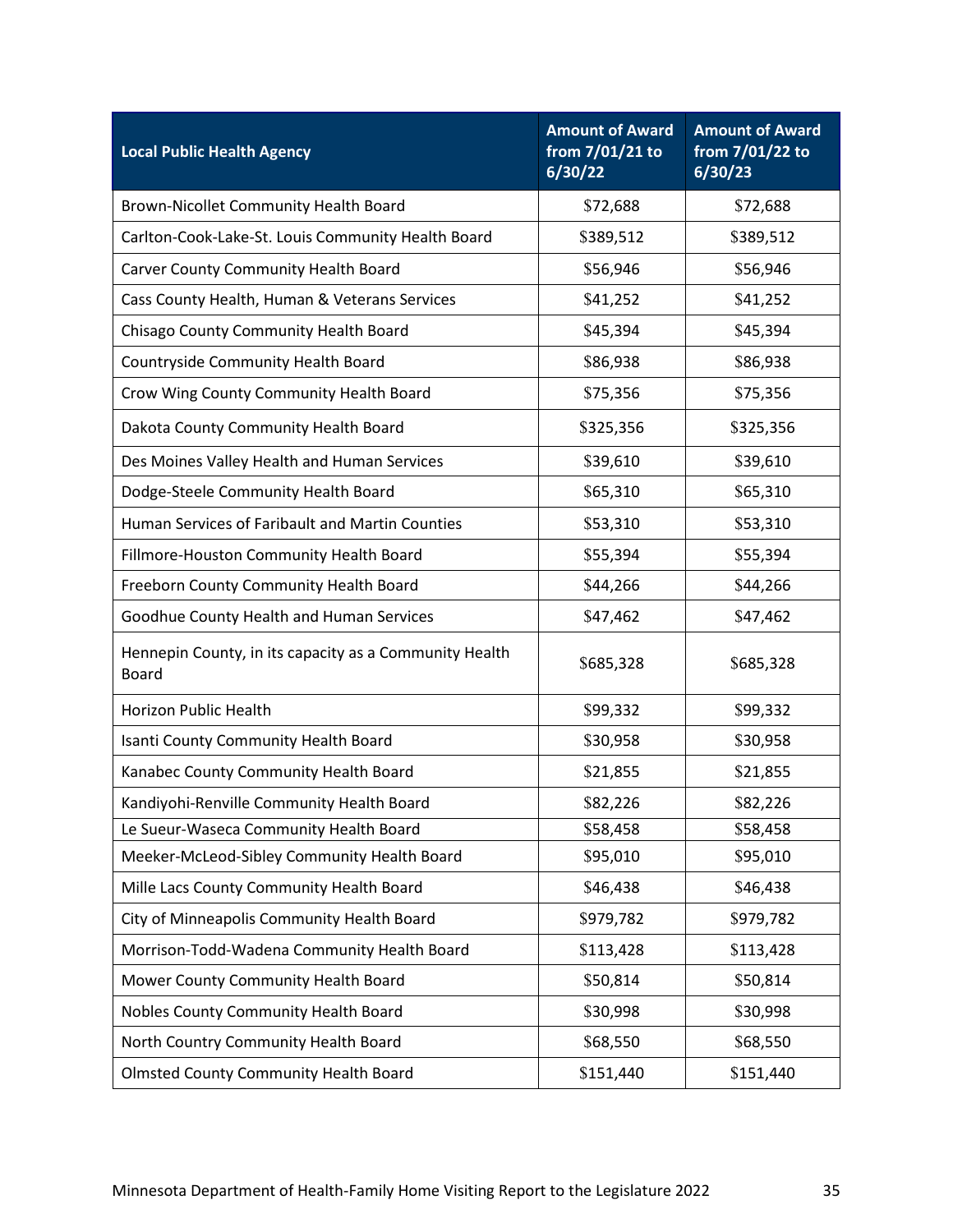| Local Public Health Agency | Amount of Award from 7/01/21 to 6/30/22 | Amount of Award from 7/01/22 to 6/30/23 |
|---|---|---|
| Brown-Nicollet Community Health Board | $72,688 | $72,688 |
| Carlton-Cook-Lake-St. Louis Community Health Board | $389,512 | $389,512 |
| Carver County Community Health Board | $56,946 | $56,946 |
| Cass County Health, Human & Veterans Services | $41,252 | $41,252 |
| Chisago County Community Health Board | $45,394 | $45,394 |
| Countryside Community Health Board | $86,938 | $86,938 |
| Crow Wing County Community Health Board | $75,356 | $75,356 |
| Dakota County Community Health Board | $325,356 | $325,356 |
| Des Moines Valley Health and Human Services | $39,610 | $39,610 |
| Dodge-Steele Community Health Board | $65,310 | $65,310 |
| Human Services of Faribault and Martin Counties | $53,310 | $53,310 |
| Fillmore-Houston Community Health Board | $55,394 | $55,394 |
| Freeborn County Community Health Board | $44,266 | $44,266 |
| Goodhue County Health and Human Services | $47,462 | $47,462 |
| Hennepin County, in its capacity as a Community Health Board | $685,328 | $685,328 |
| Horizon Public Health | $99,332 | $99,332 |
| Isanti County Community Health Board | $30,958 | $30,958 |
| Kanabec County Community Health Board | $21,855 | $21,855 |
| Kandiyohi-Renville Community Health Board | $82,226 | $82,226 |
| Le Sueur-Waseca Community Health Board | $58,458 | $58,458 |
| Meeker-McLeod-Sibley Community Health Board | $95,010 | $95,010 |
| Mille Lacs County Community Health Board | $46,438 | $46,438 |
| City of Minneapolis Community Health Board | $979,782 | $979,782 |
| Morrison-Todd-Wadena Community Health Board | $113,428 | $113,428 |
| Mower County Community Health Board | $50,814 | $50,814 |
| Nobles County Community Health Board | $30,998 | $30,998 |
| North Country Community Health Board | $68,550 | $68,550 |
| Olmsted County Community Health Board | $151,440 | $151,440 |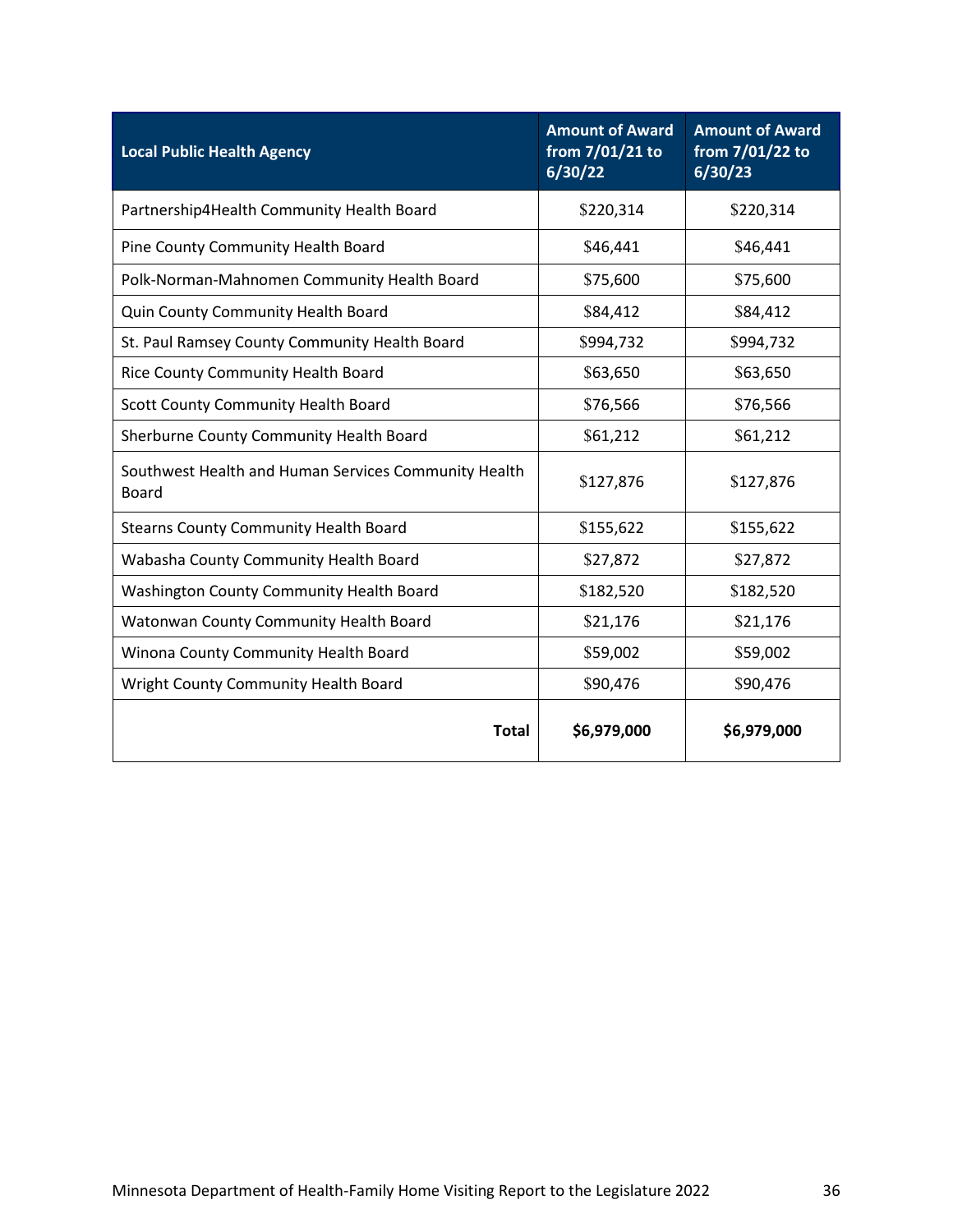| Local Public Health Agency | Amount of Award from 7/01/21 to 6/30/22 | Amount of Award from 7/01/22 to 6/30/23 |
|---|---|---|
| Partnership4Health Community Health Board | $220,314 | $220,314 |
| Pine County Community Health Board | $46,441 | $46,441 |
| Polk-Norman-Mahnomen Community Health Board | $75,600 | $75,600 |
| Quin County Community Health Board | $84,412 | $84,412 |
| St. Paul Ramsey County Community Health Board | $994,732 | $994,732 |
| Rice County Community Health Board | $63,650 | $63,650 |
| Scott County Community Health Board | $76,566 | $76,566 |
| Sherburne County Community Health Board | $61,212 | $61,212 |
| Southwest Health and Human Services Community Health Board | $127,876 | $127,876 |
| Stearns County Community Health Board | $155,622 | $155,622 |
| Wabasha County Community Health Board | $27,872 | $27,872 |
| Washington County Community Health Board | $182,520 | $182,520 |
| Watonwan County Community Health Board | $21,176 | $21,176 |
| Winona County Community Health Board | $59,002 | $59,002 |
| Wright County Community Health Board | $90,476 | $90,476 |
| **Total** | **$6,979,000** | **$6,979,000** |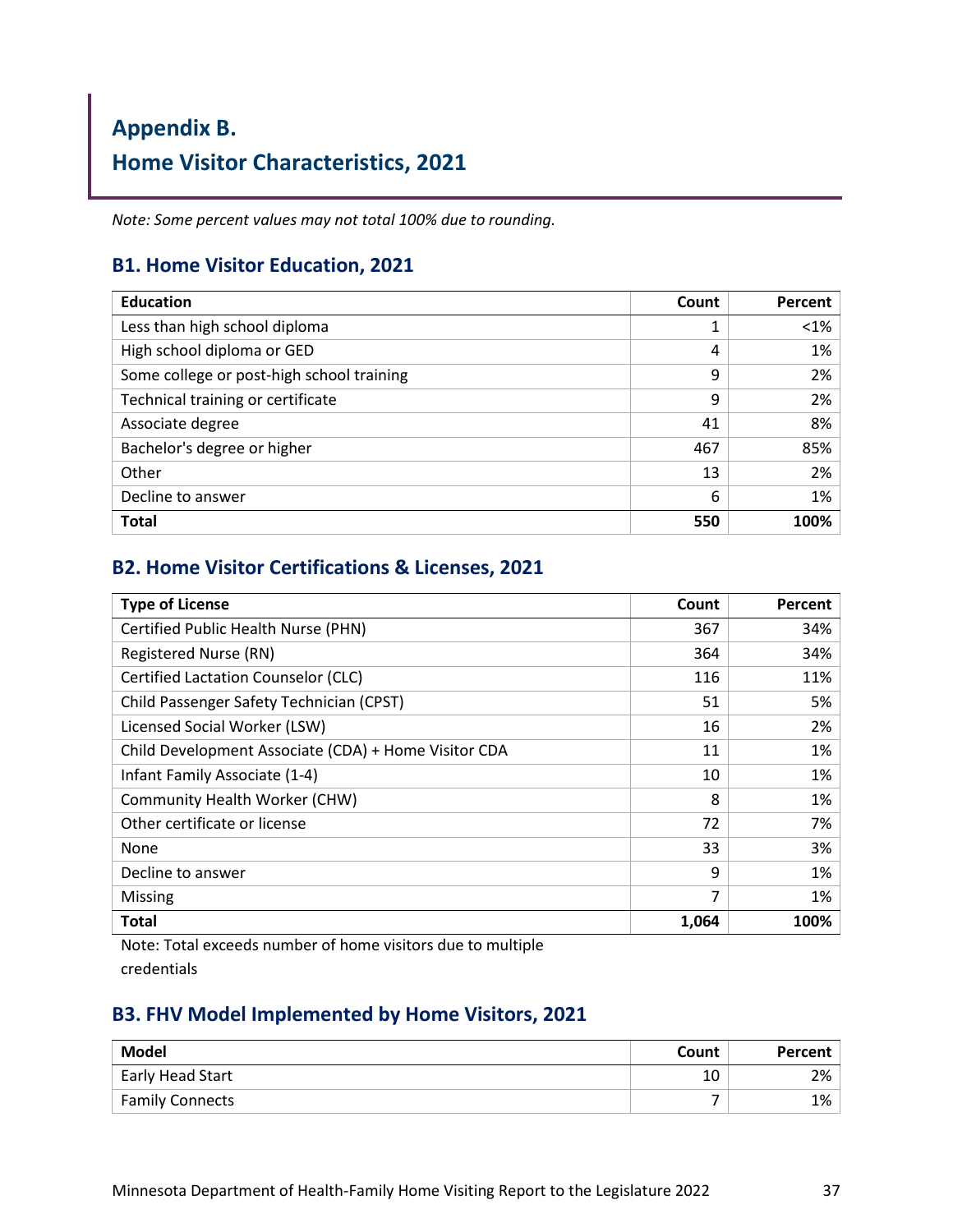# Appendix B.
# Home Visitor Characteristics, 2021

*Note: Some percent values may not total 100% due to rounding.*

## B1. Home Visitor Education, 2021

| Education | Count | Percent |
|---|---|---|
| Less than high school diploma | 1 | <1% |
| High school diploma or GED | 4 | 1% |
| Some college or post-high school training | 9 | 2% |
| Technical training or certificate | 9 | 2% |
| Associate degree | 41 | 8% |
| Bachelor's degree or higher | 467 | 85% |
| Other | 13 | 2% |
| Decline to answer | 6 | 1% |
| **Total** | **550** | **100%** |

## B2. Home Visitor Certifications & Licenses, 2021

| Type of License | Count | Percent |
|---|---|---|
| Certified Public Health Nurse (PHN) | 367 | 34% |
| Registered Nurse (RN) | 364 | 34% |
| Certified Lactation Counselor (CLC) | 116 | 11% |
| Child Passenger Safety Technician (CPST) | 51 | 5% |
| Licensed Social Worker (LSW) | 16 | 2% |
| Child Development Associate (CDA) + Home Visitor CDA | 11 | 1% |
| Infant Family Associate (1-4) | 10 | 1% |
| Community Health Worker (CHW) | 8 | 1% |
| Other certificate or license | 72 | 7% |
| None | 33 | 3% |
| Decline to answer | 9 | 1% |
| Missing | 7 | 1% |
| **Total** | **1,064** | **100%** |

Note: Total exceeds number of home visitors due to multiple credentials

## B3. FHV Model Implemented by Home Visitors, 2021

| Model | Count | Percent |
|---|---|---|
| Early Head Start | 10 | 2% |
| Family Connects | 7 | 1% |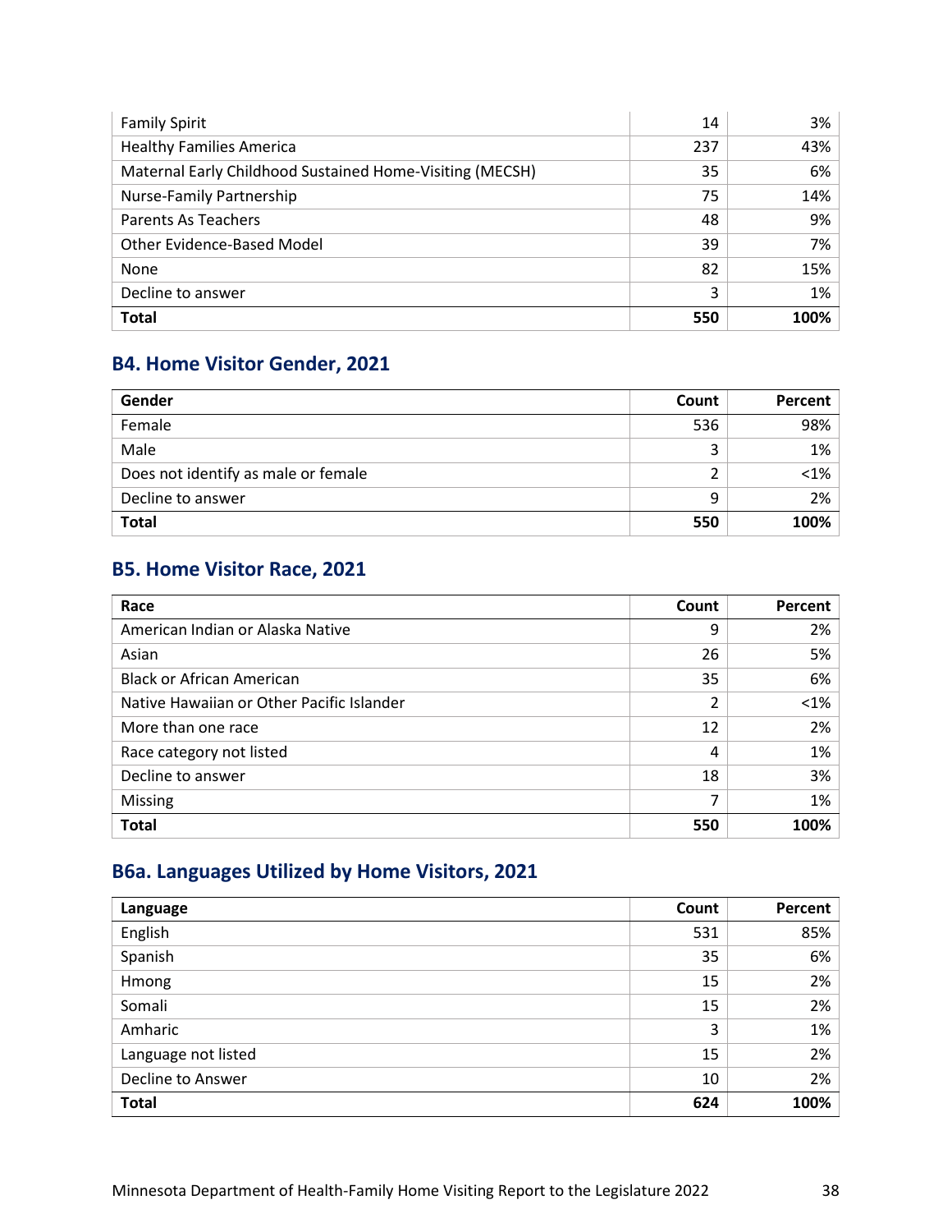| | | |
|---|---|---|
| Family Spirit | 14 | 3% |
| Healthy Families America | 237 | 43% |
| Maternal Early Childhood Sustained Home-Visiting (MECSH) | 35 | 6% |
| Nurse-Family Partnership | 75 | 14% |
| Parents As Teachers | 48 | 9% |
| Other Evidence-Based Model | 39 | 7% |
| None | 82 | 15% |
| Decline to answer | 3 | 1% |
| **Total** | **550** | **100%** |

## B4. Home Visitor Gender, 2021

| Gender | Count | Percent |
|---|---|---|
| Female | 536 | 98% |
| Male | 3 | 1% |
| Does not identify as male or female | 2 | <1% |
| Decline to answer | 9 | 2% |
| **Total** | **550** | **100%** |

## B5. Home Visitor Race, 2021

| Race | Count | Percent |
|---|---|---|
| American Indian or Alaska Native | 9 | 2% |
| Asian | 26 | 5% |
| Black or African American | 35 | 6% |
| Native Hawaiian or Other Pacific Islander | 2 | <1% |
| More than one race | 12 | 2% |
| Race category not listed | 4 | 1% |
| Decline to answer | 18 | 3% |
| Missing | 7 | 1% |
| **Total** | **550** | **100%** |

## B6a. Languages Utilized by Home Visitors, 2021

| Language | Count | Percent |
|---|---|---|
| English | 531 | 85% |
| Spanish | 35 | 6% |
| Hmong | 15 | 2% |
| Somali | 15 | 2% |
| Amharic | 3 | 1% |
| Language not listed | 15 | 2% |
| Decline to Answer | 10 | 2% |
| **Total** | **624** | **100%** |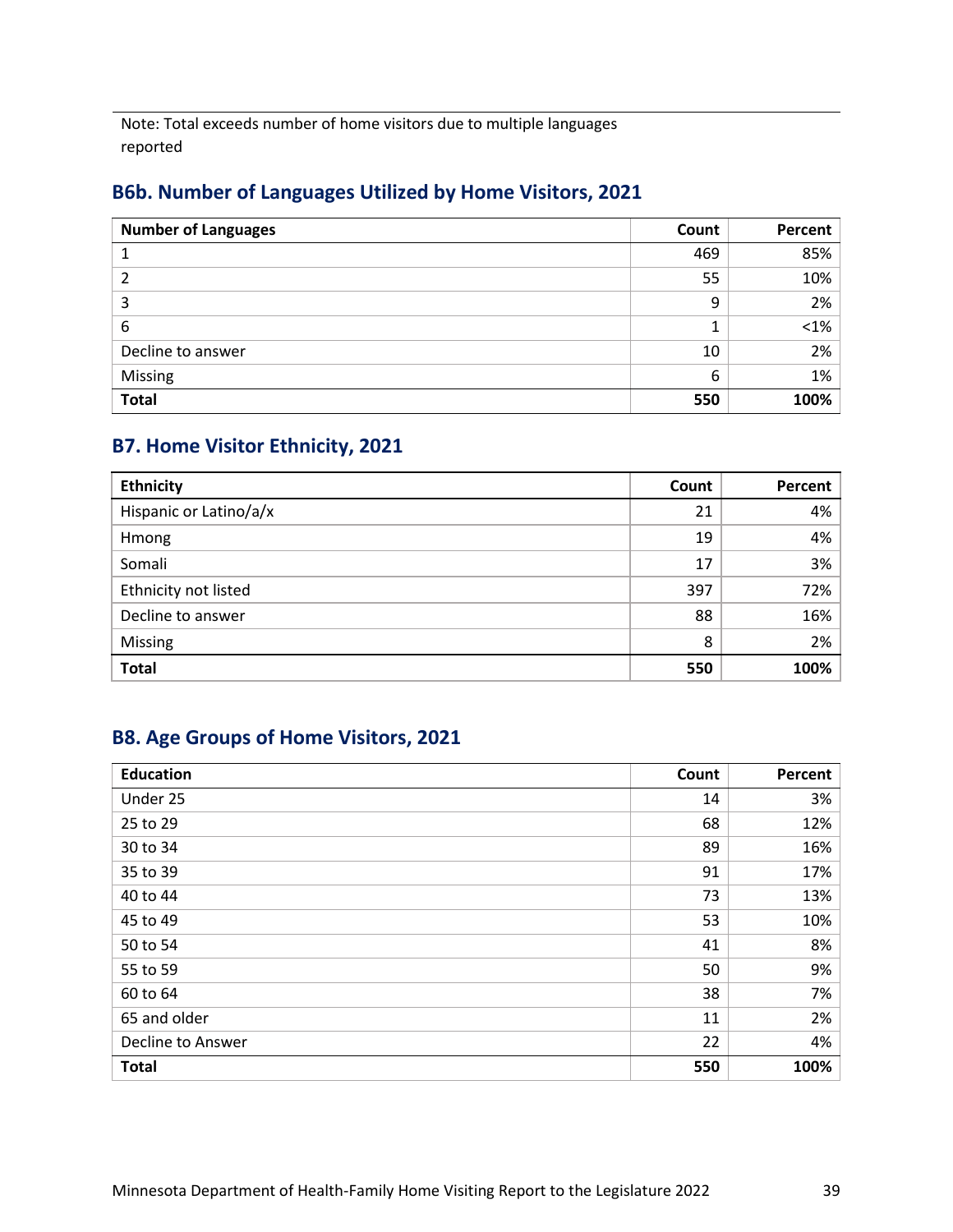Note: Total exceeds number of home visitors due to multiple languages reported

## B6b. Number of Languages Utilized by Home Visitors, 2021

| Number of Languages | Count | Percent |
|---|---|---|
| 1 | 469 | 85% |
| 2 | 55 | 10% |
| 3 | 9 | 2% |
| 6 | 1 | <1% |
| Decline to answer | 10 | 2% |
| Missing | 6 | 1% |
| **Total** | **550** | **100%** |

## B7. Home Visitor Ethnicity, 2021

| Ethnicity | Count | Percent |
|---|---|---|
| Hispanic or Latino/a/x | 21 | 4% |
| Hmong | 19 | 4% |
| Somali | 17 | 3% |
| Ethnicity not listed | 397 | 72% |
| Decline to answer | 88 | 16% |
| Missing | 8 | 2% |
| **Total** | **550** | **100%** |

## B8. Age Groups of Home Visitors, 2021

| Education | Count | Percent |
|---|---|---|
| Under 25 | 14 | 3% |
| 25 to 29 | 68 | 12% |
| 30 to 34 | 89 | 16% |
| 35 to 39 | 91 | 17% |
| 40 to 44 | 73 | 13% |
| 45 to 49 | 53 | 10% |
| 50 to 54 | 41 | 8% |
| 55 to 59 | 50 | 9% |
| 60 to 64 | 38 | 7% |
| 65 and older | 11 | 2% |
| Decline to Answer | 22 | 4% |
| **Total** | **550** | **100%** |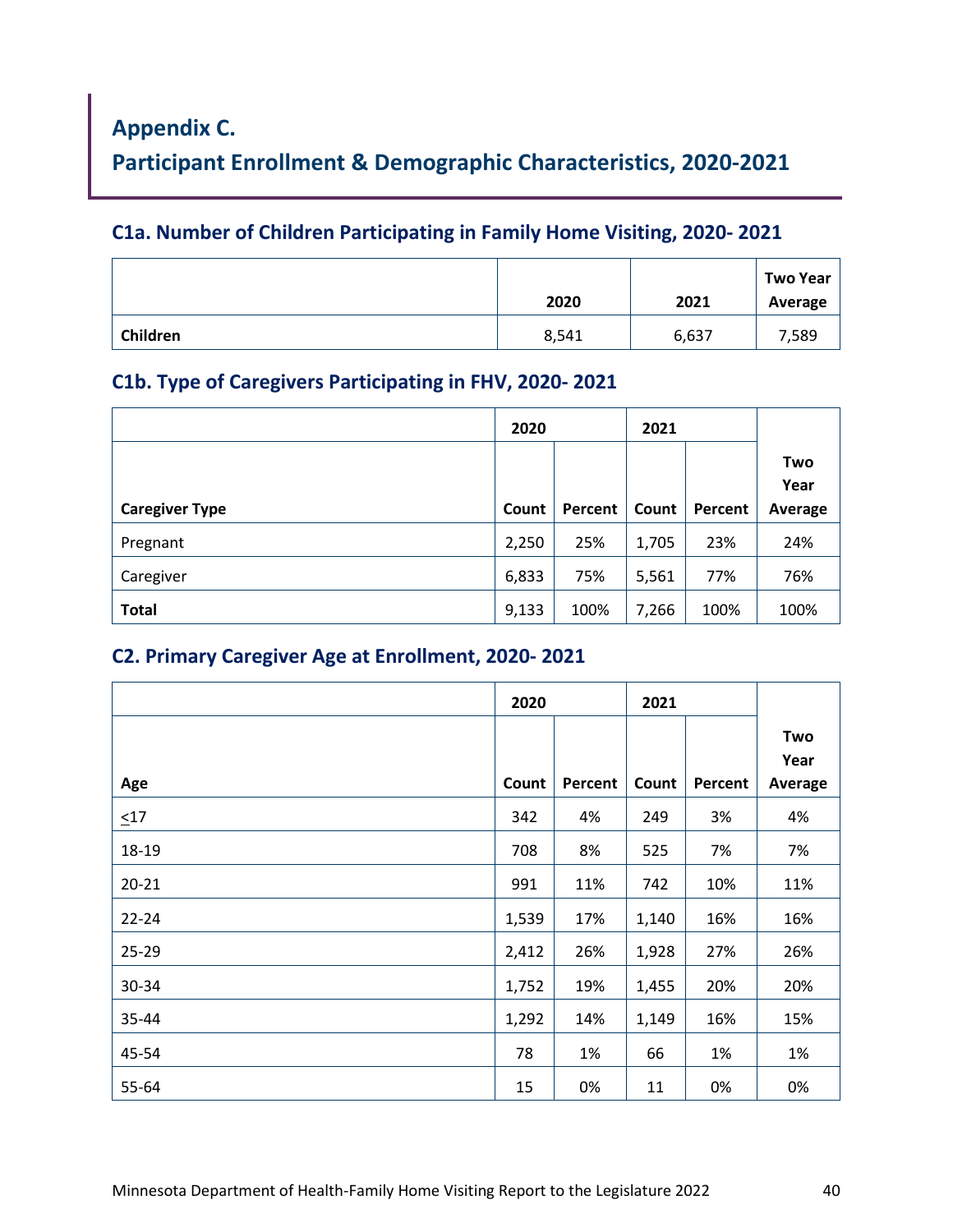## Appendix C.

## Participant Enrollment & Demographic Characteristics, 2020-2021

### C1a. Number of Children Participating in Family Home Visiting, 2020- 2021

| | 2020 | 2021 | Two Year Average |
|---|---|---|---|
| **Children** | 8,541 | 6,637 | 7,589 |

### C1b. Type of Caregivers Participating in FHV, 2020- 2021

| | 2020 | | 2021 | | |
|---|---|---|---|---|---|
| **Caregiver Type** | **Count** | **Percent** | **Count** | **Percent** | **Two Year Average** |
| Pregnant | 2,250 | 25% | 1,705 | 23% | 24% |
| Caregiver | 6,833 | 75% | 5,561 | 77% | 76% |
| **Total** | 9,133 | 100% | 7,266 | 100% | 100% |

### C2. Primary Caregiver Age at Enrollment, 2020- 2021

| | 2020 | | 2021 | | |
|---|---|---|---|---|---|
| **Age** | **Count** | **Percent** | **Count** | **Percent** | **Two Year Average** |
| ≤17 | 342 | 4% | 249 | 3% | 4% |
| 18-19 | 708 | 8% | 525 | 7% | 7% |
| 20-21 | 991 | 11% | 742 | 10% | 11% |
| 22-24 | 1,539 | 17% | 1,140 | 16% | 16% |
| 25-29 | 2,412 | 26% | 1,928 | 27% | 26% |
| 30-34 | 1,752 | 19% | 1,455 | 20% | 20% |
| 35-44 | 1,292 | 14% | 1,149 | 16% | 15% |
| 45-54 | 78 | 1% | 66 | 1% | 1% |
| 55-64 | 15 | 0% | 11 | 0% | 0% |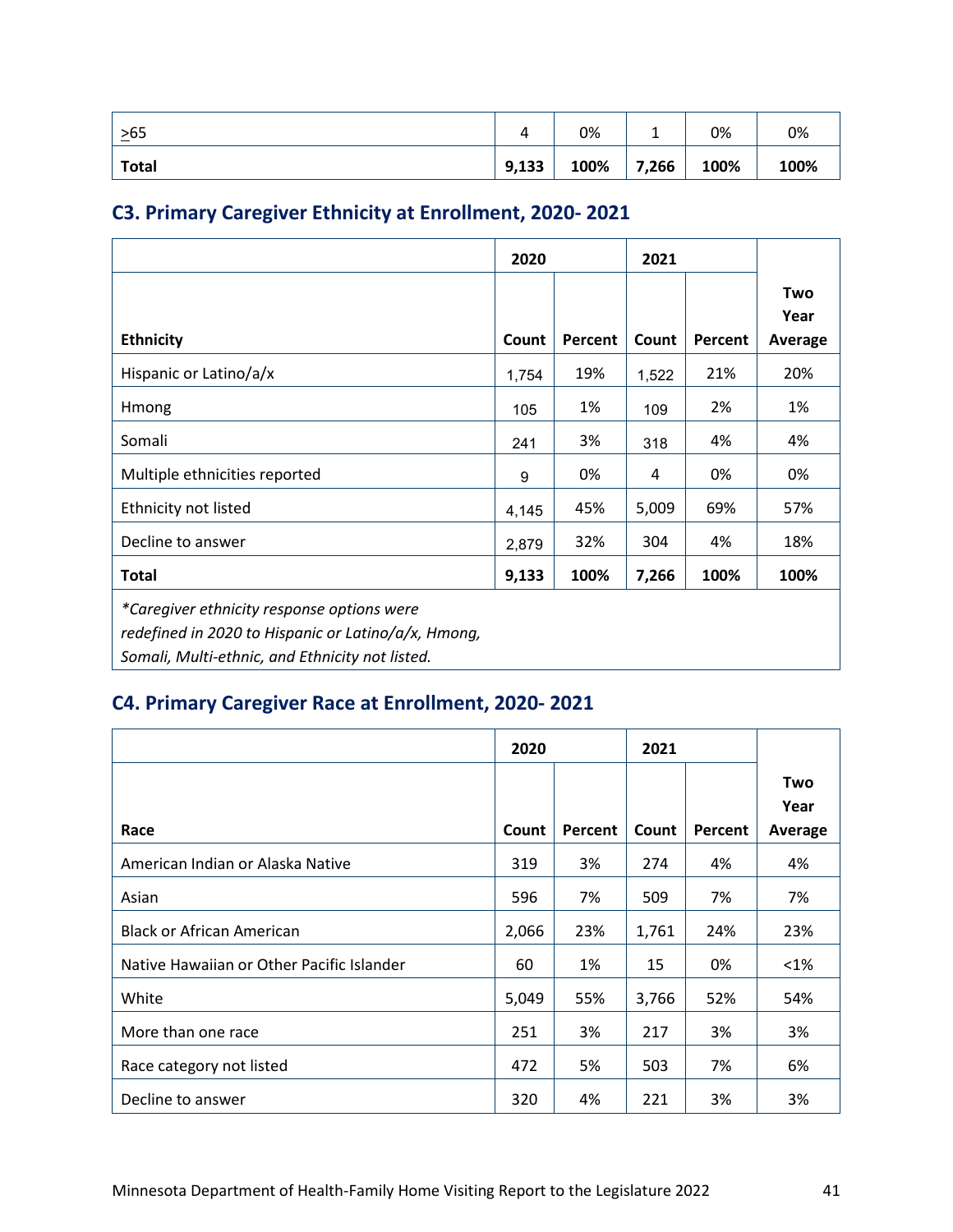| ≥65 | 4 | 0% | 1 | 0% | 0% |
|---|---|---|---|---|---|
| **Total** | **9,133** | **100%** | **7,266** | **100%** | **100%** |

## C3. Primary Caregiver Ethnicity at Enrollment, 2020- 2021

| | 2020 | | 2021 | | |
|---|---|---|---|---|---|
| **Ethnicity** | **Count** | **Percent** | **Count** | **Percent** | **Two Year Average** |
| Hispanic or Latino/a/x | 1,754 | 19% | 1,522 | 21% | 20% |
| Hmong | 105 | 1% | 109 | 2% | 1% |
| Somali | 241 | 3% | 318 | 4% | 4% |
| Multiple ethnicities reported | 9 | 0% | 4 | 0% | 0% |
| Ethnicity not listed | 4,145 | 45% | 5,009 | 69% | 57% |
| Decline to answer | 2,879 | 32% | 304 | 4% | 18% |
| **Total** | **9,133** | **100%** | **7,266** | **100%** | **100%** |

*\*Caregiver ethnicity response options were redefined in 2020 to Hispanic or Latino/a/x, Hmong, Somali, Multi-ethnic, and Ethnicity not listed.*

## C4. Primary Caregiver Race at Enrollment, 2020- 2021

| | 2020 | | 2021 | | |
|---|---|---|---|---|---|
| **Race** | **Count** | **Percent** | **Count** | **Percent** | **Two Year Average** |
| American Indian or Alaska Native | 319 | 3% | 274 | 4% | 4% |
| Asian | 596 | 7% | 509 | 7% | 7% |
| Black or African American | 2,066 | 23% | 1,761 | 24% | 23% |
| Native Hawaiian or Other Pacific Islander | 60 | 1% | 15 | 0% | <1% |
| White | 5,049 | 55% | 3,766 | 52% | 54% |
| More than one race | 251 | 3% | 217 | 3% | 3% |
| Race category not listed | 472 | 5% | 503 | 7% | 6% |
| Decline to answer | 320 | 4% | 221 | 3% | 3% |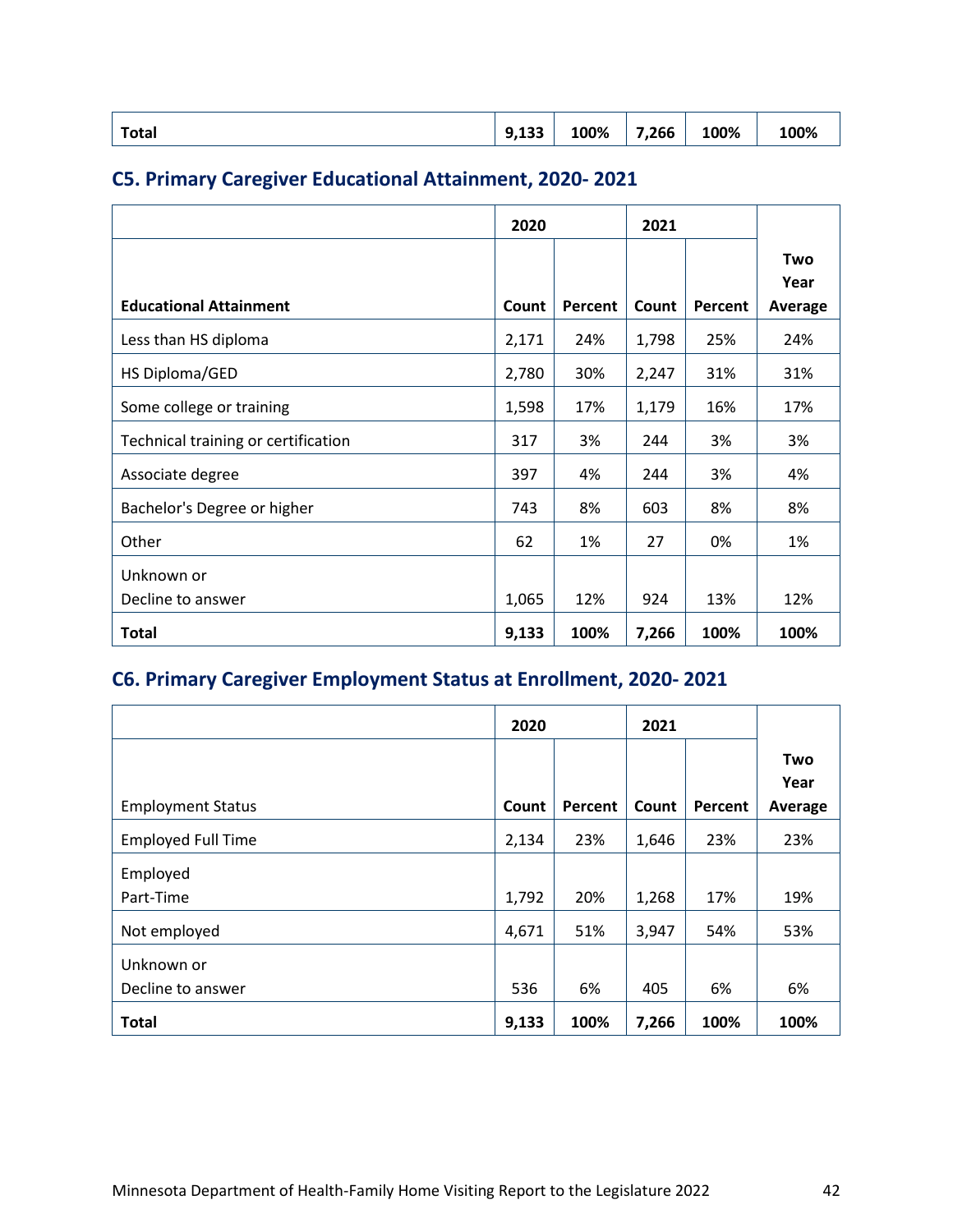| Total | 9,133 | 100% | 7,266 | 100% | 100% |
|---|---|---|---|---|---|

## C5. Primary Caregiver Educational Attainment, 2020- 2021

| | 2020 | | 2021 | | |
|---|---|---|---|---|---|
| **Educational Attainment** | **Count** | **Percent** | **Count** | **Percent** | **Two Year Average** |
| Less than HS diploma | 2,171 | 24% | 1,798 | 25% | 24% |
| HS Diploma/GED | 2,780 | 30% | 2,247 | 31% | 31% |
| Some college or training | 1,598 | 17% | 1,179 | 16% | 17% |
| Technical training or certification | 317 | 3% | 244 | 3% | 3% |
| Associate degree | 397 | 4% | 244 | 3% | 4% |
| Bachelor's Degree or higher | 743 | 8% | 603 | 8% | 8% |
| Other | 62 | 1% | 27 | 0% | 1% |
| Unknown or Decline to answer | 1,065 | 12% | 924 | 13% | 12% |
| **Total** | **9,133** | **100%** | **7,266** | **100%** | **100%** |

## C6. Primary Caregiver Employment Status at Enrollment, 2020- 2021

| | 2020 | | 2021 | | |
|---|---|---|---|---|---|
| Employment Status | **Count** | **Percent** | **Count** | **Percent** | **Two Year Average** |
| Employed Full Time | 2,134 | 23% | 1,646 | 23% | 23% |
| Employed Part-Time | 1,792 | 20% | 1,268 | 17% | 19% |
| Not employed | 4,671 | 51% | 3,947 | 54% | 53% |
| Unknown or Decline to answer | 536 | 6% | 405 | 6% | 6% |
| **Total** | **9,133** | **100%** | **7,266** | **100%** | **100%** |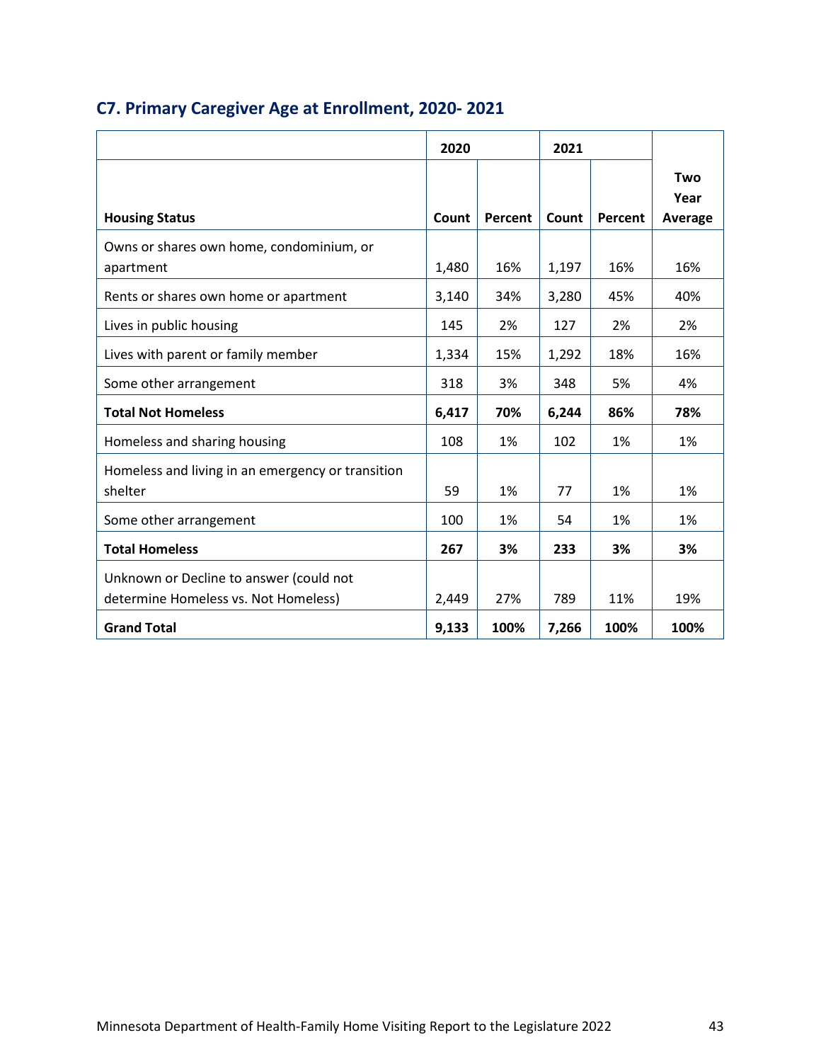## C7. Primary Caregiver Age at Enrollment, 2020- 2021

| | 2020 | | 2021 | | |
|---|---|---|---|---|---|
| **Housing Status** | **Count** | **Percent** | **Count** | **Percent** | **Two Year Average** |
| Owns or shares own home, condominium, or apartment | 1,480 | 16% | 1,197 | 16% | 16% |
| Rents or shares own home or apartment | 3,140 | 34% | 3,280 | 45% | 40% |
| Lives in public housing | 145 | 2% | 127 | 2% | 2% |
| Lives with parent or family member | 1,334 | 15% | 1,292 | 18% | 16% |
| Some other arrangement | 318 | 3% | 348 | 5% | 4% |
| **Total Not Homeless** | **6,417** | **70%** | **6,244** | **86%** | **78%** |
| Homeless and sharing housing | 108 | 1% | 102 | 1% | 1% |
| Homeless and living in an emergency or transition shelter | 59 | 1% | 77 | 1% | 1% |
| Some other arrangement | 100 | 1% | 54 | 1% | 1% |
| **Total Homeless** | **267** | **3%** | **233** | **3%** | **3%** |
| Unknown or Decline to answer (could not determine Homeless vs. Not Homeless) | 2,449 | 27% | 789 | 11% | 19% |
| **Grand Total** | **9,133** | **100%** | **7,266** | **100%** | **100%** |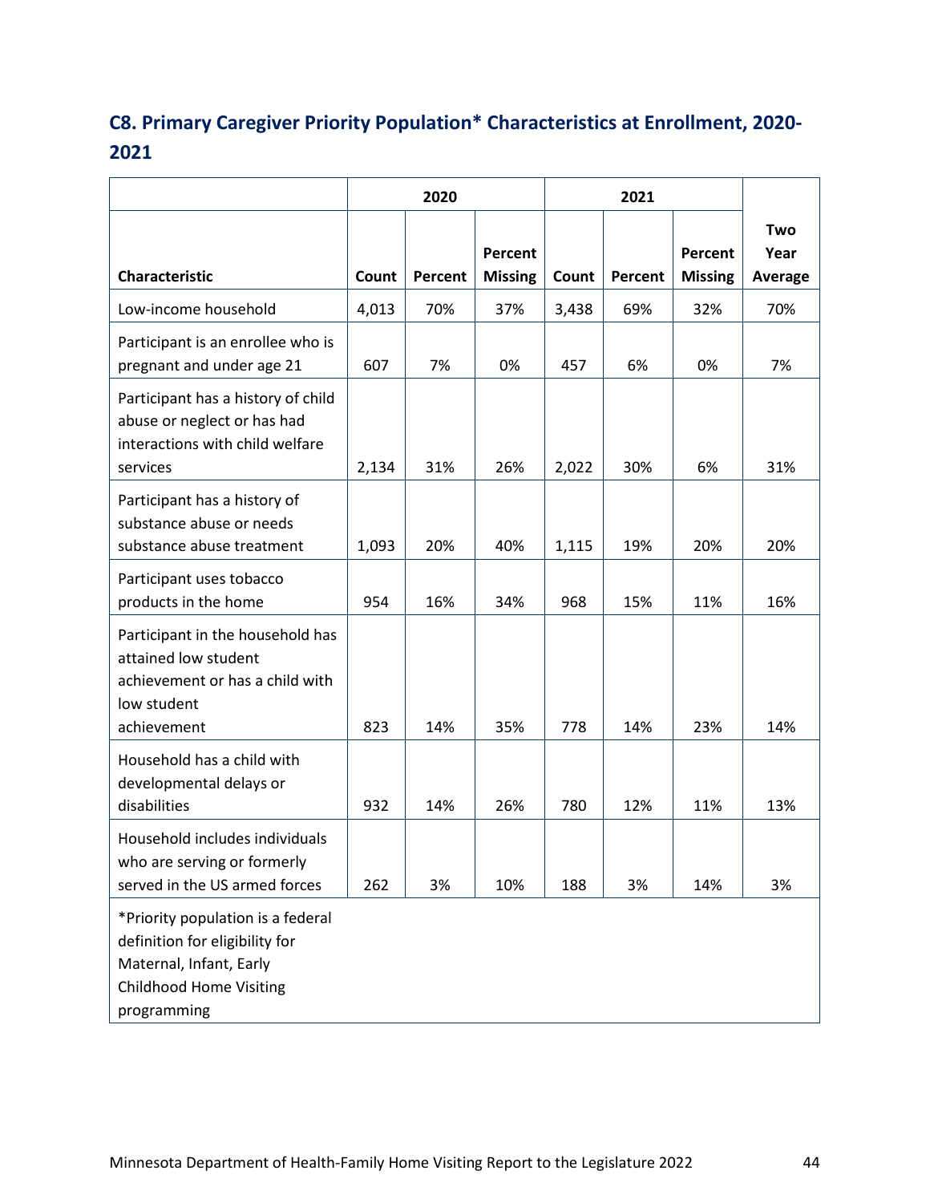## C8. Primary Caregiver Priority Population* Characteristics at Enrollment, 2020-2021

| | 2020 | | | 2021 | | | |
|---|---|---|---|---|---|---|---|
| Characteristic | Count | Percent | Percent Missing | Count | Percent | Percent Missing | Two Year Average |
| Low-income household | 4,013 | 70% | 37% | 3,438 | 69% | 32% | 70% |
| Participant is an enrollee who is pregnant and under age 21 | 607 | 7% | 0% | 457 | 6% | 0% | 7% |
| Participant has a history of child abuse or neglect or has had interactions with child welfare services | 2,134 | 31% | 26% | 2,022 | 30% | 6% | 31% |
| Participant has a history of substance abuse or needs substance abuse treatment | 1,093 | 20% | 40% | 1,115 | 19% | 20% | 20% |
| Participant uses tobacco products in the home | 954 | 16% | 34% | 968 | 15% | 11% | 16% |
| Participant in the household has attained low student achievement or has a child with low student achievement | 823 | 14% | 35% | 778 | 14% | 23% | 14% |
| Household has a child with developmental delays or disabilities | 932 | 14% | 26% | 780 | 12% | 11% | 13% |
| Household includes individuals who are serving or formerly served in the US armed forces | 262 | 3% | 10% | 188 | 3% | 14% | 3% |

*Priority population is a federal definition for eligibility for Maternal, Infant, Early Childhood Home Visiting programming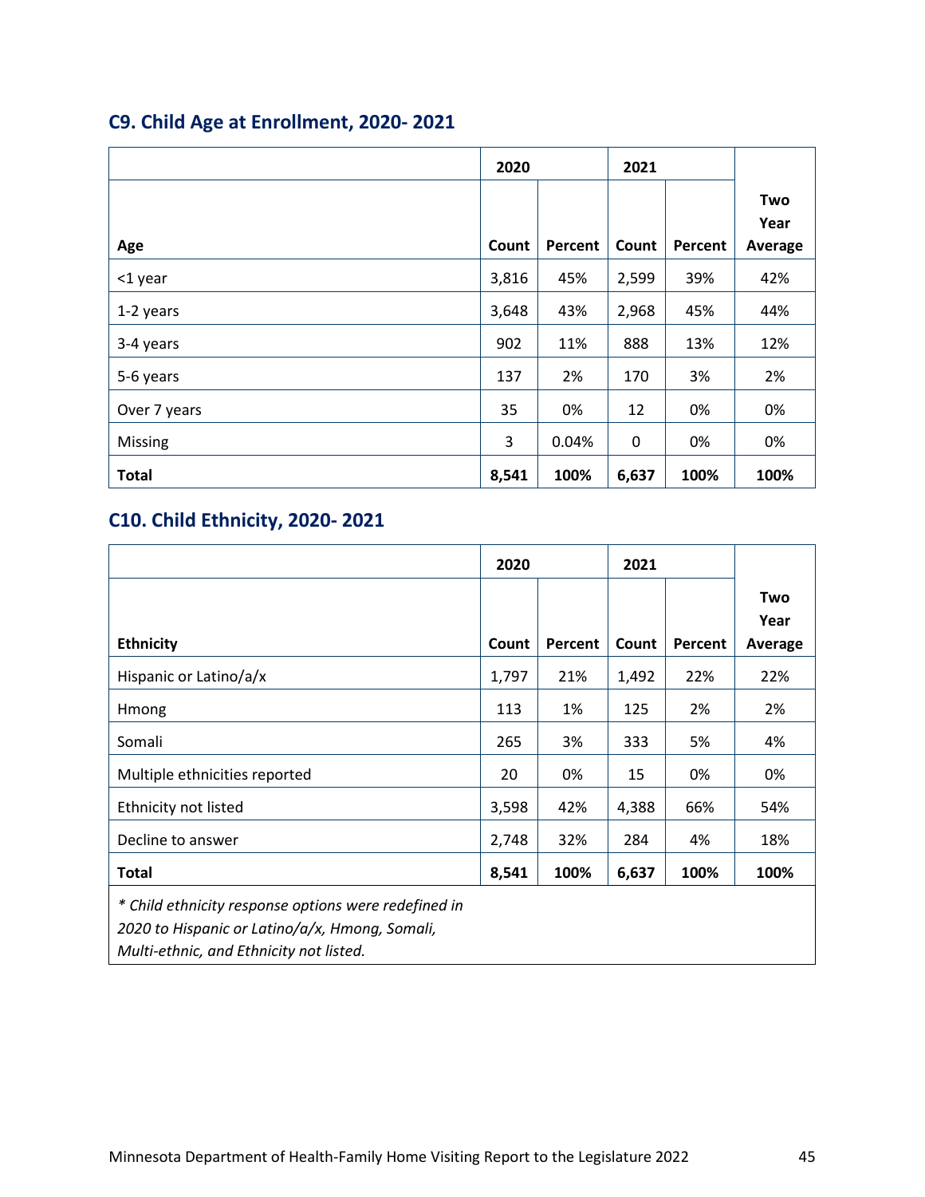## C9. Child Age at Enrollment, 2020- 2021

| | 2020 | | 2021 | | |
|---|---|---|---|---|---|
| **Age** | **Count** | **Percent** | **Count** | **Percent** | **Two Year Average** |
| <1 year | 3,816 | 45% | 2,599 | 39% | 42% |
| 1-2 years | 3,648 | 43% | 2,968 | 45% | 44% |
| 3-4 years | 902 | 11% | 888 | 13% | 12% |
| 5-6 years | 137 | 2% | 170 | 3% | 2% |
| Over 7 years | 35 | 0% | 12 | 0% | 0% |
| Missing | 3 | 0.04% | 0 | 0% | 0% |
| **Total** | **8,541** | **100%** | **6,637** | **100%** | **100%** |

## C10. Child Ethnicity, 2020- 2021

| | 2020 | | 2021 | | |
|---|---|---|---|---|---|
| **Ethnicity** | **Count** | **Percent** | **Count** | **Percent** | **Two Year Average** |
| Hispanic or Latino/a/x | 1,797 | 21% | 1,492 | 22% | 22% |
| Hmong | 113 | 1% | 125 | 2% | 2% |
| Somali | 265 | 3% | 333 | 5% | 4% |
| Multiple ethnicities reported | 20 | 0% | 15 | 0% | 0% |
| Ethnicity not listed | 3,598 | 42% | 4,388 | 66% | 54% |
| Decline to answer | 2,748 | 32% | 284 | 4% | 18% |
| **Total** | **8,541** | **100%** | **6,637** | **100%** | **100%** |

*\* Child ethnicity response options were redefined in 2020 to Hispanic or Latino/a/x, Hmong, Somali, Multi-ethnic, and Ethnicity not listed.*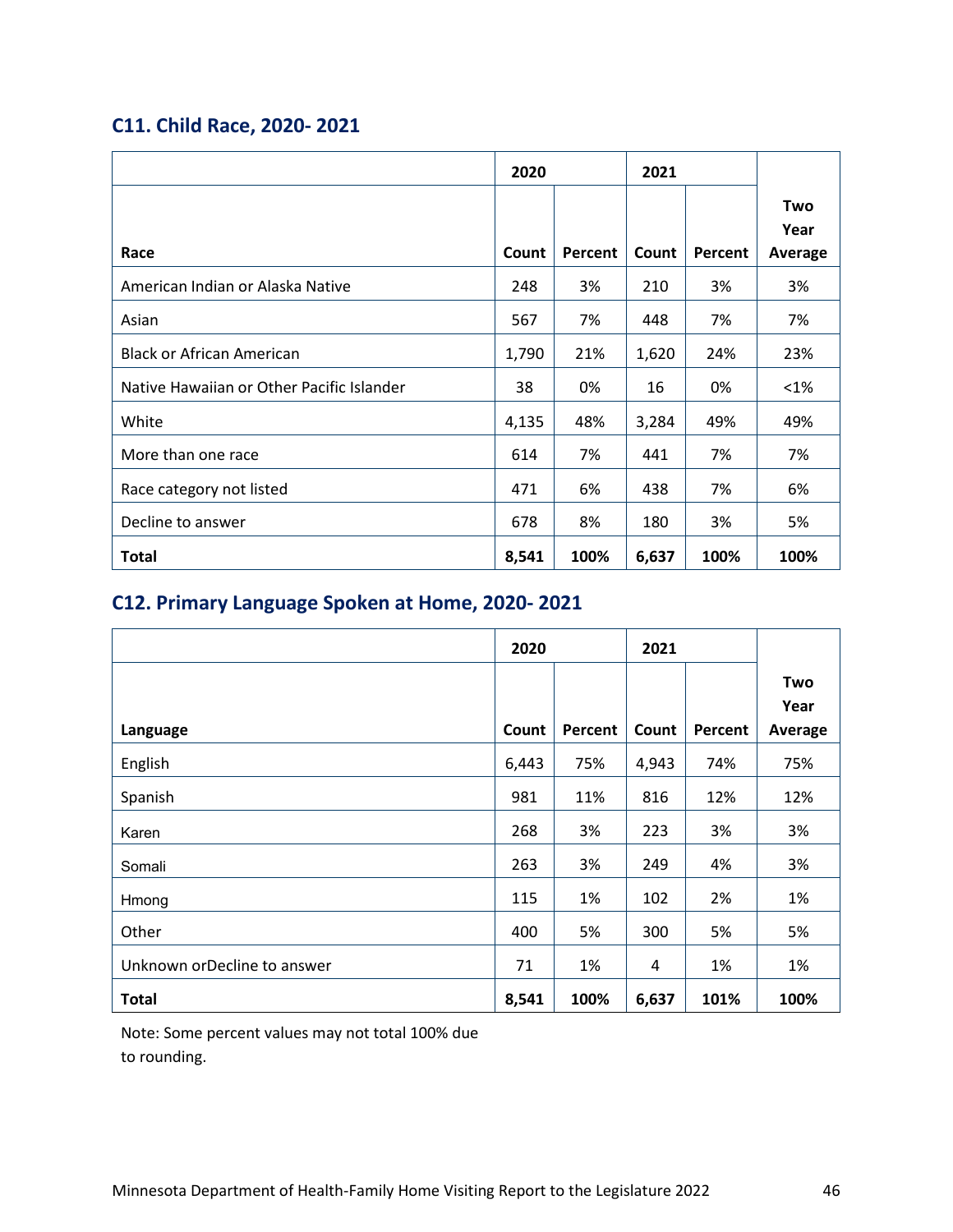### C11. Child Race, 2020- 2021

| Race | 2020 Count | 2020 Percent | 2021 Count | 2021 Percent | Two Year Average |
|---|---|---|---|---|---|
| American Indian or Alaska Native | 248 | 3% | 210 | 3% | 3% |
| Asian | 567 | 7% | 448 | 7% | 7% |
| Black or African American | 1,790 | 21% | 1,620 | 24% | 23% |
| Native Hawaiian or Other Pacific Islander | 38 | 0% | 16 | 0% | <1% |
| White | 4,135 | 48% | 3,284 | 49% | 49% |
| More than one race | 614 | 7% | 441 | 7% | 7% |
| Race category not listed | 471 | 6% | 438 | 7% | 6% |
| Decline to answer | 678 | 8% | 180 | 3% | 5% |
| **Total** | **8,541** | **100%** | **6,637** | **100%** | **100%** |

### C12. Primary Language Spoken at Home, 2020- 2021

| Language | 2020 Count | 2020 Percent | 2021 Count | 2021 Percent | Two Year Average |
|---|---|---|---|---|---|
| English | 6,443 | 75% | 4,943 | 74% | 75% |
| Spanish | 981 | 11% | 816 | 12% | 12% |
| Karen | 268 | 3% | 223 | 3% | 3% |
| Somali | 263 | 3% | 249 | 4% | 3% |
| Hmong | 115 | 1% | 102 | 2% | 1% |
| Other | 400 | 5% | 300 | 5% | 5% |
| Unknown orDecline to answer | 71 | 1% | 4 | 1% | 1% |
| **Total** | **8,541** | **100%** | **6,637** | **101%** | **100%** |

Note: Some percent values may not total 100% due to rounding.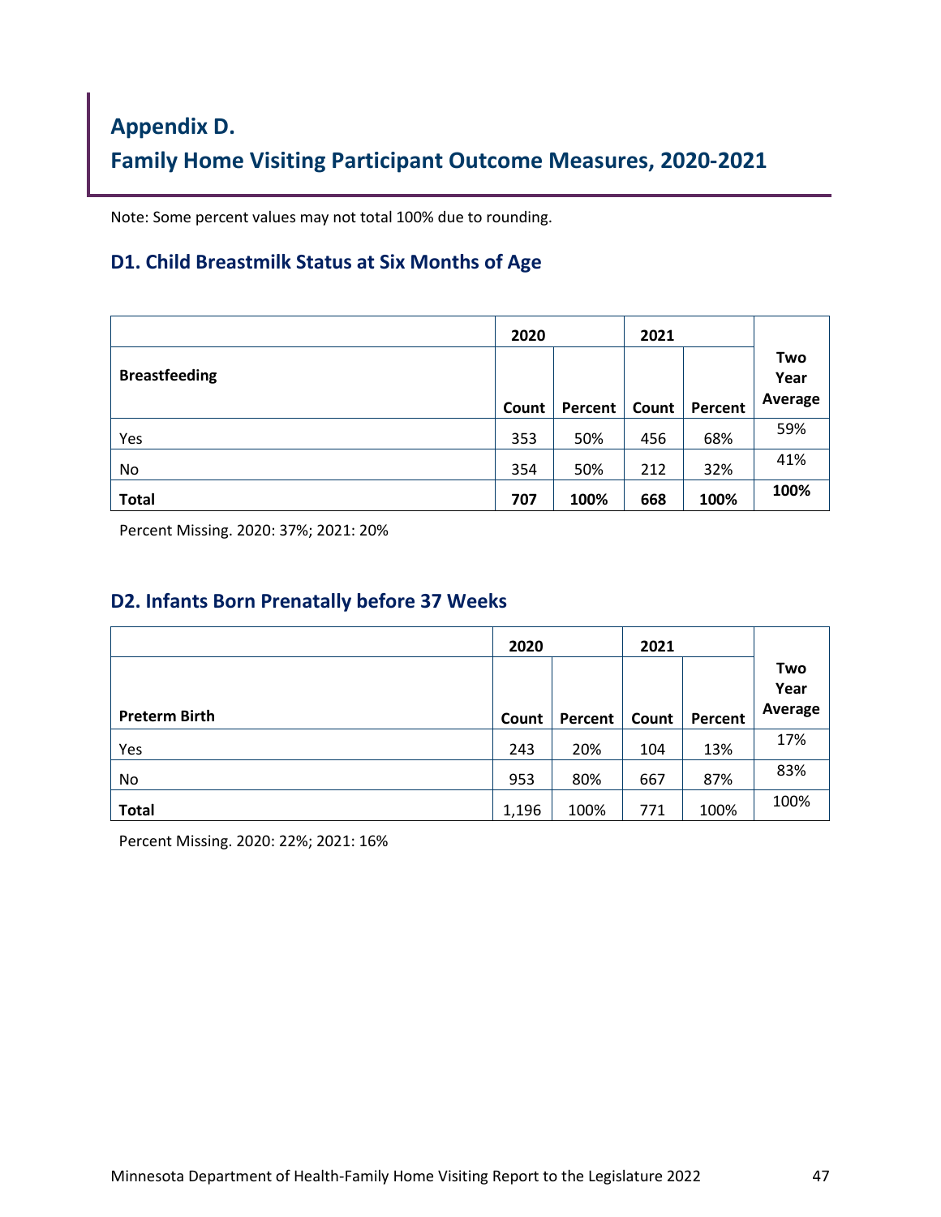# Appendix D.

# Family Home Visiting Participant Outcome Measures, 2020-2021

Note: Some percent values may not total 100% due to rounding.

## D1. Child Breastmilk Status at Six Months of Age

| Breastfeeding | 2020 | | 2021 | | Two Year Average |
|---|---|---|---|---|---|
| | Count | Percent | Count | Percent | |
| Yes | 353 | 50% | 456 | 68% | 59% |
| No | 354 | 50% | 212 | 32% | 41% |
| **Total** | **707** | **100%** | **668** | **100%** | **100%** |

Percent Missing. 2020: 37%; 2021: 20%

## D2. Infants Born Prenatally before 37 Weeks

| Preterm Birth | 2020 | | 2021 | | Two Year Average |
|---|---|---|---|---|---|
| | Count | Percent | Count | Percent | |
| Yes | 243 | 20% | 104 | 13% | 17% |
| No | 953 | 80% | 667 | 87% | 83% |
| **Total** | 1,196 | 100% | 771 | 100% | 100% |

Percent Missing. 2020: 22%; 2021: 16%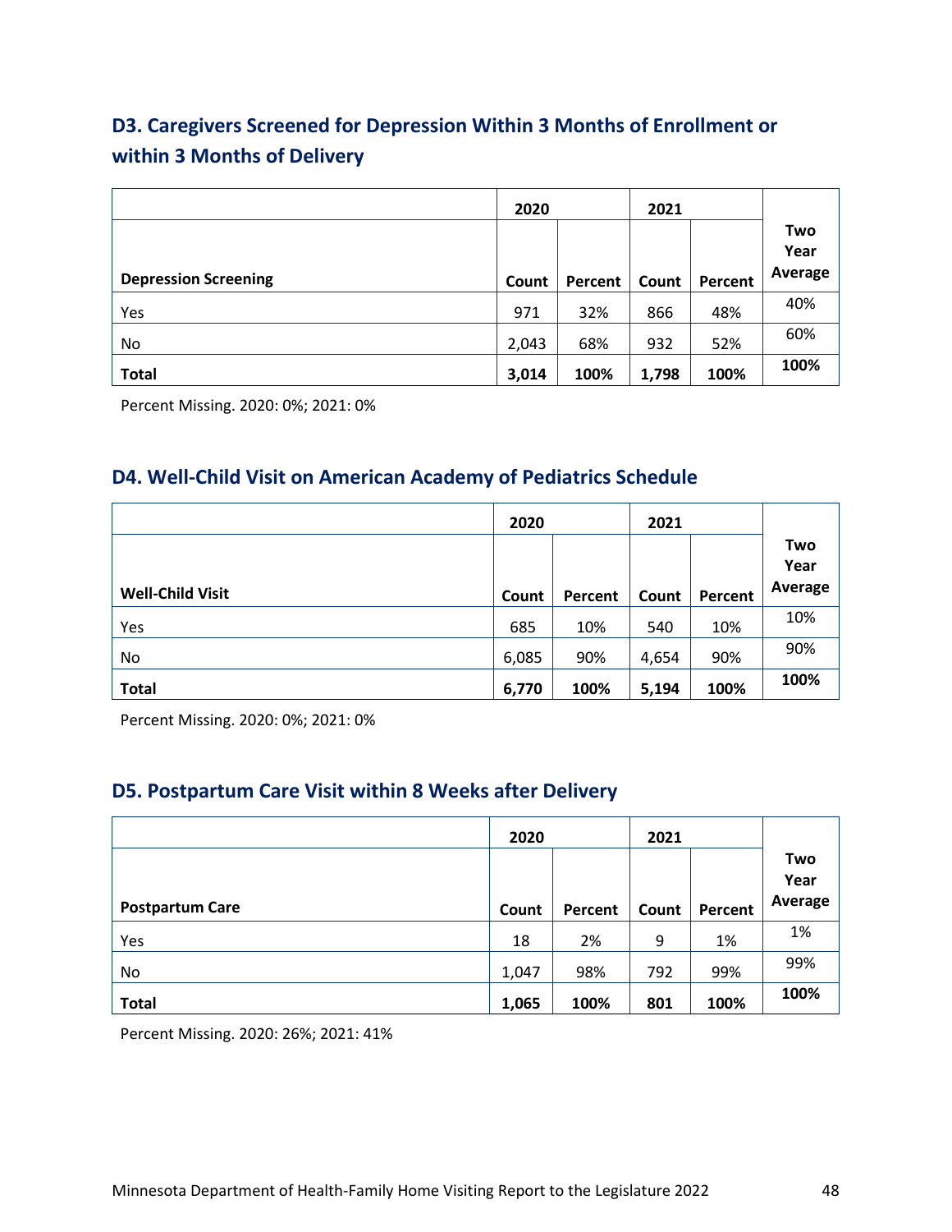### D3. Caregivers Screened for Depression Within 3 Months of Enrollment or within 3 Months of Delivery

| | 2020 | | 2021 | | |
|---|---|---|---|---|---|
| **Depression Screening** | **Count** | **Percent** | **Count** | **Percent** | **Two Year Average** |
| Yes | 971 | 32% | 866 | 48% | 40% |
| No | 2,043 | 68% | 932 | 52% | 60% |
| **Total** | **3,014** | **100%** | **1,798** | **100%** | **100%** |

Percent Missing. 2020: 0%; 2021: 0%

### D4. Well-Child Visit on American Academy of Pediatrics Schedule

| | 2020 | | 2021 | | |
|---|---|---|---|---|---|
| **Well-Child Visit** | **Count** | **Percent** | **Count** | **Percent** | **Two Year Average** |
| Yes | 685 | 10% | 540 | 10% | 10% |
| No | 6,085 | 90% | 4,654 | 90% | 90% |
| **Total** | **6,770** | **100%** | **5,194** | **100%** | **100%** |

Percent Missing. 2020: 0%; 2021: 0%

### D5. Postpartum Care Visit within 8 Weeks after Delivery

| | 2020 | | 2021 | | |
|---|---|---|---|---|---|
| **Postpartum Care** | **Count** | **Percent** | **Count** | **Percent** | **Two Year Average** |
| Yes | 18 | 2% | 9 | 1% | 1% |
| No | 1,047 | 98% | 792 | 99% | 99% |
| **Total** | **1,065** | **100%** | **801** | **100%** | **100%** |

Percent Missing. 2020: 26%; 2021: 41%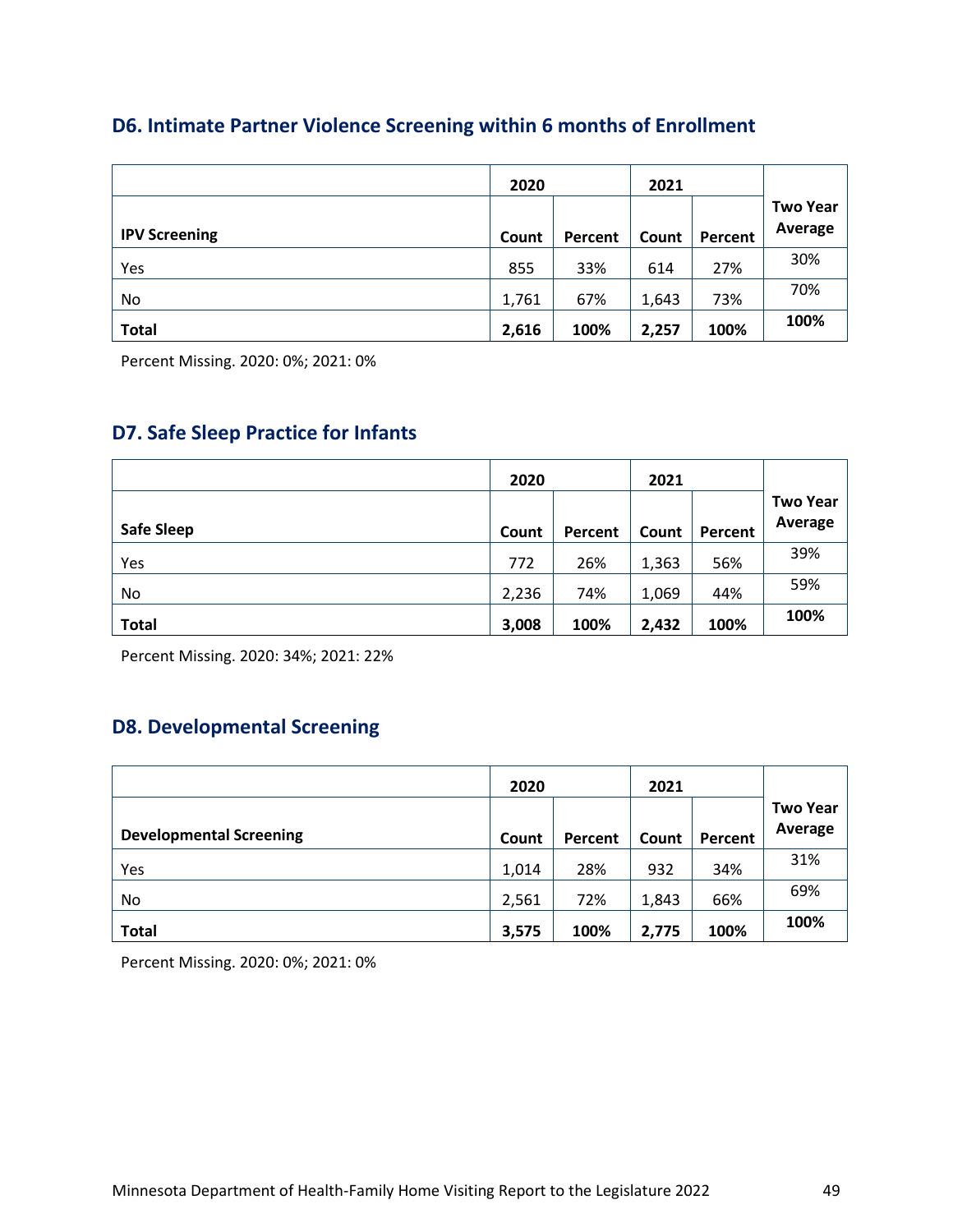## D6. Intimate Partner Violence Screening within 6 months of Enrollment

| | 2020 | | 2021 | | Two Year Average |
|---|---|---|---|---|---|
| **IPV Screening** | **Count** | **Percent** | **Count** | **Percent** | |
| Yes | 855 | 33% | 614 | 27% | 30% |
| No | 1,761 | 67% | 1,643 | 73% | 70% |
| **Total** | **2,616** | **100%** | **2,257** | **100%** | **100%** |

Percent Missing. 2020: 0%; 2021: 0%

## D7. Safe Sleep Practice for Infants

| | 2020 | | 2021 | | Two Year Average |
|---|---|---|---|---|---|
| **Safe Sleep** | **Count** | **Percent** | **Count** | **Percent** | |
| Yes | 772 | 26% | 1,363 | 56% | 39% |
| No | 2,236 | 74% | 1,069 | 44% | 59% |
| **Total** | **3,008** | **100%** | **2,432** | **100%** | **100%** |

Percent Missing. 2020: 34%; 2021: 22%

## D8. Developmental Screening

| | 2020 | | 2021 | | Two Year Average |
|---|---|---|---|---|---|
| **Developmental Screening** | **Count** | **Percent** | **Count** | **Percent** | |
| Yes | 1,014 | 28% | 932 | 34% | 31% |
| No | 2,561 | 72% | 1,843 | 66% | 69% |
| **Total** | **3,575** | **100%** | **2,775** | **100%** | **100%** |

Percent Missing. 2020: 0%; 2021: 0%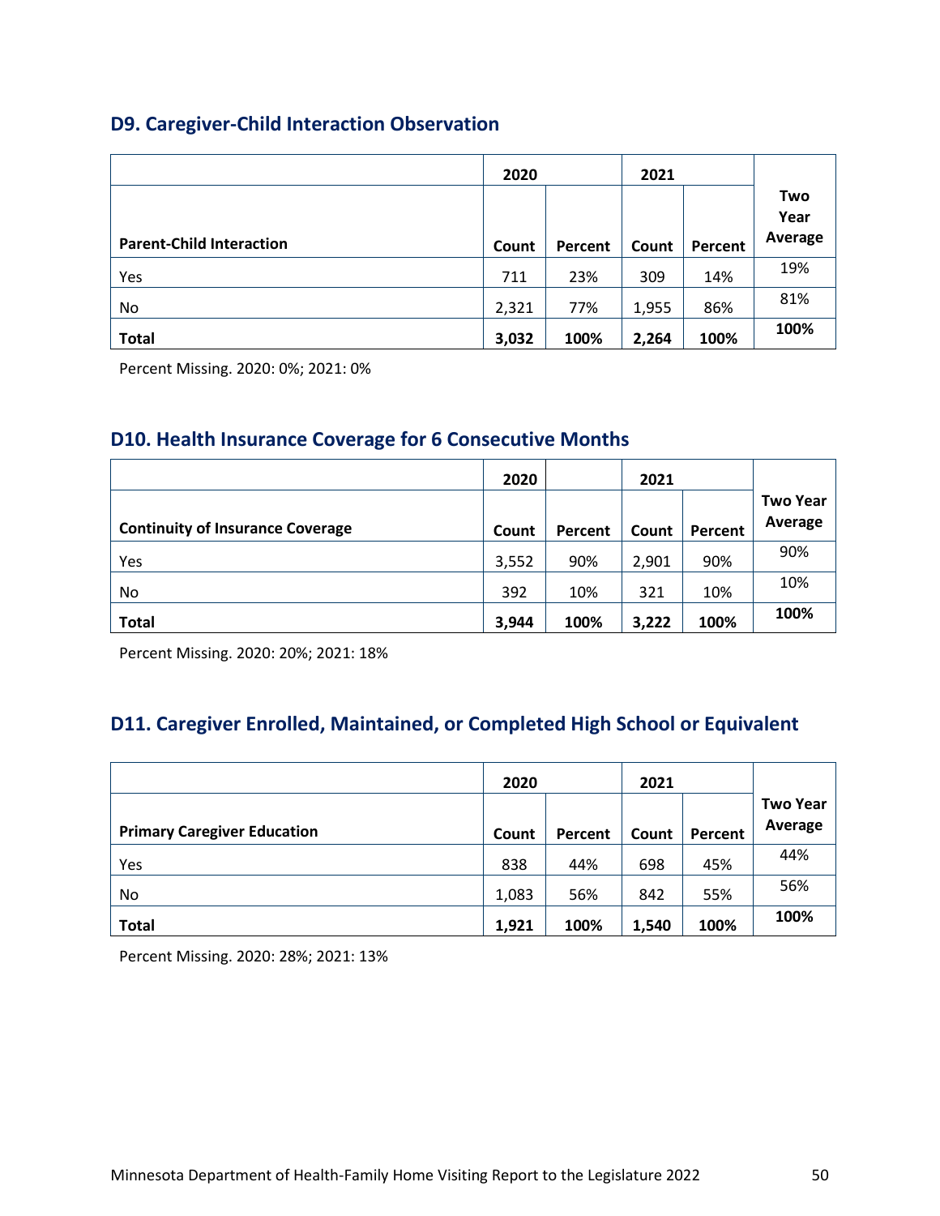## D9. Caregiver-Child Interaction Observation

| | 2020 | | 2021 | | |
|---|---|---|---|---|---|
| Parent-Child Interaction | Count | Percent | Count | Percent | Two Year Average |
| Yes | 711 | 23% | 309 | 14% | 19% |
| No | 2,321 | 77% | 1,955 | 86% | 81% |
| **Total** | **3,032** | **100%** | **2,264** | **100%** | **100%** |

Percent Missing. 2020: 0%; 2021: 0%

## D10. Health Insurance Coverage for 6 Consecutive Months

| | 2020 | | 2021 | | |
|---|---|---|---|---|---|
| Continuity of Insurance Coverage | Count | Percent | Count | Percent | Two Year Average |
| Yes | 3,552 | 90% | 2,901 | 90% | 90% |
| No | 392 | 10% | 321 | 10% | 10% |
| **Total** | **3,944** | **100%** | **3,222** | **100%** | **100%** |

Percent Missing. 2020: 20%; 2021: 18%

## D11. Caregiver Enrolled, Maintained, or Completed High School or Equivalent

| | 2020 | | 2021 | | |
|---|---|---|---|---|---|
| Primary Caregiver Education | Count | Percent | Count | Percent | Two Year Average |
| Yes | 838 | 44% | 698 | 45% | 44% |
| No | 1,083 | 56% | 842 | 55% | 56% |
| **Total** | **1,921** | **100%** | **1,540** | **100%** | **100%** |

Percent Missing. 2020: 28%; 2021: 13%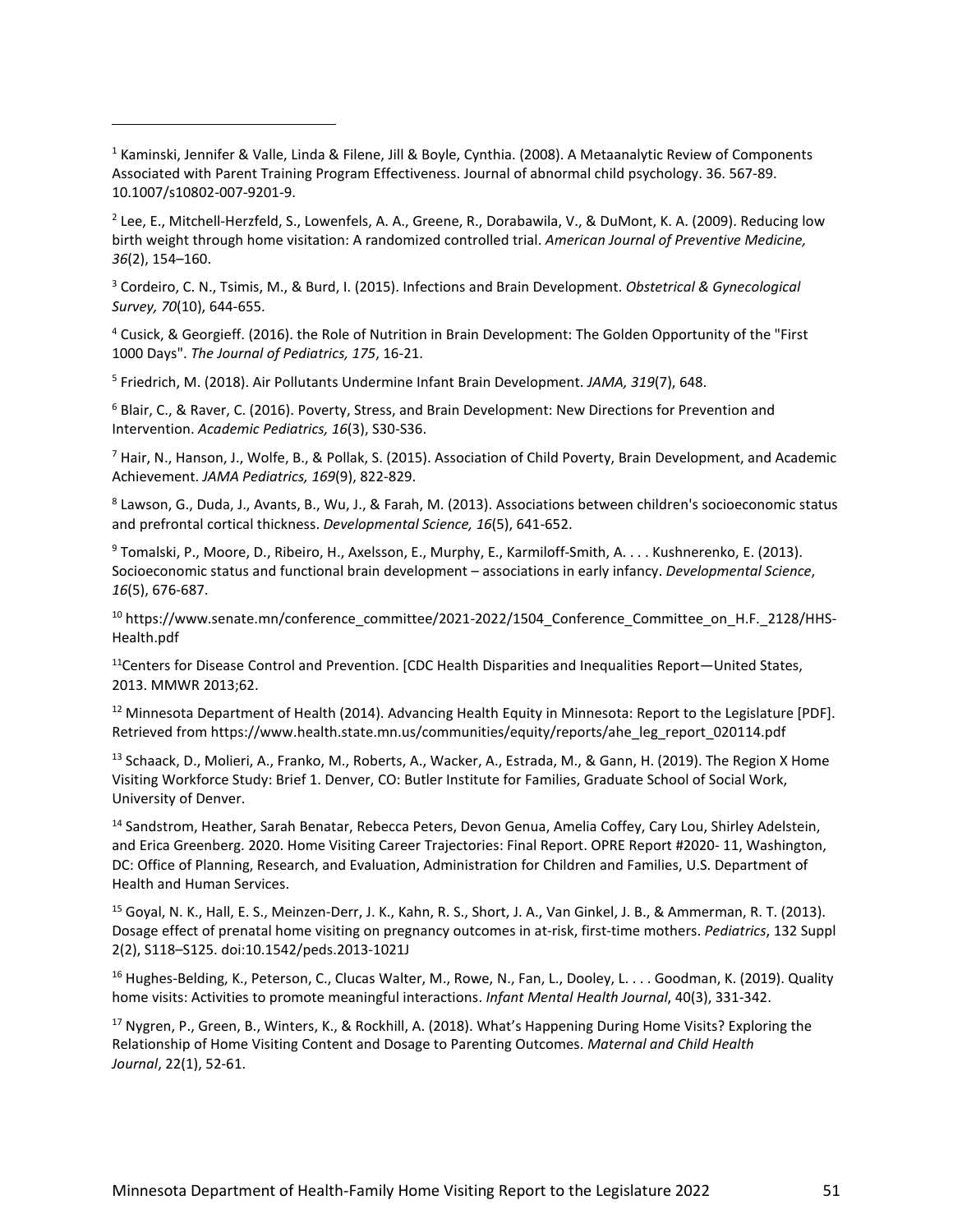[1] Kaminski, Jennifer & Valle, Linda & Filene, Jill & Boyle, Cynthia. (2008). A Metaanalytic Review of Components Associated with Parent Training Program Effectiveness. Journal of abnormal child psychology. 36. 567-89. 10.1007/s10802-007-9201-9.

[2] Lee, E., Mitchell-Herzfeld, S., Lowenfels, A. A., Greene, R., Dorabawila, V., & DuMont, K. A. (2009). Reducing low birth weight through home visitation: A randomized controlled trial. *American Journal of Preventive Medicine, 36*(2), 154–160.

[3] Cordeiro, C. N., Tsimis, M., & Burd, I. (2015). Infections and Brain Development. *Obstetrical & Gynecological Survey, 70*(10), 644-655.

[4] Cusick, & Georgieff. (2016). the Role of Nutrition in Brain Development: The Golden Opportunity of the "First 1000 Days". *The Journal of Pediatrics, 175*, 16-21.

[5] Friedrich, M. (2018). Air Pollutants Undermine Infant Brain Development. *JAMA, 319*(7), 648.

[6] Blair, C., & Raver, C. (2016). Poverty, Stress, and Brain Development: New Directions for Prevention and Intervention. *Academic Pediatrics, 16*(3), S30-S36.

[7] Hair, N., Hanson, J., Wolfe, B., & Pollak, S. (2015). Association of Child Poverty, Brain Development, and Academic Achievement. *JAMA Pediatrics, 169*(9), 822-829.

[8] Lawson, G., Duda, J., Avants, B., Wu, J., & Farah, M. (2013). Associations between children's socioeconomic status and prefrontal cortical thickness. *Developmental Science, 16*(5), 641-652.

[9] Tomalski, P., Moore, D., Ribeiro, H., Axelsson, E., Murphy, E., Karmiloff-Smith, A. . . . Kushnerenko, E. (2013). Socioeconomic status and functional brain development – associations in early infancy. *Developmental Science*, *16*(5), 676-687.

[10] https://www.senate.mn/conference_committee/2021-2022/1504_Conference_Committee_on_H.F._2128/HHS-Health.pdf

[11] Centers for Disease Control and Prevention. [CDC Health Disparities and Inequalities Report—United States, 2013. MMWR 2013;62.

[12] Minnesota Department of Health (2014). Advancing Health Equity in Minnesota: Report to the Legislature [PDF]. Retrieved from https://www.health.state.mn.us/communities/equity/reports/ahe_leg_report_020114.pdf

[13] Schaack, D., Molieri, A., Franko, M., Roberts, A., Wacker, A., Estrada, M., & Gann, H. (2019). The Region X Home Visiting Workforce Study: Brief 1. Denver, CO: Butler Institute for Families, Graduate School of Social Work, University of Denver.

[14] Sandstrom, Heather, Sarah Benatar, Rebecca Peters, Devon Genua, Amelia Coffey, Cary Lou, Shirley Adelstein, and Erica Greenberg. 2020. Home Visiting Career Trajectories: Final Report. OPRE Report #2020- 11, Washington, DC: Office of Planning, Research, and Evaluation, Administration for Children and Families, U.S. Department of Health and Human Services.

[15] Goyal, N. K., Hall, E. S., Meinzen-Derr, J. K., Kahn, R. S., Short, J. A., Van Ginkel, J. B., & Ammerman, R. T. (2013). Dosage effect of prenatal home visiting on pregnancy outcomes in at-risk, first-time mothers. *Pediatrics*, 132 Suppl 2(2), S118–S125. doi:10.1542/peds.2013-1021J

[16] Hughes-Belding, K., Peterson, C., Clucas Walter, M., Rowe, N., Fan, L., Dooley, L. . . . Goodman, K. (2019). Quality home visits: Activities to promote meaningful interactions. *Infant Mental Health Journal*, 40(3), 331-342.

[17] Nygren, P., Green, B., Winters, K., & Rockhill, A. (2018). What's Happening During Home Visits? Exploring the Relationship of Home Visiting Content and Dosage to Parenting Outcomes. *Maternal and Child Health Journal*, 22(1), 52-61.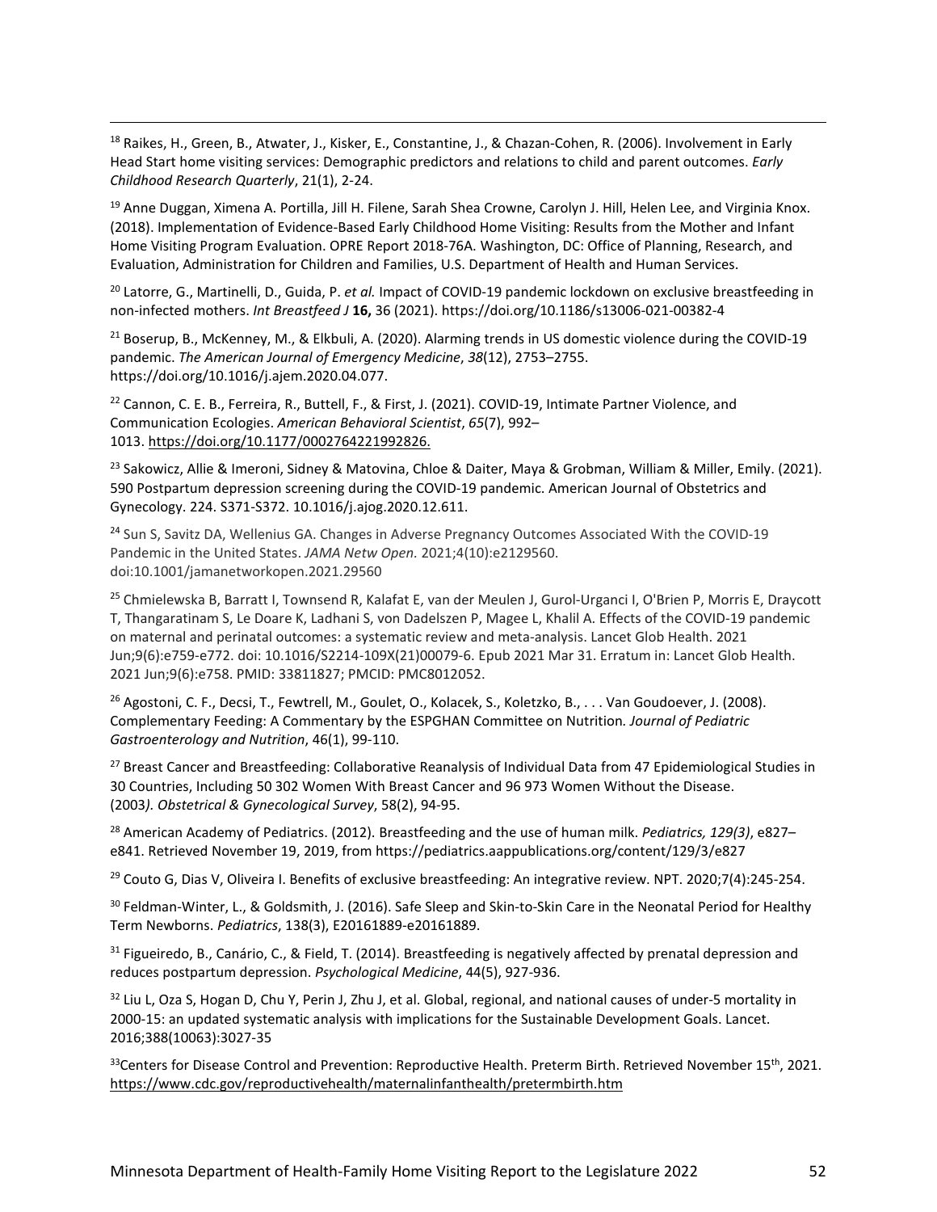[18] Raikes, H., Green, B., Atwater, J., Kisker, E., Constantine, J., & Chazan-Cohen, R. (2006). Involvement in Early Head Start home visiting services: Demographic predictors and relations to child and parent outcomes. *Early Childhood Research Quarterly*, 21(1), 2-24.

[19] Anne Duggan, Ximena A. Portilla, Jill H. Filene, Sarah Shea Crowne, Carolyn J. Hill, Helen Lee, and Virginia Knox. (2018). Implementation of Evidence-Based Early Childhood Home Visiting: Results from the Mother and Infant Home Visiting Program Evaluation. OPRE Report 2018-76A. Washington, DC: Office of Planning, Research, and Evaluation, Administration for Children and Families, U.S. Department of Health and Human Services.

[20] Latorre, G., Martinelli, D., Guida, P. *et al.* Impact of COVID-19 pandemic lockdown on exclusive breastfeeding in non-infected mothers. *Int Breastfeed J* **16,** 36 (2021). https://doi.org/10.1186/s13006-021-00382-4

[21] Boserup, B., McKenney, M., & Elkbuli, A. (2020). Alarming trends in US domestic violence during the COVID-19 pandemic. *The American Journal of Emergency Medicine*, *38*(12), 2753–2755. https://doi.org/10.1016/j.ajem.2020.04.077.

[22] Cannon, C. E. B., Ferreira, R., Buttell, F., & First, J. (2021). COVID-19, Intimate Partner Violence, and Communication Ecologies. *American Behavioral Scientist*, *65*(7), 992–1013. https://doi.org/10.1177/0002764221992826.

[23] Sakowicz, Allie & Imeroni, Sidney & Matovina, Chloe & Daiter, Maya & Grobman, William & Miller, Emily. (2021). 590 Postpartum depression screening during the COVID-19 pandemic. American Journal of Obstetrics and Gynecology. 224. S371-S372. 10.1016/j.ajog.2020.12.611.

[24] Sun S, Savitz DA, Wellenius GA. Changes in Adverse Pregnancy Outcomes Associated With the COVID-19 Pandemic in the United States. *JAMA Netw Open.* 2021;4(10):e2129560. doi:10.1001/jamanetworkopen.2021.29560

[25] Chmielewska B, Barratt I, Townsend R, Kalafat E, van der Meulen J, Gurol-Urganci I, O'Brien P, Morris E, Draycott T, Thangaratinam S, Le Doare K, Ladhani S, von Dadelszen P, Magee L, Khalil A. Effects of the COVID-19 pandemic on maternal and perinatal outcomes: a systematic review and meta-analysis. Lancet Glob Health. 2021 Jun;9(6):e759-e772. doi: 10.1016/S2214-109X(21)00079-6. Epub 2021 Mar 31. Erratum in: Lancet Glob Health. 2021 Jun;9(6):e758. PMID: 33811827; PMCID: PMC8012052.

[26] Agostoni, C. F., Decsi, T., Fewtrell, M., Goulet, O., Kolacek, S., Koletzko, B., . . . Van Goudoever, J. (2008). Complementary Feeding: A Commentary by the ESPGHAN Committee on Nutrition*. Journal of Pediatric Gastroenterology and Nutrition*, 46(1), 99-110.

[27] Breast Cancer and Breastfeeding: Collaborative Reanalysis of Individual Data from 47 Epidemiological Studies in 30 Countries, Including 50 302 Women With Breast Cancer and 96 973 Women Without the Disease. (2003*). Obstetrical & Gynecological Survey*, 58(2), 94-95.

[28] American Academy of Pediatrics. (2012). Breastfeeding and the use of human milk. *Pediatrics, 129(3)*, e827–e841. Retrieved November 19, 2019, from https://pediatrics.aappublications.org/content/129/3/e827

[29] Couto G, Dias V, Oliveira I. Benefits of exclusive breastfeeding: An integrative review. NPT. 2020;7(4):245-254.

[30] Feldman-Winter, L., & Goldsmith, J. (2016). Safe Sleep and Skin-to-Skin Care in the Neonatal Period for Healthy Term Newborns. *Pediatrics*, 138(3), E20161889-e20161889.

[31] Figueiredo, B., Canário, C., & Field, T. (2014). Breastfeeding is negatively affected by prenatal depression and reduces postpartum depression. *Psychological Medicine*, 44(5), 927-936.

[32] Liu L, Oza S, Hogan D, Chu Y, Perin J, Zhu J, et al. Global, regional, and national causes of under-5 mortality in 2000-15: an updated systematic analysis with implications for the Sustainable Development Goals. Lancet. 2016;388(10063):3027-35

[33] Centers for Disease Control and Prevention: Reproductive Health. Preterm Birth. Retrieved November 15th, 2021. https://www.cdc.gov/reproductivehealth/maternalinfanthealth/pretermbirth.htm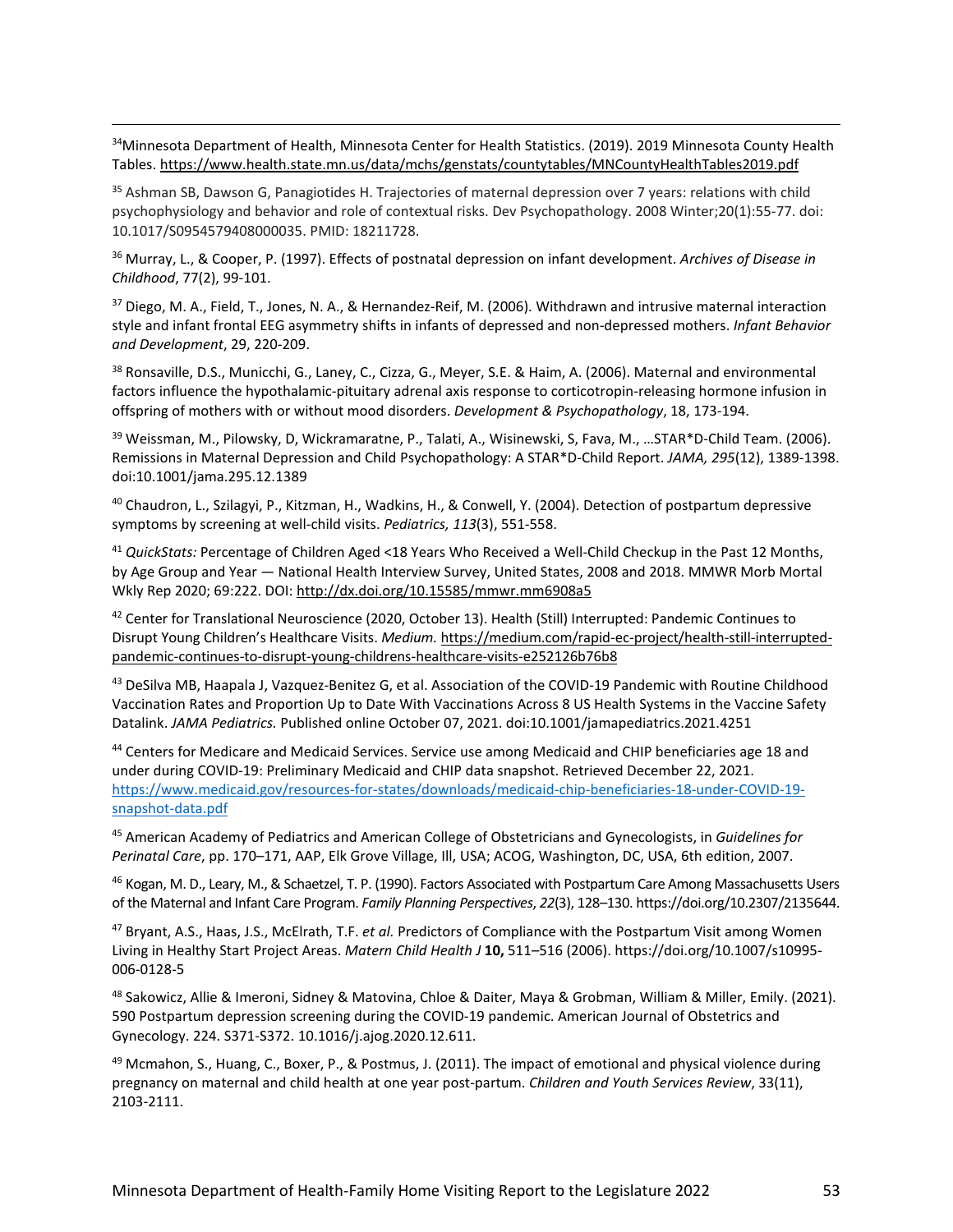[34]Minnesota Department of Health, Minnesota Center for Health Statistics. (2019). 2019 Minnesota County Health Tables. https://www.health.state.mn.us/data/mchs/genstats/countytables/MNCountyHealthTables2019.pdf

[35] Ashman SB, Dawson G, Panagiotides H. Trajectories of maternal depression over 7 years: relations with child psychophysiology and behavior and role of contextual risks. Dev Psychopathology. 2008 Winter;20(1):55-77. doi: 10.1017/S0954579408000035. PMID: 18211728.

[36] Murray, L., & Cooper, P. (1997). Effects of postnatal depression on infant development. *Archives of Disease in Childhood*, 77(2), 99-101.

[37] Diego, M. A., Field, T., Jones, N. A., & Hernandez-Reif, M. (2006). Withdrawn and intrusive maternal interaction style and infant frontal EEG asymmetry shifts in infants of depressed and non-depressed mothers. *Infant Behavior and Development*, 29, 220-209.

[38] Ronsaville, D.S., Municchi, G., Laney, C., Cizza, G., Meyer, S.E. & Haim, A. (2006). Maternal and environmental factors influence the hypothalamic-pituitary adrenal axis response to corticotropin-releasing hormone infusion in offspring of mothers with or without mood disorders. *Development & Psychopathology*, 18, 173-194.

[39] Weissman, M., Pilowsky, D, Wickramaratne, P., Talati, A., Wisinewski, S, Fava, M., …STAR*D-Child Team. (2006). Remissions in Maternal Depression and Child Psychopathology: A STAR*D-Child Report. *JAMA, 295*(12), 1389-1398. doi:10.1001/jama.295.12.1389

[40] Chaudron, L., Szilagyi, P., Kitzman, H., Wadkins, H., & Conwell, Y. (2004). Detection of postpartum depressive symptoms by screening at well-child visits. *Pediatrics, 113*(3), 551-558.

[41] *QuickStats:* Percentage of Children Aged <18 Years Who Received a Well-Child Checkup in the Past 12 Months, by Age Group and Year — National Health Interview Survey, United States, 2008 and 2018. MMWR Morb Mortal Wkly Rep 2020; 69:222. DOI: http://dx.doi.org/10.15585/mmwr.mm6908a5

[42] Center for Translational Neuroscience (2020, October 13). Health (Still) Interrupted: Pandemic Continues to Disrupt Young Children's Healthcare Visits. *Medium.* https://medium.com/rapid-ec-project/health-still-interrupted-pandemic-continues-to-disrupt-young-childrens-healthcare-visits-e252126b76b8

[43] DeSilva MB, Haapala J, Vazquez-Benitez G, et al. Association of the COVID-19 Pandemic with Routine Childhood Vaccination Rates and Proportion Up to Date With Vaccinations Across 8 US Health Systems in the Vaccine Safety Datalink. *JAMA Pediatrics.* Published online October 07, 2021. doi:10.1001/jamapediatrics.2021.4251

[44] Centers for Medicare and Medicaid Services. Service use among Medicaid and CHIP beneficiaries age 18 and under during COVID-19: Preliminary Medicaid and CHIP data snapshot. Retrieved December 22, 2021. https://www.medicaid.gov/resources-for-states/downloads/medicaid-chip-beneficiaries-18-under-COVID-19-snapshot-data.pdf

[45] American Academy of Pediatrics and American College of Obstetricians and Gynecologists, in *Guidelines for Perinatal Care*, pp. 170–171, AAP, Elk Grove Village, Ill, USA; ACOG, Washington, DC, USA, 6th edition, 2007.

[46] Kogan, M. D., Leary, M., & Schaetzel, T. P. (1990). Factors Associated with Postpartum Care Among Massachusetts Users of the Maternal and Infant Care Program. *Family Planning Perspectives*, *22*(3), 128–130. https://doi.org/10.2307/2135644.

[47] Bryant, A.S., Haas, J.S., McElrath, T.F. *et al.* Predictors of Compliance with the Postpartum Visit among Women Living in Healthy Start Project Areas. *Matern Child Health J* **10,** 511–516 (2006). https://doi.org/10.1007/s10995-006-0128-5

[48] Sakowicz, Allie & Imeroni, Sidney & Matovina, Chloe & Daiter, Maya & Grobman, William & Miller, Emily. (2021). 590 Postpartum depression screening during the COVID-19 pandemic. American Journal of Obstetrics and Gynecology. 224. S371-S372. 10.1016/j.ajog.2020.12.611.

[49] Mcmahon, S., Huang, C., Boxer, P., & Postmus, J. (2011). The impact of emotional and physical violence during pregnancy on maternal and child health at one year post-partum. *Children and Youth Services Review*, 33(11), 2103-2111.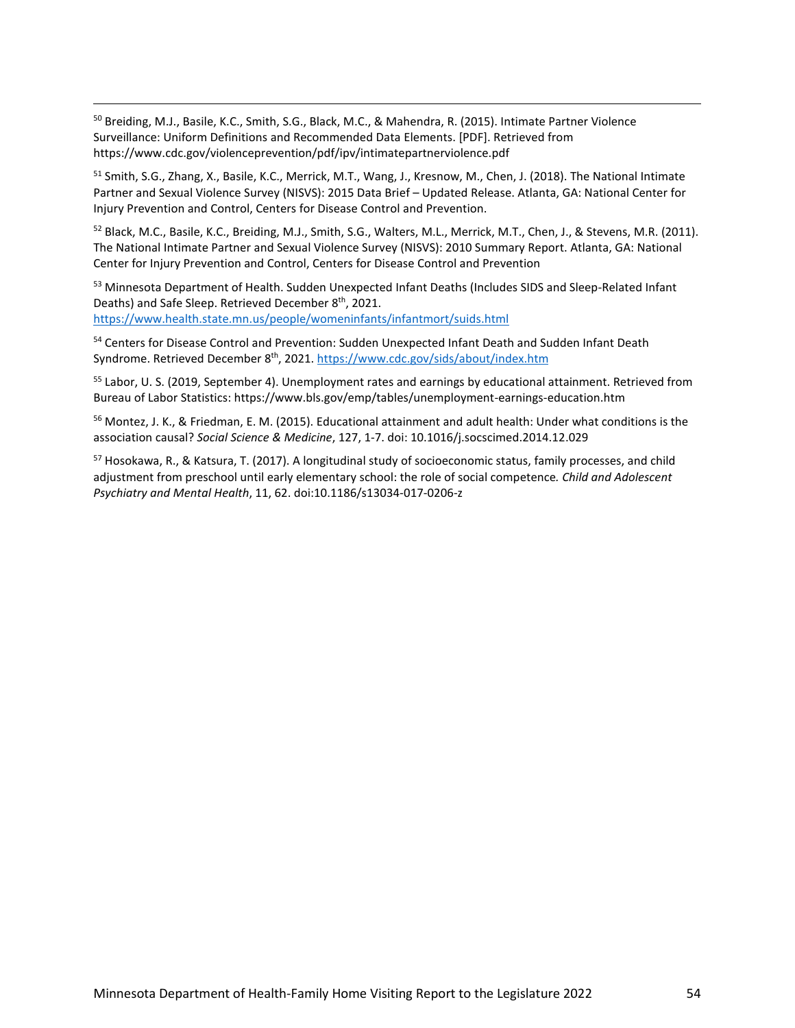[50] Breiding, M.J., Basile, K.C., Smith, S.G., Black, M.C., & Mahendra, R. (2015). Intimate Partner Violence Surveillance: Uniform Definitions and Recommended Data Elements. [PDF]. Retrieved from https://www.cdc.gov/violenceprevention/pdf/ipv/intimatepartnerviolence.pdf

[51] Smith, S.G., Zhang, X., Basile, K.C., Merrick, M.T., Wang, J., Kresnow, M., Chen, J. (2018). The National Intimate Partner and Sexual Violence Survey (NISVS): 2015 Data Brief – Updated Release. Atlanta, GA: National Center for Injury Prevention and Control, Centers for Disease Control and Prevention.

[52] Black, M.C., Basile, K.C., Breiding, M.J., Smith, S.G., Walters, M.L., Merrick, M.T., Chen, J., & Stevens, M.R. (2011). The National Intimate Partner and Sexual Violence Survey (NISVS): 2010 Summary Report. Atlanta, GA: National Center for Injury Prevention and Control, Centers for Disease Control and Prevention

[53] Minnesota Department of Health. Sudden Unexpected Infant Deaths (Includes SIDS and Sleep-Related Infant Deaths) and Safe Sleep. Retrieved December 8th, 2021. https://www.health.state.mn.us/people/womeninfants/infantmort/suids.html

[54] Centers for Disease Control and Prevention: Sudden Unexpected Infant Death and Sudden Infant Death Syndrome. Retrieved December 8th, 2021. https://www.cdc.gov/sids/about/index.htm

[55] Labor, U. S. (2019, September 4). Unemployment rates and earnings by educational attainment. Retrieved from Bureau of Labor Statistics: https://www.bls.gov/emp/tables/unemployment-earnings-education.htm

[56] Montez, J. K., & Friedman, E. M. (2015). Educational attainment and adult health: Under what conditions is the association causal? *Social Science & Medicine*, 127, 1-7. doi: 10.1016/j.socscimed.2014.12.029

[57] Hosokawa, R., & Katsura, T. (2017). A longitudinal study of socioeconomic status, family processes, and child adjustment from preschool until early elementary school: the role of social competence. *Child and Adolescent Psychiatry and Mental Health*, 11, 62. doi:10.1186/s13034-017-0206-z